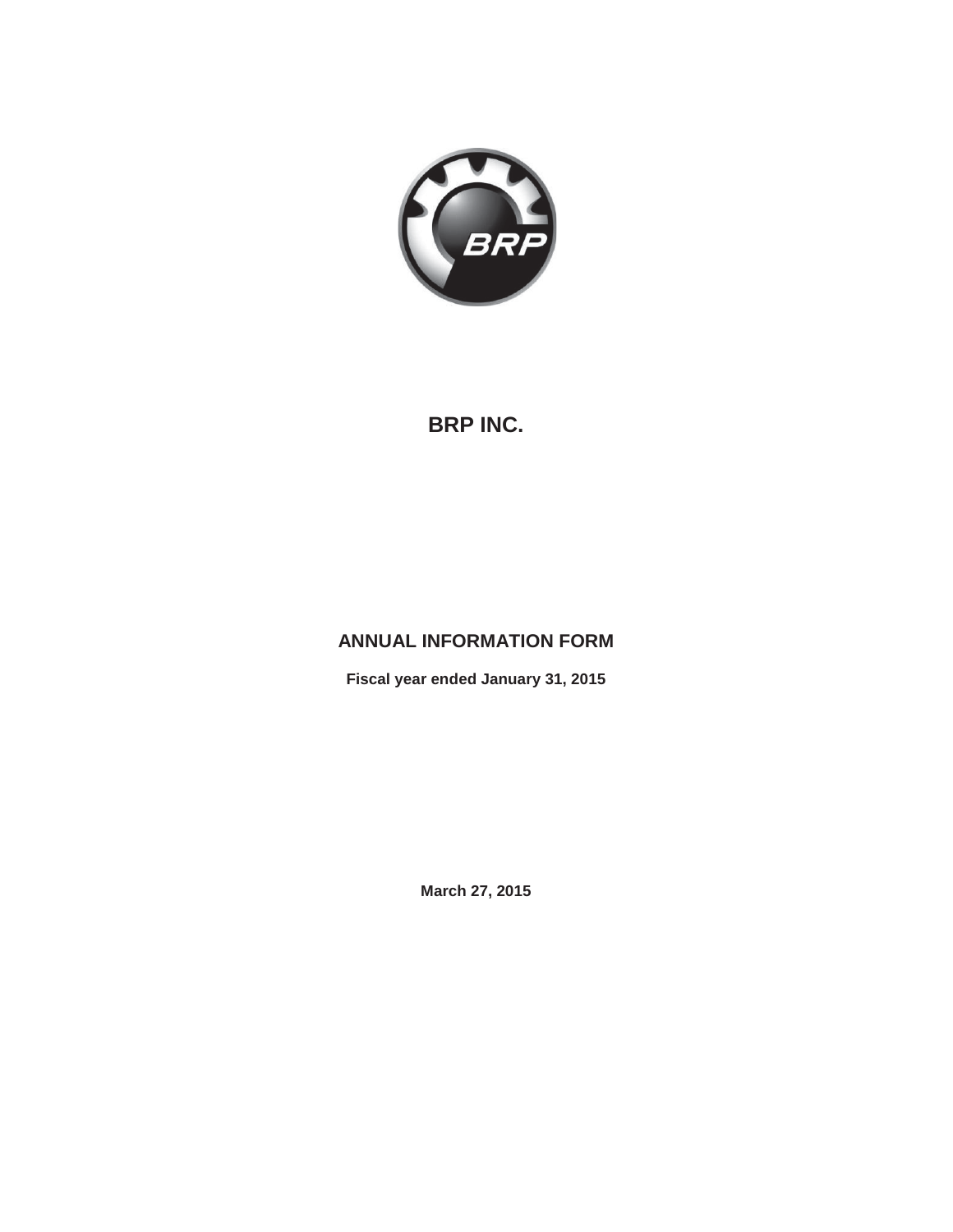# BRP INC.

## ANNUAL INFORMATION FORM

**Fiscal year ended January 31, 2015**

**March 27, 2015**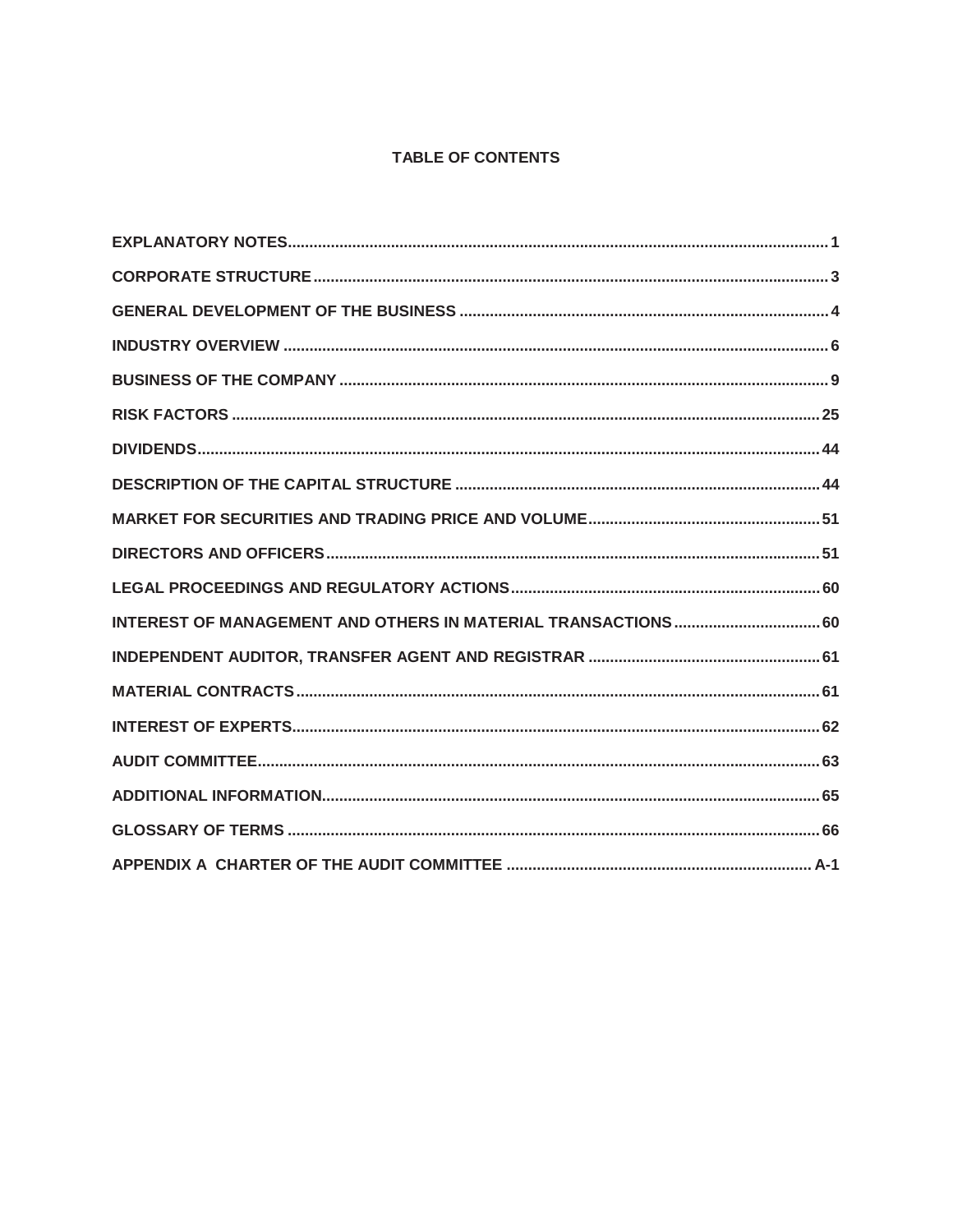# TABLE OF CONTENTS

| Section | Page |
| --- | --- |
| EXPLANATORY NOTES | 1 |
| CORPORATE STRUCTURE | 3 |
| GENERAL DEVELOPMENT OF THE BUSINESS | 4 |
| INDUSTRY OVERVIEW | 6 |
| BUSINESS OF THE COMPANY | 9 |
| RISK FACTORS | 25 |
| DIVIDENDS | 44 |
| DESCRIPTION OF THE CAPITAL STRUCTURE | 44 |
| MARKET FOR SECURITIES AND TRADING PRICE AND VOLUME | 51 |
| DIRECTORS AND OFFICERS | 51 |
| LEGAL PROCEEDINGS AND REGULATORY ACTIONS | 60 |
| INTEREST OF MANAGEMENT AND OTHERS IN MATERIAL TRANSACTIONS | 60 |
| INDEPENDENT AUDITOR, TRANSFER AGENT AND REGISTRAR | 61 |
| MATERIAL CONTRACTS | 61 |
| INTEREST OF EXPERTS | 62 |
| AUDIT COMMITTEE | 63 |
| ADDITIONAL INFORMATION | 65 |
| GLOSSARY OF TERMS | 66 |
| APPENDIX A CHARTER OF THE AUDIT COMMITTEE | A-1 |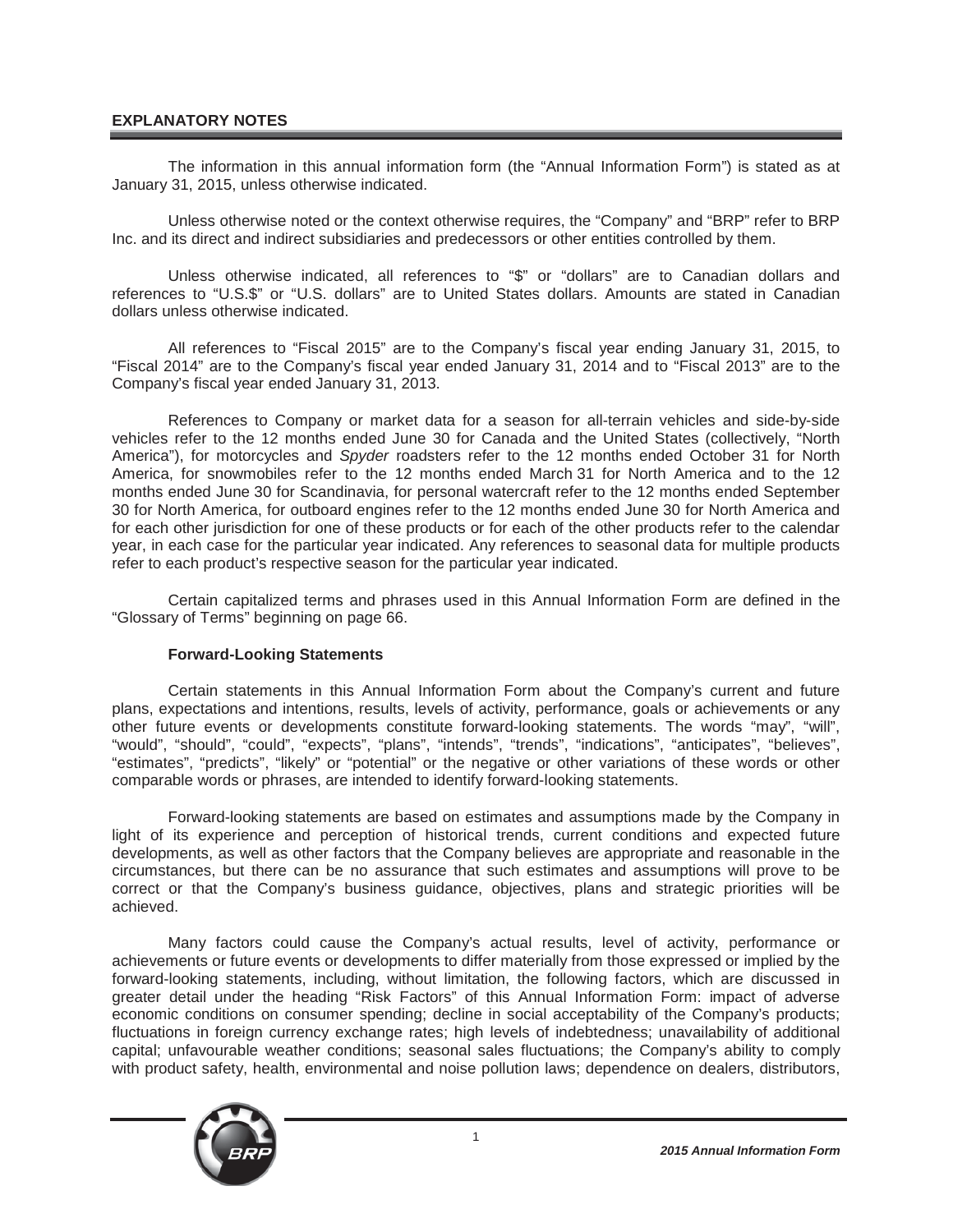## EXPLANATORY NOTES

The information in this annual information form (the "Annual Information Form") is stated as at January 31, 2015, unless otherwise indicated.

Unless otherwise noted or the context otherwise requires, the "Company" and "BRP" refer to BRP Inc. and its direct and indirect subsidiaries and predecessors or other entities controlled by them.

Unless otherwise indicated, all references to "$" or "dollars" are to Canadian dollars and references to "U.S.$" or "U.S. dollars" are to United States dollars. Amounts are stated in Canadian dollars unless otherwise indicated.

All references to "Fiscal 2015" are to the Company's fiscal year ending January 31, 2015, to "Fiscal 2014" are to the Company's fiscal year ended January 31, 2014 and to "Fiscal 2013" are to the Company's fiscal year ended January 31, 2013.

References to Company or market data for a season for all-terrain vehicles and side-by-side vehicles refer to the 12 months ended June 30 for Canada and the United States (collectively, "North America"), for motorcycles and *Spyder* roadsters refer to the 12 months ended October 31 for North America, for snowmobiles refer to the 12 months ended March 31 for North America and to the 12 months ended June 30 for Scandinavia, for personal watercraft refer to the 12 months ended September 30 for North America, for outboard engines refer to the 12 months ended June 30 for North America and for each other jurisdiction for one of these products or for each of the other products refer to the calendar year, in each case for the particular year indicated. Any references to seasonal data for multiple products refer to each product's respective season for the particular year indicated.

Certain capitalized terms and phrases used in this Annual Information Form are defined in the "Glossary of Terms" beginning on page 66.

### Forward-Looking Statements

Certain statements in this Annual Information Form about the Company's current and future plans, expectations and intentions, results, levels of activity, performance, goals or achievements or any other future events or developments constitute forward-looking statements. The words "may", "will", "would", "should", "could", "expects", "plans", "intends", "trends", "indications", "anticipates", "believes", "estimates", "predicts", "likely" or "potential" or the negative or other variations of these words or other comparable words or phrases, are intended to identify forward-looking statements.

Forward-looking statements are based on estimates and assumptions made by the Company in light of its experience and perception of historical trends, current conditions and expected future developments, as well as other factors that the Company believes are appropriate and reasonable in the circumstances, but there can be no assurance that such estimates and assumptions will prove to be correct or that the Company's business guidance, objectives, plans and strategic priorities will be achieved.

Many factors could cause the Company's actual results, level of activity, performance or achievements or future events or developments to differ materially from those expressed or implied by the forward-looking statements, including, without limitation, the following factors, which are discussed in greater detail under the heading "Risk Factors" of this Annual Information Form: impact of adverse economic conditions on consumer spending; decline in social acceptability of the Company's products; fluctuations in foreign currency exchange rates; high levels of indebtedness; unavailability of additional capital; unfavourable weather conditions; seasonal sales fluctuations; the Company's ability to comply with product safety, health, environmental and noise pollution laws; dependence on dealers, distributors,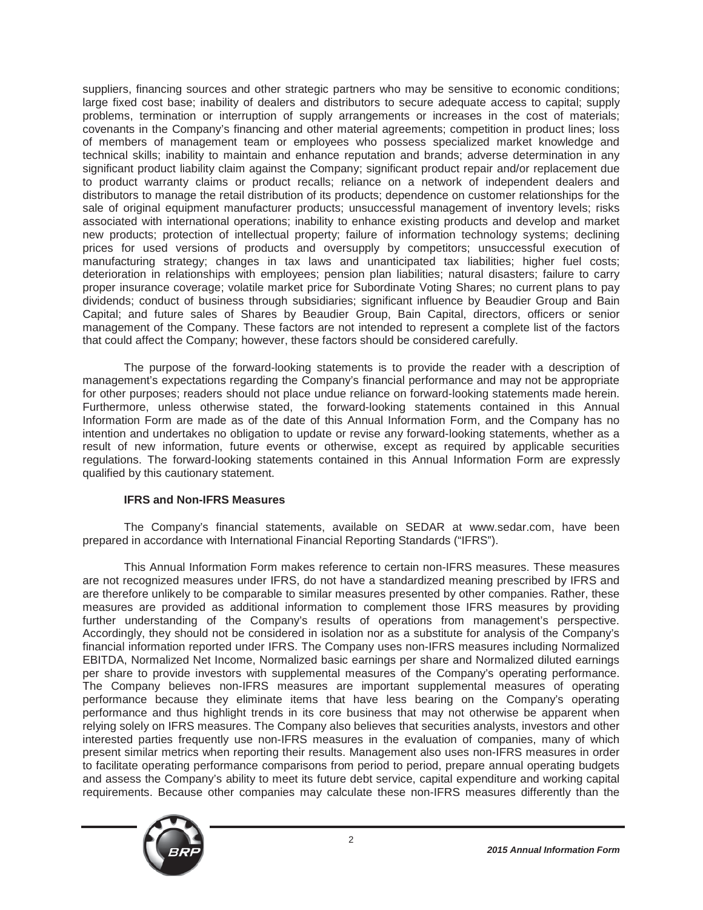suppliers, financing sources and other strategic partners who may be sensitive to economic conditions; large fixed cost base; inability of dealers and distributors to secure adequate access to capital; supply problems, termination or interruption of supply arrangements or increases in the cost of materials; covenants in the Company's financing and other material agreements; competition in product lines; loss of members of management team or employees who possess specialized market knowledge and technical skills; inability to maintain and enhance reputation and brands; adverse determination in any significant product liability claim against the Company; significant product repair and/or replacement due to product warranty claims or product recalls; reliance on a network of independent dealers and distributors to manage the retail distribution of its products; dependence on customer relationships for the sale of original equipment manufacturer products; unsuccessful management of inventory levels; risks associated with international operations; inability to enhance existing products and develop and market new products; protection of intellectual property; failure of information technology systems; declining prices for used versions of products and oversupply by competitors; unsuccessful execution of manufacturing strategy; changes in tax laws and unanticipated tax liabilities; higher fuel costs; deterioration in relationships with employees; pension plan liabilities; natural disasters; failure to carry proper insurance coverage; volatile market price for Subordinate Voting Shares; no current plans to pay dividends; conduct of business through subsidiaries; significant influence by Beaudier Group and Bain Capital; and future sales of Shares by Beaudier Group, Bain Capital, directors, officers or senior management of the Company. These factors are not intended to represent a complete list of the factors that could affect the Company; however, these factors should be considered carefully.

The purpose of the forward-looking statements is to provide the reader with a description of management's expectations regarding the Company's financial performance and may not be appropriate for other purposes; readers should not place undue reliance on forward-looking statements made herein. Furthermore, unless otherwise stated, the forward-looking statements contained in this Annual Information Form are made as of the date of this Annual Information Form, and the Company has no intention and undertakes no obligation to update or revise any forward-looking statements, whether as a result of new information, future events or otherwise, except as required by applicable securities regulations. The forward-looking statements contained in this Annual Information Form are expressly qualified by this cautionary statement.

### IFRS and Non-IFRS Measures

The Company's financial statements, available on SEDAR at www.sedar.com, have been prepared in accordance with International Financial Reporting Standards ("IFRS").

This Annual Information Form makes reference to certain non-IFRS measures. These measures are not recognized measures under IFRS, do not have a standardized meaning prescribed by IFRS and are therefore unlikely to be comparable to similar measures presented by other companies. Rather, these measures are provided as additional information to complement those IFRS measures by providing further understanding of the Company's results of operations from management's perspective. Accordingly, they should not be considered in isolation nor as a substitute for analysis of the Company's financial information reported under IFRS. The Company uses non-IFRS measures including Normalized EBITDA, Normalized Net Income, Normalized basic earnings per share and Normalized diluted earnings per share to provide investors with supplemental measures of the Company's operating performance. The Company believes non-IFRS measures are important supplemental measures of operating performance because they eliminate items that have less bearing on the Company's operating performance and thus highlight trends in its core business that may not otherwise be apparent when relying solely on IFRS measures. The Company also believes that securities analysts, investors and other interested parties frequently use non-IFRS measures in the evaluation of companies, many of which present similar metrics when reporting their results. Management also uses non-IFRS measures in order to facilitate operating performance comparisons from period to period, prepare annual operating budgets and assess the Company's ability to meet its future debt service, capital expenditure and working capital requirements. Because other companies may calculate these non-IFRS measures differently than the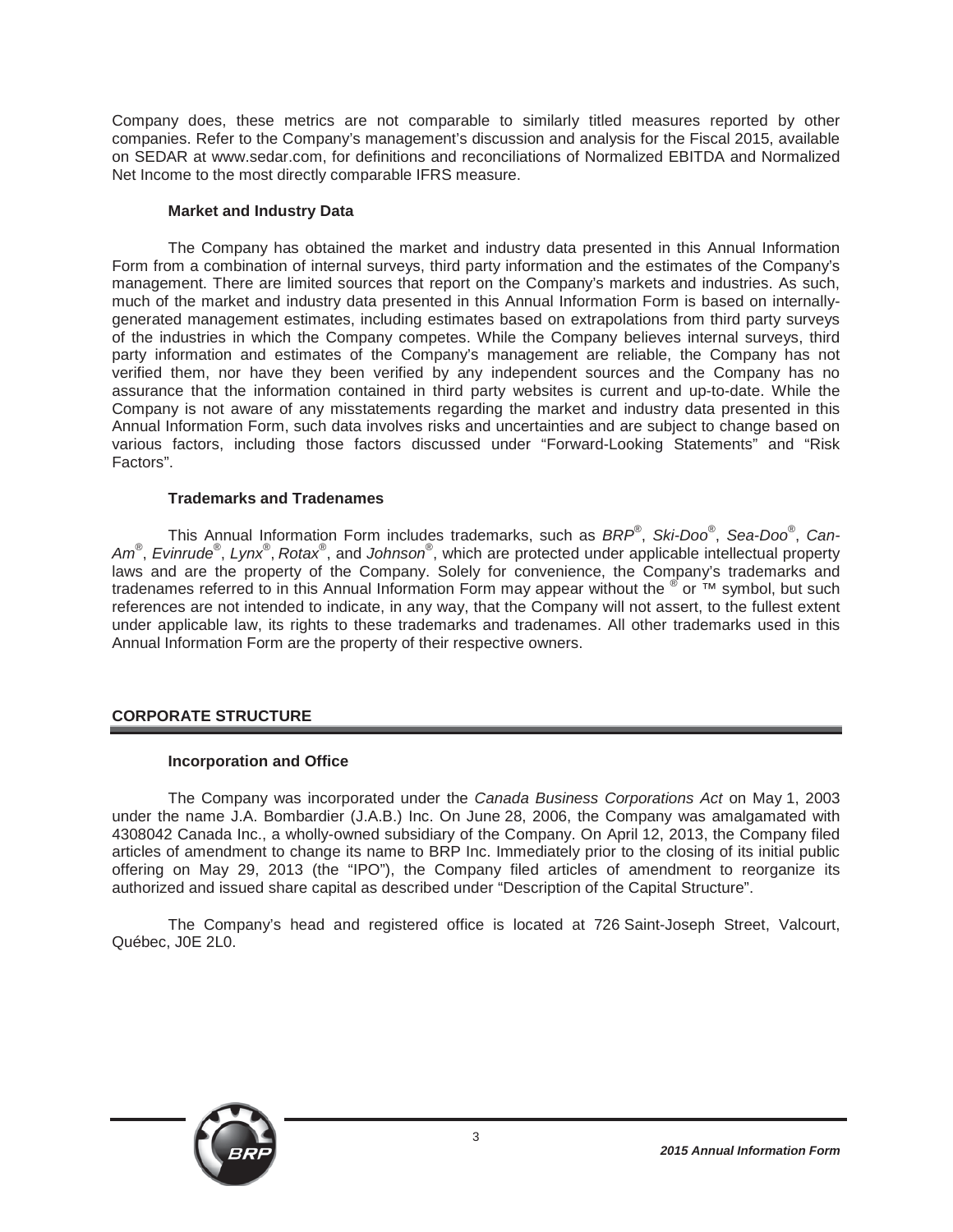Company does, these metrics are not comparable to similarly titled measures reported by other companies. Refer to the Company's management's discussion and analysis for the Fiscal 2015, available on SEDAR at www.sedar.com, for definitions and reconciliations of Normalized EBITDA and Normalized Net Income to the most directly comparable IFRS measure.

### Market and Industry Data

The Company has obtained the market and industry data presented in this Annual Information Form from a combination of internal surveys, third party information and the estimates of the Company's management. There are limited sources that report on the Company's markets and industries. As such, much of the market and industry data presented in this Annual Information Form is based on internally-generated management estimates, including estimates based on extrapolations from third party surveys of the industries in which the Company competes. While the Company believes internal surveys, third party information and estimates of the Company's management are reliable, the Company has not verified them, nor have they been verified by any independent sources and the Company has no assurance that the information contained in third party websites is current and up-to-date. While the Company is not aware of any misstatements regarding the market and industry data presented in this Annual Information Form, such data involves risks and uncertainties and are subject to change based on various factors, including those factors discussed under "Forward-Looking Statements" and "Risk Factors".

### Trademarks and Tradenames

This Annual Information Form includes trademarks, such as *BRP®*, *Ski-Doo®*, *Sea-Doo®*, *Can-Am®*, *Evinrude®*, *Lynx®*, *Rotax®*, and *Johnson®*, which are protected under applicable intellectual property laws and are the property of the Company. Solely for convenience, the Company's trademarks and tradenames referred to in this Annual Information Form may appear without the ® or ™ symbol, but such references are not intended to indicate, in any way, that the Company will not assert, to the fullest extent under applicable law, its rights to these trademarks and tradenames. All other trademarks used in this Annual Information Form are the property of their respective owners.

## CORPORATE STRUCTURE

### Incorporation and Office

The Company was incorporated under the *Canada Business Corporations Act* on May 1, 2003 under the name J.A. Bombardier (J.A.B.) Inc. On June 28, 2006, the Company was amalgamated with 4308042 Canada Inc., a wholly-owned subsidiary of the Company. On April 12, 2013, the Company filed articles of amendment to change its name to BRP Inc. Immediately prior to the closing of its initial public offering on May 29, 2013 (the "IPO"), the Company filed articles of amendment to reorganize its authorized and issued share capital as described under "Description of the Capital Structure".

The Company's head and registered office is located at 726 Saint-Joseph Street, Valcourt, Québec, J0E 2L0.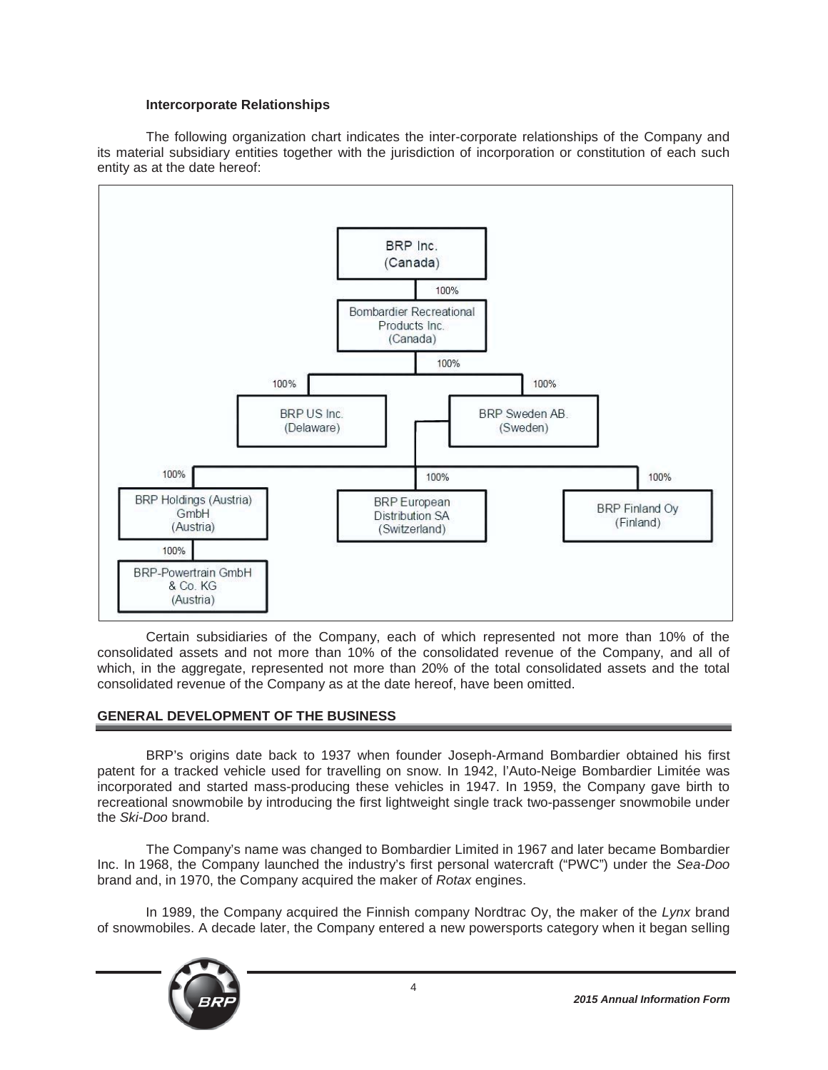### Intercorporate Relationships

The following organization chart indicates the inter-corporate relationships of the Company and its material subsidiary entities together with the jurisdiction of incorporation or constitution of each such entity as at the date hereof:

- BRP Inc. (Canada)
  - 100% — Bombardier Recreational Products Inc. (Canada)
    - 100% — BRP US Inc. (Delaware)
    - 100% — BRP Sweden AB. (Sweden)
      - 100% — BRP Holdings (Austria) GmbH (Austria)
        - 100% — BRP-Powertrain GmbH & Co. KG (Austria)
      - 100% — BRP European Distribution SA (Switzerland)
      - 100% — BRP Finland Oy (Finland)

Certain subsidiaries of the Company, each of which represented not more than 10% of the consolidated assets and not more than 10% of the consolidated revenue of the Company, and all of which, in the aggregate, represented not more than 20% of the total consolidated assets and the total consolidated revenue of the Company as at the date hereof, have been omitted.

## GENERAL DEVELOPMENT OF THE BUSINESS

BRP's origins date back to 1937 when founder Joseph-Armand Bombardier obtained his first patent for a tracked vehicle used for travelling on snow. In 1942, l'Auto-Neige Bombardier Limitée was incorporated and started mass-producing these vehicles in 1947. In 1959, the Company gave birth to recreational snowmobile by introducing the first lightweight single track two-passenger snowmobile under the *Ski-Doo* brand.

The Company's name was changed to Bombardier Limited in 1967 and later became Bombardier Inc. In 1968, the Company launched the industry's first personal watercraft ("PWC") under the *Sea-Doo* brand and, in 1970, the Company acquired the maker of *Rotax* engines.

In 1989, the Company acquired the Finnish company Nordtrac Oy, the maker of the *Lynx* brand of snowmobiles. A decade later, the Company entered a new powersports category when it began selling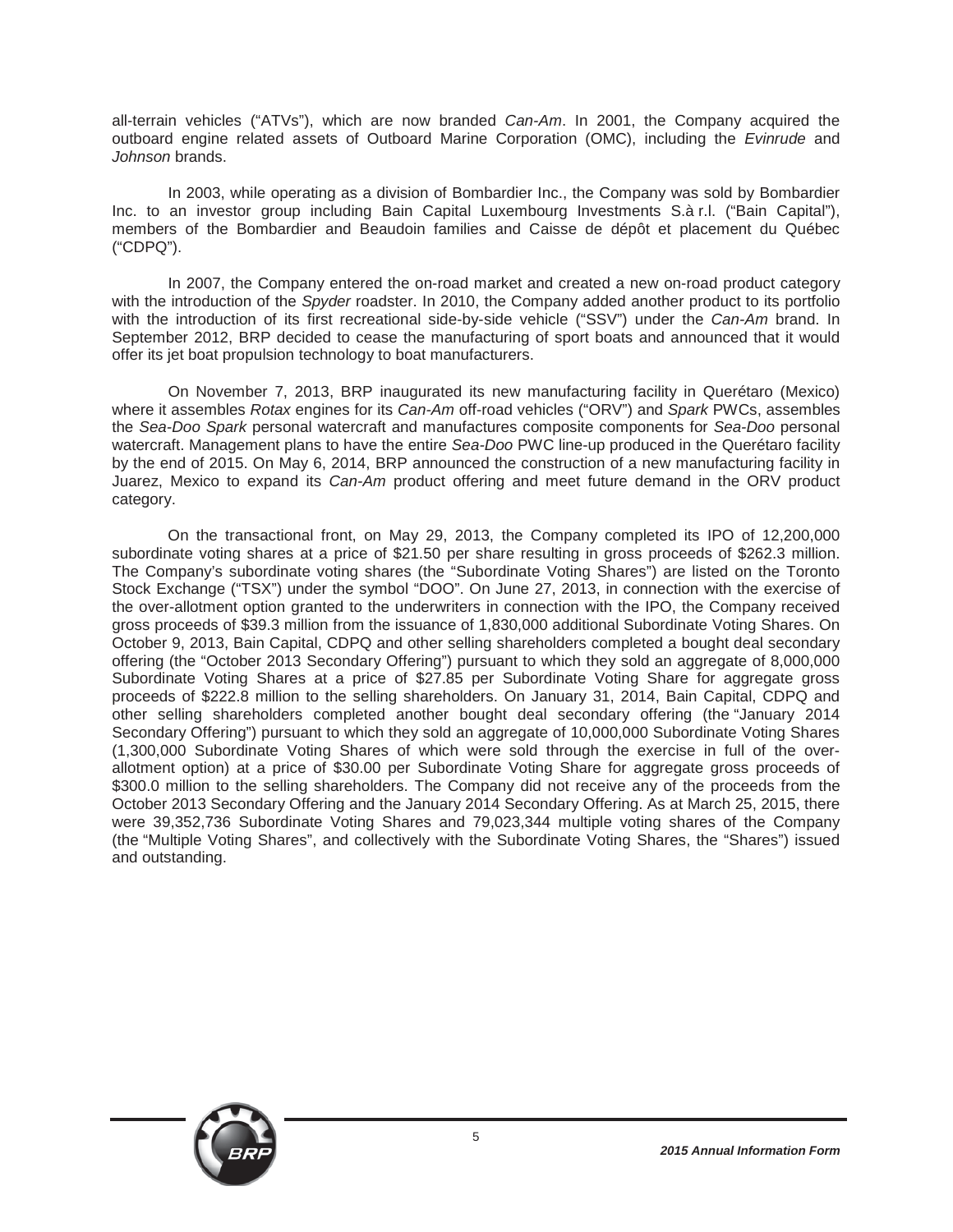all-terrain vehicles ("ATVs"), which are now branded *Can-Am*. In 2001, the Company acquired the outboard engine related assets of Outboard Marine Corporation (OMC), including the *Evinrude* and *Johnson* brands.

In 2003, while operating as a division of Bombardier Inc., the Company was sold by Bombardier Inc. to an investor group including Bain Capital Luxembourg Investments S.à r.l. ("Bain Capital"), members of the Bombardier and Beaudoin families and Caisse de dépôt et placement du Québec ("CDPQ").

In 2007, the Company entered the on-road market and created a new on-road product category with the introduction of the *Spyder* roadster. In 2010, the Company added another product to its portfolio with the introduction of its first recreational side-by-side vehicle ("SSV") under the *Can-Am* brand. In September 2012, BRP decided to cease the manufacturing of sport boats and announced that it would offer its jet boat propulsion technology to boat manufacturers.

On November 7, 2013, BRP inaugurated its new manufacturing facility in Querétaro (Mexico) where it assembles *Rotax* engines for its *Can-Am* off-road vehicles ("ORV") and *Spark* PWCs, assembles the *Sea-Doo Spark* personal watercraft and manufactures composite components for *Sea-Doo* personal watercraft. Management plans to have the entire *Sea-Doo* PWC line-up produced in the Querétaro facility by the end of 2015. On May 6, 2014, BRP announced the construction of a new manufacturing facility in Juarez, Mexico to expand its *Can-Am* product offering and meet future demand in the ORV product category.

On the transactional front, on May 29, 2013, the Company completed its IPO of 12,200,000 subordinate voting shares at a price of $21.50 per share resulting in gross proceeds of $262.3 million. The Company's subordinate voting shares (the "Subordinate Voting Shares") are listed on the Toronto Stock Exchange ("TSX") under the symbol "DOO". On June 27, 2013, in connection with the exercise of the over-allotment option granted to the underwriters in connection with the IPO, the Company received gross proceeds of $39.3 million from the issuance of 1,830,000 additional Subordinate Voting Shares. On October 9, 2013, Bain Capital, CDPQ and other selling shareholders completed a bought deal secondary offering (the "October 2013 Secondary Offering") pursuant to which they sold an aggregate of 8,000,000 Subordinate Voting Shares at a price of $27.85 per Subordinate Voting Share for aggregate gross proceeds of $222.8 million to the selling shareholders. On January 31, 2014, Bain Capital, CDPQ and other selling shareholders completed another bought deal secondary offering (the "January 2014 Secondary Offering") pursuant to which they sold an aggregate of 10,000,000 Subordinate Voting Shares (1,300,000 Subordinate Voting Shares of which were sold through the exercise in full of the over-allotment option) at a price of $30.00 per Subordinate Voting Share for aggregate gross proceeds of $300.0 million to the selling shareholders. The Company did not receive any of the proceeds from the October 2013 Secondary Offering and the January 2014 Secondary Offering. As at March 25, 2015, there were 39,352,736 Subordinate Voting Shares and 79,023,344 multiple voting shares of the Company (the "Multiple Voting Shares", and collectively with the Subordinate Voting Shares, the "Shares") issued and outstanding.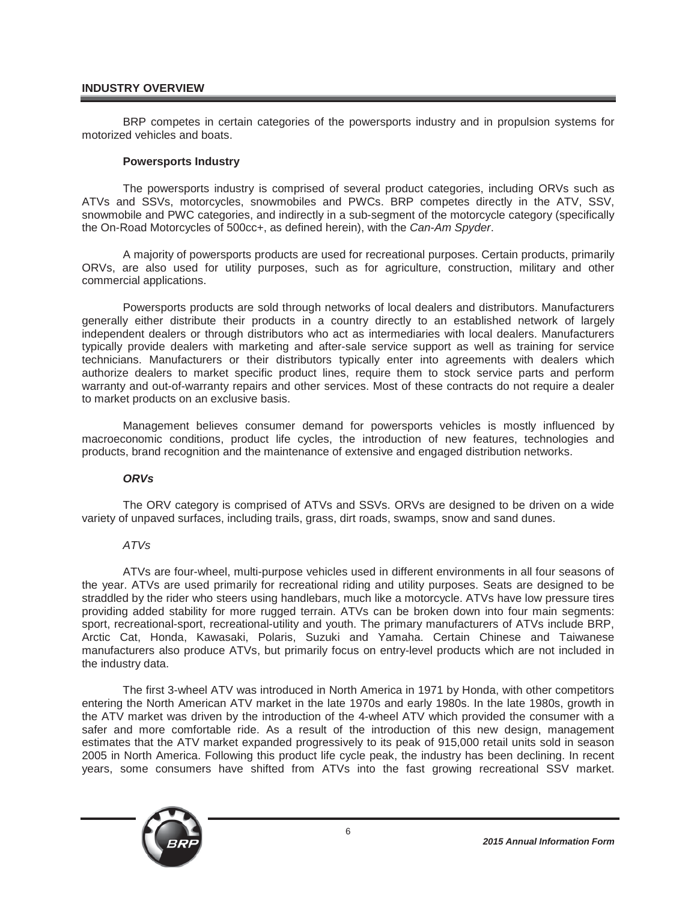## INDUSTRY OVERVIEW

BRP competes in certain categories of the powersports industry and in propulsion systems for motorized vehicles and boats.

### Powersports Industry

The powersports industry is comprised of several product categories, including ORVs such as ATVs and SSVs, motorcycles, snowmobiles and PWCs. BRP competes directly in the ATV, SSV, snowmobile and PWC categories, and indirectly in a sub-segment of the motorcycle category (specifically the On-Road Motorcycles of 500cc+, as defined herein), with the *Can-Am Spyder*.

A majority of powersports products are used for recreational purposes. Certain products, primarily ORVs, are also used for utility purposes, such as for agriculture, construction, military and other commercial applications.

Powersports products are sold through networks of local dealers and distributors. Manufacturers generally either distribute their products in a country directly to an established network of largely independent dealers or through distributors who act as intermediaries with local dealers. Manufacturers typically provide dealers with marketing and after-sale service support as well as training for service technicians. Manufacturers or their distributors typically enter into agreements with dealers which authorize dealers to market specific product lines, require them to stock service parts and perform warranty and out-of-warranty repairs and other services. Most of these contracts do not require a dealer to market products on an exclusive basis.

Management believes consumer demand for powersports vehicles is mostly influenced by macroeconomic conditions, product life cycles, the introduction of new features, technologies and products, brand recognition and the maintenance of extensive and engaged distribution networks.

#### *ORVs*

The ORV category is comprised of ATVs and SSVs. ORVs are designed to be driven on a wide variety of unpaved surfaces, including trails, grass, dirt roads, swamps, snow and sand dunes.

*ATVs*

ATVs are four-wheel, multi-purpose vehicles used in different environments in all four seasons of the year. ATVs are used primarily for recreational riding and utility purposes. Seats are designed to be straddled by the rider who steers using handlebars, much like a motorcycle. ATVs have low pressure tires providing added stability for more rugged terrain. ATVs can be broken down into four main segments: sport, recreational-sport, recreational-utility and youth. The primary manufacturers of ATVs include BRP, Arctic Cat, Honda, Kawasaki, Polaris, Suzuki and Yamaha. Certain Chinese and Taiwanese manufacturers also produce ATVs, but primarily focus on entry-level products which are not included in the industry data.

The first 3-wheel ATV was introduced in North America in 1971 by Honda, with other competitors entering the North American ATV market in the late 1970s and early 1980s. In the late 1980s, growth in the ATV market was driven by the introduction of the 4-wheel ATV which provided the consumer with a safer and more comfortable ride. As a result of the introduction of this new design, management estimates that the ATV market expanded progressively to its peak of 915,000 retail units sold in season 2005 in North America. Following this product life cycle peak, the industry has been declining. In recent years, some consumers have shifted from ATVs into the fast growing recreational SSV market.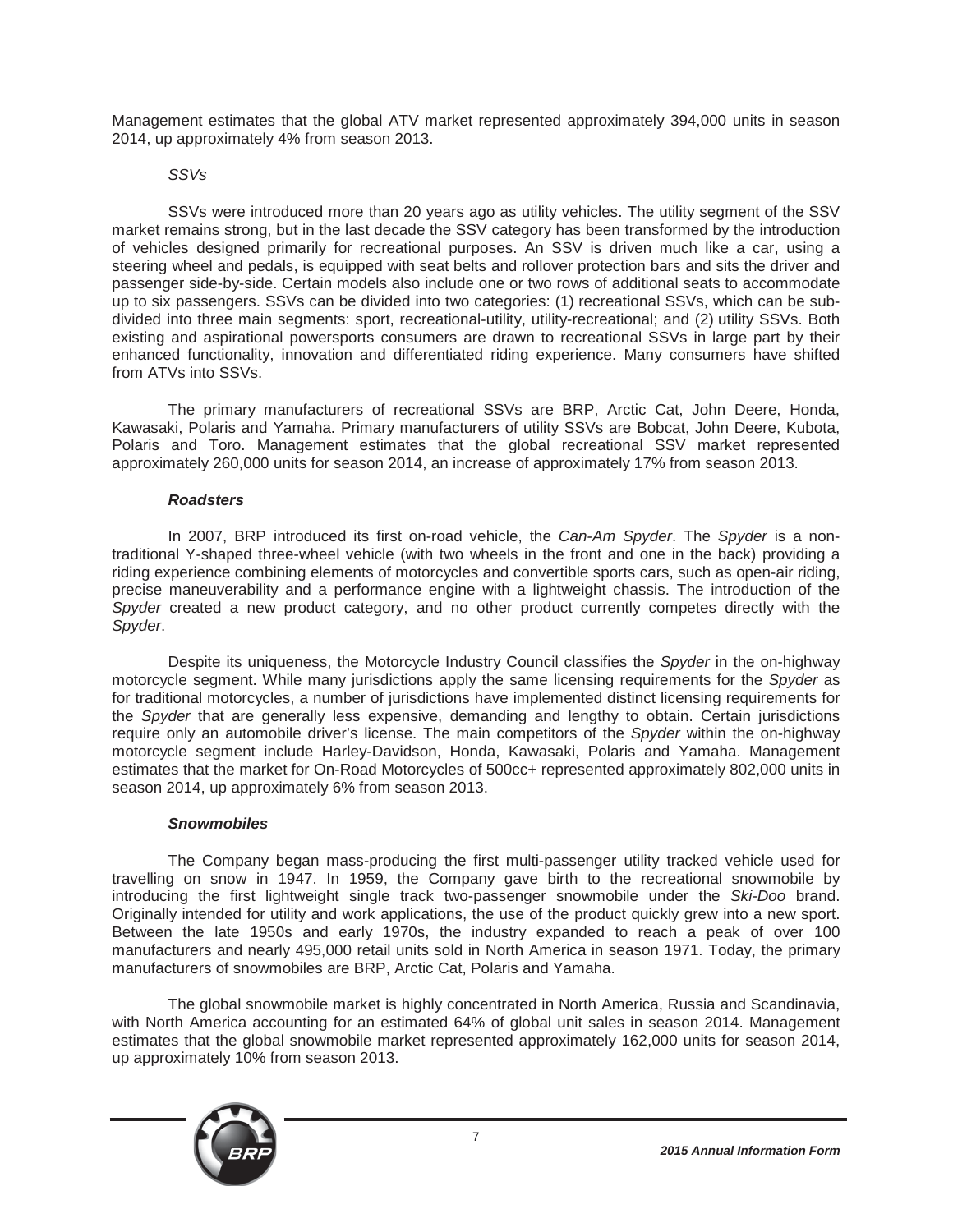Management estimates that the global ATV market represented approximately 394,000 units in season 2014, up approximately 4% from season 2013.

*SSVs*

SSVs were introduced more than 20 years ago as utility vehicles. The utility segment of the SSV market remains strong, but in the last decade the SSV category has been transformed by the introduction of vehicles designed primarily for recreational purposes. An SSV is driven much like a car, using a steering wheel and pedals, is equipped with seat belts and rollover protection bars and sits the driver and passenger side-by-side. Certain models also include one or two rows of additional seats to accommodate up to six passengers. SSVs can be divided into two categories: (1) recreational SSVs, which can be sub-divided into three main segments: sport, recreational-utility, utility-recreational; and (2) utility SSVs. Both existing and aspirational powersports consumers are drawn to recreational SSVs in large part by their enhanced functionality, innovation and differentiated riding experience. Many consumers have shifted from ATVs into SSVs.

The primary manufacturers of recreational SSVs are BRP, Arctic Cat, John Deere, Honda, Kawasaki, Polaris and Yamaha. Primary manufacturers of utility SSVs are Bobcat, John Deere, Kubota, Polaris and Toro. Management estimates that the global recreational SSV market represented approximately 260,000 units for season 2014, an increase of approximately 17% from season 2013.

***Roadsters***

In 2007, BRP introduced its first on-road vehicle, the *Can-Am Spyder*. The *Spyder* is a non-traditional Y-shaped three-wheel vehicle (with two wheels in the front and one in the back) providing a riding experience combining elements of motorcycles and convertible sports cars, such as open-air riding, precise maneuverability and a performance engine with a lightweight chassis. The introduction of the *Spyder* created a new product category, and no other product currently competes directly with the *Spyder*.

Despite its uniqueness, the Motorcycle Industry Council classifies the *Spyder* in the on-highway motorcycle segment. While many jurisdictions apply the same licensing requirements for the *Spyder* as for traditional motorcycles, a number of jurisdictions have implemented distinct licensing requirements for the *Spyder* that are generally less expensive, demanding and lengthy to obtain. Certain jurisdictions require only an automobile driver's license. The main competitors of the *Spyder* within the on-highway motorcycle segment include Harley-Davidson, Honda, Kawasaki, Polaris and Yamaha. Management estimates that the market for On-Road Motorcycles of 500cc+ represented approximately 802,000 units in season 2014, up approximately 6% from season 2013.

***Snowmobiles***

The Company began mass-producing the first multi-passenger utility tracked vehicle used for travelling on snow in 1947. In 1959, the Company gave birth to the recreational snowmobile by introducing the first lightweight single track two-passenger snowmobile under the *Ski-Doo* brand. Originally intended for utility and work applications, the use of the product quickly grew into a new sport. Between the late 1950s and early 1970s, the industry expanded to reach a peak of over 100 manufacturers and nearly 495,000 retail units sold in North America in season 1971. Today, the primary manufacturers of snowmobiles are BRP, Arctic Cat, Polaris and Yamaha.

The global snowmobile market is highly concentrated in North America, Russia and Scandinavia, with North America accounting for an estimated 64% of global unit sales in season 2014. Management estimates that the global snowmobile market represented approximately 162,000 units for season 2014, up approximately 10% from season 2013.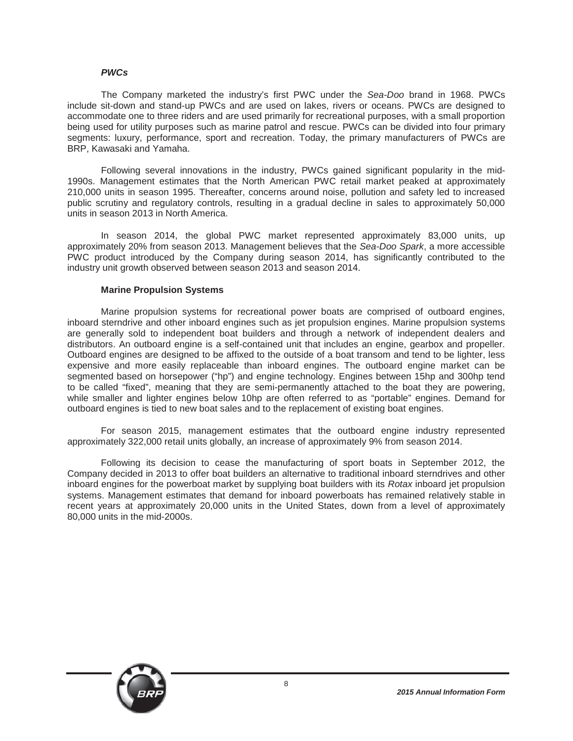***PWCs***

The Company marketed the industry's first PWC under the *Sea-Doo* brand in 1968. PWCs include sit-down and stand-up PWCs and are used on lakes, rivers or oceans. PWCs are designed to accommodate one to three riders and are used primarily for recreational purposes, with a small proportion being used for utility purposes such as marine patrol and rescue. PWCs can be divided into four primary segments: luxury, performance, sport and recreation. Today, the primary manufacturers of PWCs are BRP, Kawasaki and Yamaha.

Following several innovations in the industry, PWCs gained significant popularity in the mid-1990s. Management estimates that the North American PWC retail market peaked at approximately 210,000 units in season 1995. Thereafter, concerns around noise, pollution and safety led to increased public scrutiny and regulatory controls, resulting in a gradual decline in sales to approximately 50,000 units in season 2013 in North America.

In season 2014, the global PWC market represented approximately 83,000 units, up approximately 20% from season 2013. Management believes that the *Sea-Doo Spark*, a more accessible PWC product introduced by the Company during season 2014, has significantly contributed to the industry unit growth observed between season 2013 and season 2014.

**Marine Propulsion Systems**

Marine propulsion systems for recreational power boats are comprised of outboard engines, inboard sterndrive and other inboard engines such as jet propulsion engines. Marine propulsion systems are generally sold to independent boat builders and through a network of independent dealers and distributors. An outboard engine is a self-contained unit that includes an engine, gearbox and propeller. Outboard engines are designed to be affixed to the outside of a boat transom and tend to be lighter, less expensive and more easily replaceable than inboard engines. The outboard engine market can be segmented based on horsepower ("hp") and engine technology. Engines between 15hp and 300hp tend to be called "fixed", meaning that they are semi-permanently attached to the boat they are powering, while smaller and lighter engines below 10hp are often referred to as "portable" engines. Demand for outboard engines is tied to new boat sales and to the replacement of existing boat engines.

For season 2015, management estimates that the outboard engine industry represented approximately 322,000 retail units globally, an increase of approximately 9% from season 2014.

Following its decision to cease the manufacturing of sport boats in September 2012, the Company decided in 2013 to offer boat builders an alternative to traditional inboard sterndrives and other inboard engines for the powerboat market by supplying boat builders with its *Rotax* inboard jet propulsion systems. Management estimates that demand for inboard powerboats has remained relatively stable in recent years at approximately 20,000 units in the United States, down from a level of approximately 80,000 units in the mid-2000s.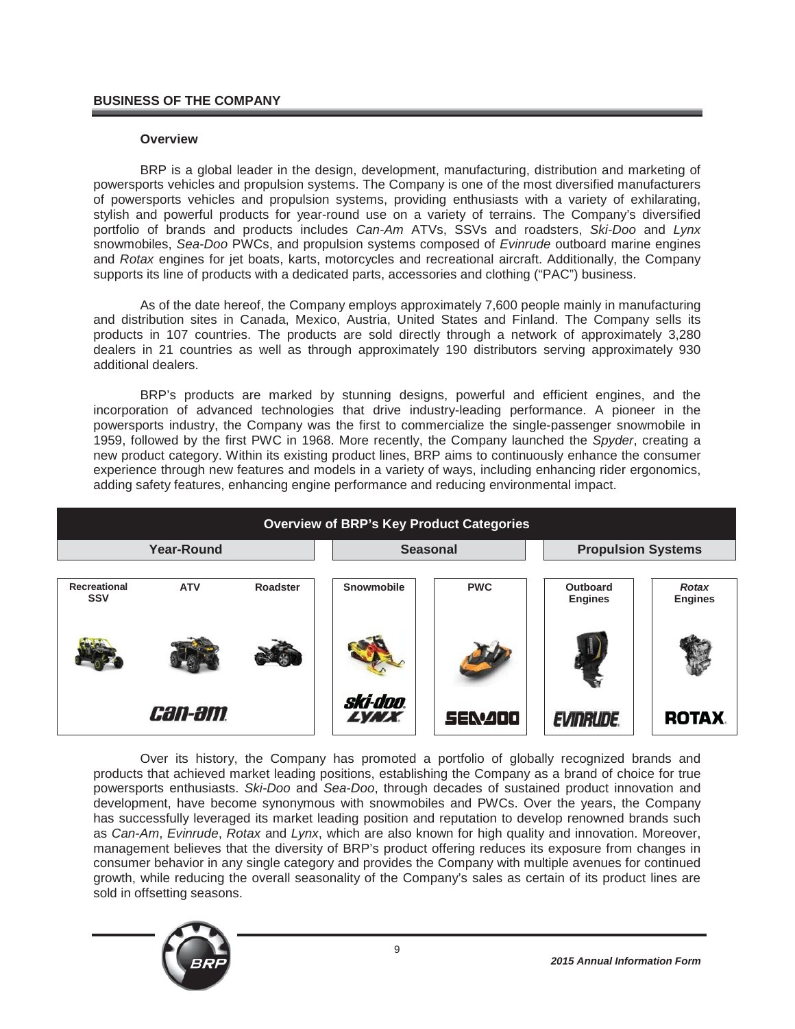## BUSINESS OF THE COMPANY

### Overview

BRP is a global leader in the design, development, manufacturing, distribution and marketing of powersports vehicles and propulsion systems. The Company is one of the most diversified manufacturers of powersports vehicles and propulsion systems, providing enthusiasts with a variety of exhilarating, stylish and powerful products for year-round use on a variety of terrains. The Company's diversified portfolio of brands and products includes *Can-Am* ATVs, SSVs and roadsters, *Ski-Doo* and *Lynx* snowmobiles, *Sea-Doo* PWCs, and propulsion systems composed of *Evinrude* outboard marine engines and *Rotax* engines for jet boats, karts, motorcycles and recreational aircraft. Additionally, the Company supports its line of products with a dedicated parts, accessories and clothing ("PAC") business.

As of the date hereof, the Company employs approximately 7,600 people mainly in manufacturing and distribution sites in Canada, Mexico, Austria, United States and Finland. The Company sells its products in 107 countries. The products are sold directly through a network of approximately 3,280 dealers in 21 countries as well as through approximately 190 distributors serving approximately 930 additional dealers.

BRP's products are marked by stunning designs, powerful and efficient engines, and the incorporation of advanced technologies that drive industry-leading performance. A pioneer in the powersports industry, the Company was the first to commercialize the single-passenger snowmobile in 1959, followed by the first PWC in 1968. More recently, the Company launched the *Spyder*, creating a new product category. Within its existing product lines, BRP aims to continuously enhance the consumer experience through new features and models in a variety of ways, including enhancing rider ergonomics, adding safety features, enhancing engine performance and reducing environmental impact.

**Overview of BRP's Key Product Categories**

| Year-Round | | | Seasonal | | Propulsion Systems | |
|---|---|---|---|---|---|---|
| Recreational SSV | ATV | Roadster | Snowmobile | PWC | Outboard Engines | *Rotax* Engines |
| Can-Am | | | Ski-Doo / Lynx | Sea-Doo | Evinrude | Rotax |

Over its history, the Company has promoted a portfolio of globally recognized brands and products that achieved market leading positions, establishing the Company as a brand of choice for true powersports enthusiasts. *Ski-Doo* and *Sea-Doo*, through decades of sustained product innovation and development, have become synonymous with snowmobiles and PWCs. Over the years, the Company has successfully leveraged its market leading position and reputation to develop renowned brands such as *Can-Am*, *Evinrude*, *Rotax* and *Lynx*, which are also known for high quality and innovation. Moreover, management believes that the diversity of BRP's product offering reduces its exposure from changes in consumer behavior in any single category and provides the Company with multiple avenues for continued growth, while reducing the overall seasonality of the Company's sales as certain of its product lines are sold in offsetting seasons.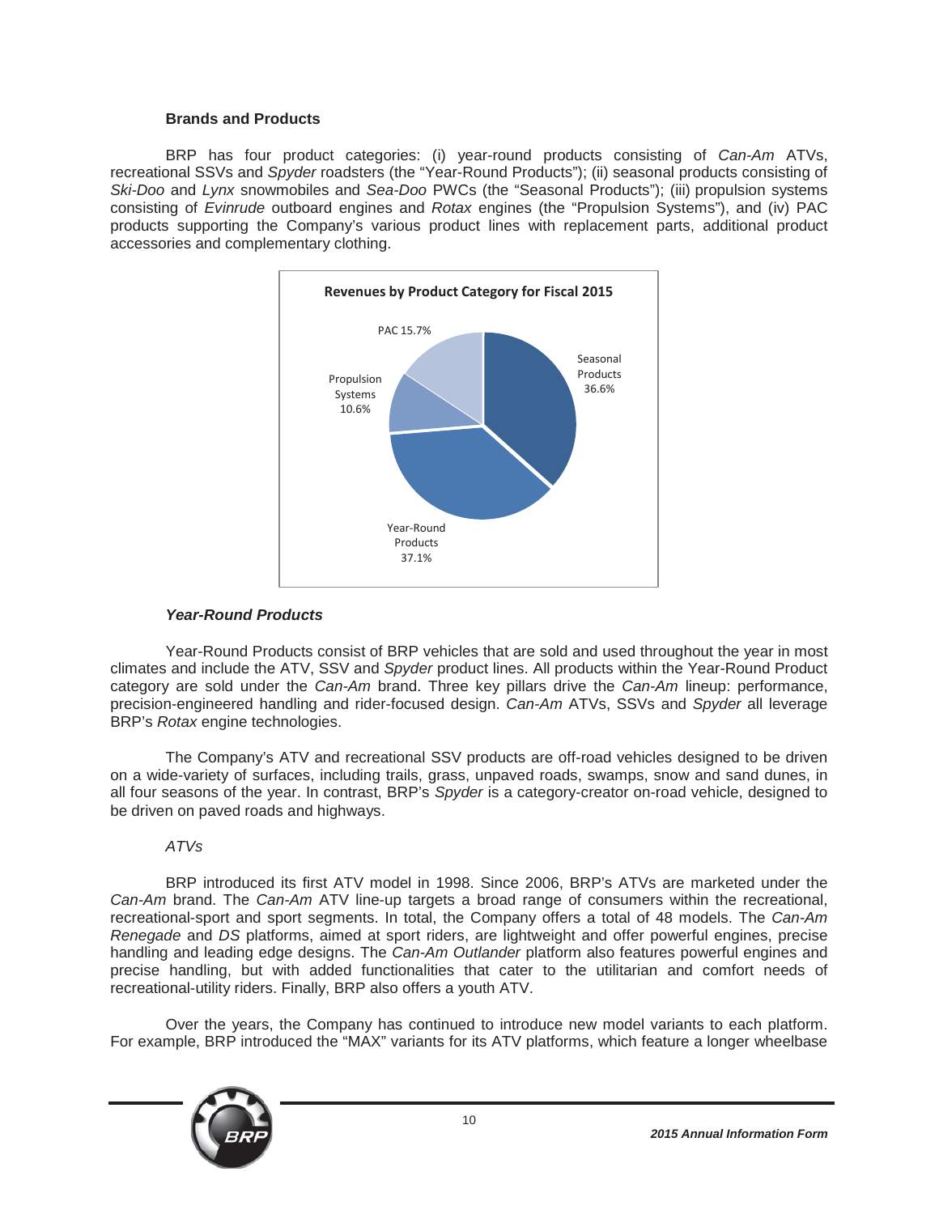### Brands and Products

BRP has four product categories: (i) year-round products consisting of *Can-Am* ATVs, recreational SSVs and *Spyder* roadsters (the "Year-Round Products"); (ii) seasonal products consisting of *Ski-Doo* and *Lynx* snowmobiles and *Sea-Doo* PWCs (the "Seasonal Products"); (iii) propulsion systems consisting of *Evinrude* outboard engines and *Rotax* engines (the "Propulsion Systems"), and (iv) PAC products supporting the Company's various product lines with replacement parts, additional product accessories and complementary clothing.

**Revenues by Product Category for Fiscal 2015**

| Category | Share |
|---|---|
| Seasonal Products | 36.6% |
| Year-Round Products | 37.1% |
| Propulsion Systems | 10.6% |
| PAC | 15.7% |

#### *Year-Round Products*

Year-Round Products consist of BRP vehicles that are sold and used throughout the year in most climates and include the ATV, SSV and *Spyder* product lines. All products within the Year-Round Product category are sold under the *Can-Am* brand. Three key pillars drive the *Can-Am* lineup: performance, precision-engineered handling and rider-focused design. *Can-Am* ATVs, SSVs and *Spyder* all leverage BRP's *Rotax* engine technologies.

The Company's ATV and recreational SSV products are off-road vehicles designed to be driven on a wide-variety of surfaces, including trails, grass, unpaved roads, swamps, snow and sand dunes, in all four seasons of the year. In contrast, BRP's *Spyder* is a category-creator on-road vehicle, designed to be driven on paved roads and highways.

*ATVs*

BRP introduced its first ATV model in 1998. Since 2006, BRP's ATVs are marketed under the *Can-Am* brand. The *Can-Am* ATV line-up targets a broad range of consumers within the recreational, recreational-sport and sport segments. In total, the Company offers a total of 48 models. The *Can-Am Renegade* and *DS* platforms, aimed at sport riders, are lightweight and offer powerful engines, precise handling and leading edge designs. The *Can-Am Outlander* platform also features powerful engines and precise handling, but with added functionalities that cater to the utilitarian and comfort needs of recreational-utility riders. Finally, BRP also offers a youth ATV.

Over the years, the Company has continued to introduce new model variants to each platform. For example, BRP introduced the "MAX" variants for its ATV platforms, which feature a longer wheelbase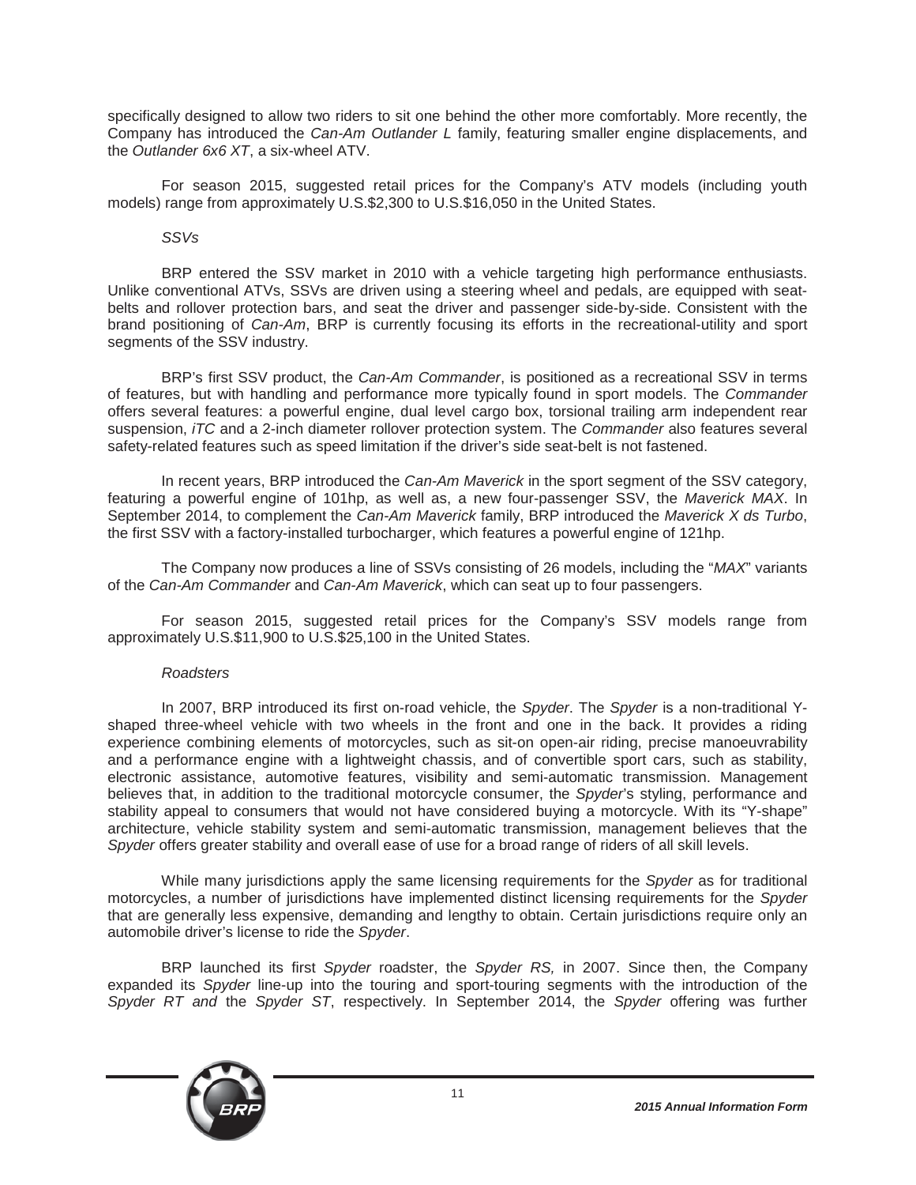specifically designed to allow two riders to sit one behind the other more comfortably. More recently, the Company has introduced the *Can-Am Outlander L* family, featuring smaller engine displacements, and the *Outlander 6x6 XT*, a six-wheel ATV.

For season 2015, suggested retail prices for the Company's ATV models (including youth models) range from approximately U.S.$2,300 to U.S.$16,050 in the United States.

*SSVs*

BRP entered the SSV market in 2010 with a vehicle targeting high performance enthusiasts. Unlike conventional ATVs, SSVs are driven using a steering wheel and pedals, are equipped with seat-belts and rollover protection bars, and seat the driver and passenger side-by-side. Consistent with the brand positioning of *Can-Am*, BRP is currently focusing its efforts in the recreational-utility and sport segments of the SSV industry.

BRP's first SSV product, the *Can-Am Commander*, is positioned as a recreational SSV in terms of features, but with handling and performance more typically found in sport models. The *Commander* offers several features: a powerful engine, dual level cargo box, torsional trailing arm independent rear suspension, *iTC* and a 2-inch diameter rollover protection system. The *Commander* also features several safety-related features such as speed limitation if the driver's side seat-belt is not fastened.

In recent years, BRP introduced the *Can-Am Maverick* in the sport segment of the SSV category, featuring a powerful engine of 101hp, as well as, a new four-passenger SSV, the *Maverick MAX*. In September 2014, to complement the *Can-Am Maverick* family, BRP introduced the *Maverick X ds Turbo*, the first SSV with a factory-installed turbocharger, which features a powerful engine of 121hp.

The Company now produces a line of SSVs consisting of 26 models, including the "*MAX*" variants of the *Can-Am Commander* and *Can-Am Maverick*, which can seat up to four passengers.

For season 2015, suggested retail prices for the Company's SSV models range from approximately U.S.$11,900 to U.S.$25,100 in the United States.

*Roadsters*

In 2007, BRP introduced its first on-road vehicle, the *Spyder*. The *Spyder* is a non-traditional Y-shaped three-wheel vehicle with two wheels in the front and one in the back. It provides a riding experience combining elements of motorcycles, such as sit-on open-air riding, precise manoeuvrability and a performance engine with a lightweight chassis, and of convertible sport cars, such as stability, electronic assistance, automotive features, visibility and semi-automatic transmission. Management believes that, in addition to the traditional motorcycle consumer, the *Spyder*'s styling, performance and stability appeal to consumers that would not have considered buying a motorcycle. With its "Y-shape" architecture, vehicle stability system and semi-automatic transmission, management believes that the *Spyder* offers greater stability and overall ease of use for a broad range of riders of all skill levels.

While many jurisdictions apply the same licensing requirements for the *Spyder* as for traditional motorcycles, a number of jurisdictions have implemented distinct licensing requirements for the *Spyder* that are generally less expensive, demanding and lengthy to obtain. Certain jurisdictions require only an automobile driver's license to ride the *Spyder*.

BRP launched its first *Spyder* roadster, the *Spyder RS,* in 2007. Since then, the Company expanded its *Spyder* line-up into the touring and sport-touring segments with the introduction of the *Spyder RT and* the *Spyder ST*, respectively. In September 2014, the *Spyder* offering was further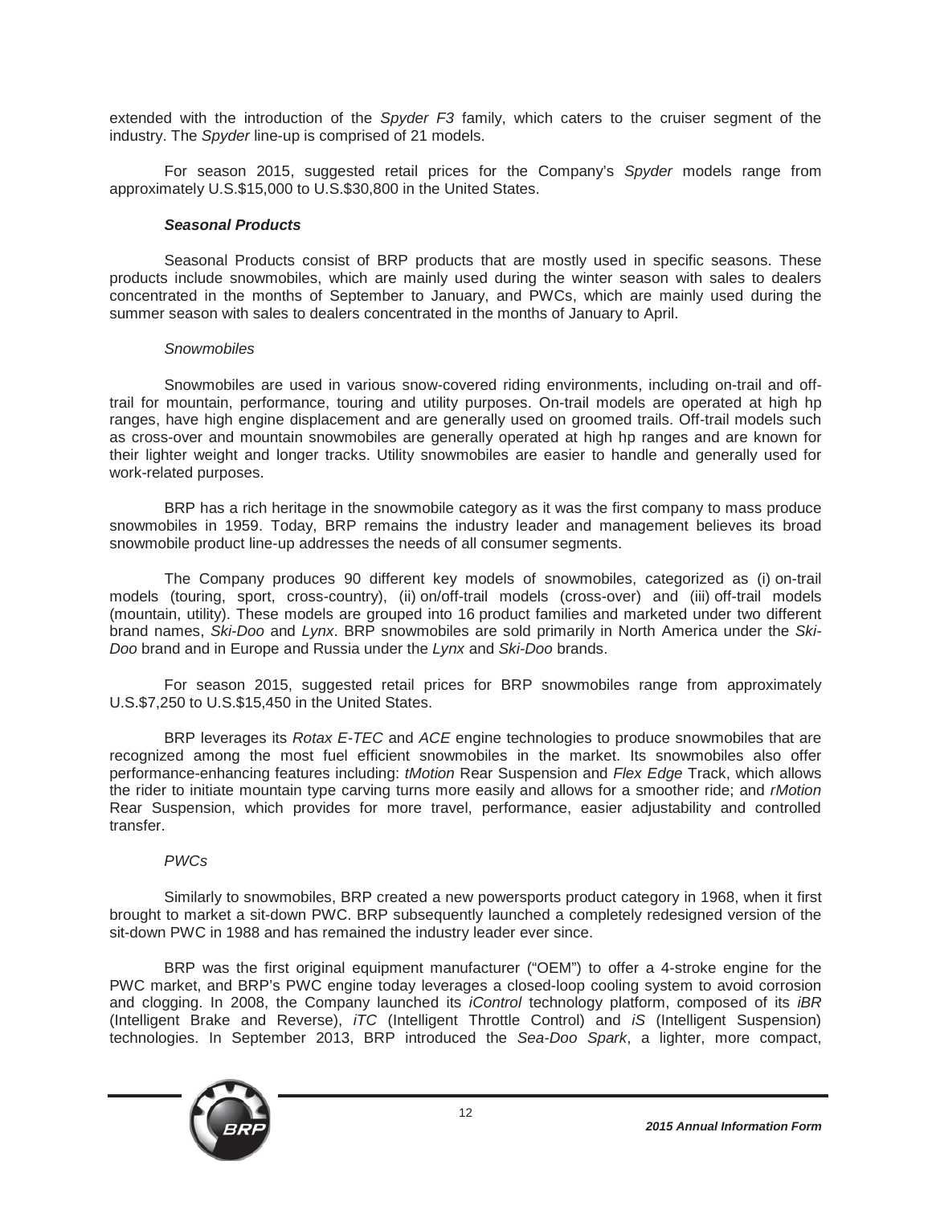extended with the introduction of the *Spyder F3* family, which caters to the cruiser segment of the industry. The *Spyder* line-up is comprised of 21 models.

For season 2015, suggested retail prices for the Company's *Spyder* models range from approximately U.S.$15,000 to U.S.$30,800 in the United States.

#### ***Seasonal Products***

Seasonal Products consist of BRP products that are mostly used in specific seasons. These products include snowmobiles, which are mainly used during the winter season with sales to dealers concentrated in the months of September to January, and PWCs, which are mainly used during the summer season with sales to dealers concentrated in the months of January to April.

##### *Snowmobiles*

Snowmobiles are used in various snow-covered riding environments, including on-trail and off-trail for mountain, performance, touring and utility purposes. On-trail models are operated at high hp ranges, have high engine displacement and are generally used on groomed trails. Off-trail models such as cross-over and mountain snowmobiles are generally operated at high hp ranges and are known for their lighter weight and longer tracks. Utility snowmobiles are easier to handle and generally used for work-related purposes.

BRP has a rich heritage in the snowmobile category as it was the first company to mass produce snowmobiles in 1959. Today, BRP remains the industry leader and management believes its broad snowmobile product line-up addresses the needs of all consumer segments.

The Company produces 90 different key models of snowmobiles, categorized as (i) on-trail models (touring, sport, cross-country), (ii) on/off-trail models (cross-over) and (iii) off-trail models (mountain, utility). These models are grouped into 16 product families and marketed under two different brand names, *Ski-Doo* and *Lynx*. BRP snowmobiles are sold primarily in North America under the *Ski-Doo* brand and in Europe and Russia under the *Lynx* and *Ski-Doo* brands.

For season 2015, suggested retail prices for BRP snowmobiles range from approximately U.S.$7,250 to U.S.$15,450 in the United States.

BRP leverages its *Rotax E-TEC* and *ACE* engine technologies to produce snowmobiles that are recognized among the most fuel efficient snowmobiles in the market. Its snowmobiles also offer performance-enhancing features including: *tMotion* Rear Suspension and *Flex Edge* Track, which allows the rider to initiate mountain type carving turns more easily and allows for a smoother ride; and *rMotion* Rear Suspension, which provides for more travel, performance, easier adjustability and controlled transfer.

##### *PWCs*

Similarly to snowmobiles, BRP created a new powersports product category in 1968, when it first brought to market a sit-down PWC. BRP subsequently launched a completely redesigned version of the sit-down PWC in 1988 and has remained the industry leader ever since.

BRP was the first original equipment manufacturer ("OEM") to offer a 4-stroke engine for the PWC market, and BRP's PWC engine today leverages a closed-loop cooling system to avoid corrosion and clogging. In 2008, the Company launched its *iControl* technology platform, composed of its *iBR* (Intelligent Brake and Reverse), *iTC* (Intelligent Throttle Control) and *iS* (Intelligent Suspension) technologies. In September 2013, BRP introduced the *Sea-Doo Spark*, a lighter, more compact,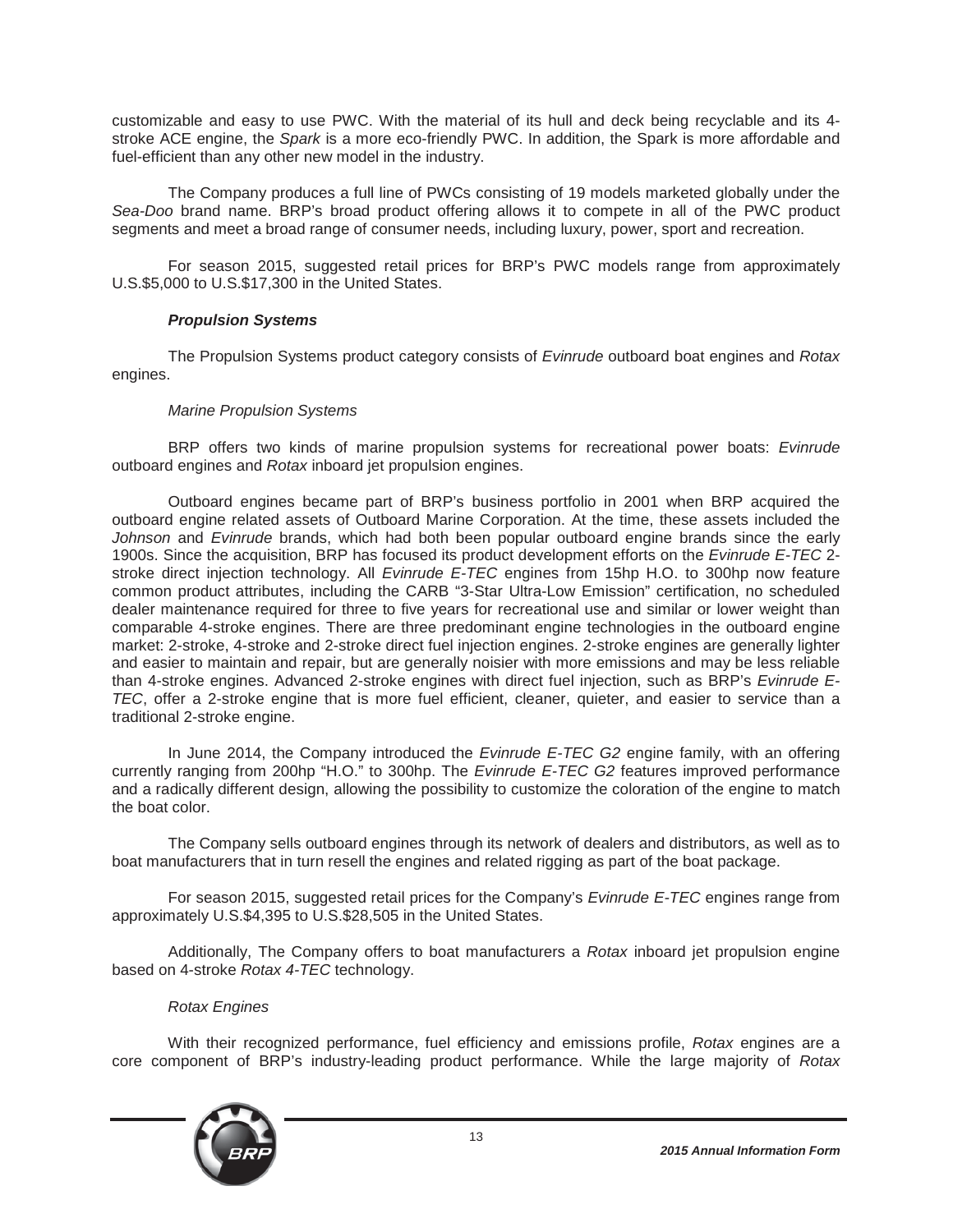customizable and easy to use PWC. With the material of its hull and deck being recyclable and its 4-stroke ACE engine, the *Spark* is a more eco-friendly PWC. In addition, the Spark is more affordable and fuel-efficient than any other new model in the industry.

The Company produces a full line of PWCs consisting of 19 models marketed globally under the *Sea-Doo* brand name. BRP's broad product offering allows it to compete in all of the PWC product segments and meet a broad range of consumer needs, including luxury, power, sport and recreation.

For season 2015, suggested retail prices for BRP's PWC models range from approximately U.S.$5,000 to U.S.$17,300 in the United States.

#### ***Propulsion Systems***

The Propulsion Systems product category consists of *Evinrude* outboard boat engines and *Rotax* engines.

##### *Marine Propulsion Systems*

BRP offers two kinds of marine propulsion systems for recreational power boats: *Evinrude* outboard engines and *Rotax* inboard jet propulsion engines.

Outboard engines became part of BRP's business portfolio in 2001 when BRP acquired the outboard engine related assets of Outboard Marine Corporation. At the time, these assets included the *Johnson* and *Evinrude* brands, which had both been popular outboard engine brands since the early 1900s. Since the acquisition, BRP has focused its product development efforts on the *Evinrude E-TEC* 2-stroke direct injection technology. All *Evinrude E-TEC* engines from 15hp H.O. to 300hp now feature common product attributes, including the CARB "3-Star Ultra-Low Emission" certification, no scheduled dealer maintenance required for three to five years for recreational use and similar or lower weight than comparable 4-stroke engines. There are three predominant engine technologies in the outboard engine market: 2-stroke, 4-stroke and 2-stroke direct fuel injection engines. 2-stroke engines are generally lighter and easier to maintain and repair, but are generally noisier with more emissions and may be less reliable than 4-stroke engines. Advanced 2-stroke engines with direct fuel injection, such as BRP's *Evinrude E-TEC*, offer a 2-stroke engine that is more fuel efficient, cleaner, quieter, and easier to service than a traditional 2-stroke engine.

In June 2014, the Company introduced the *Evinrude E-TEC G2* engine family, with an offering currently ranging from 200hp "H.O." to 300hp. The *Evinrude E-TEC G2* features improved performance and a radically different design, allowing the possibility to customize the coloration of the engine to match the boat color.

The Company sells outboard engines through its network of dealers and distributors, as well as to boat manufacturers that in turn resell the engines and related rigging as part of the boat package.

For season 2015, suggested retail prices for the Company's *Evinrude E-TEC* engines range from approximately U.S.$4,395 to U.S.$28,505 in the United States.

Additionally, The Company offers to boat manufacturers a *Rotax* inboard jet propulsion engine based on 4-stroke *Rotax 4-TEC* technology.

##### *Rotax Engines*

With their recognized performance, fuel efficiency and emissions profile, *Rotax* engines are a core component of BRP's industry-leading product performance. While the large majority of *Rotax*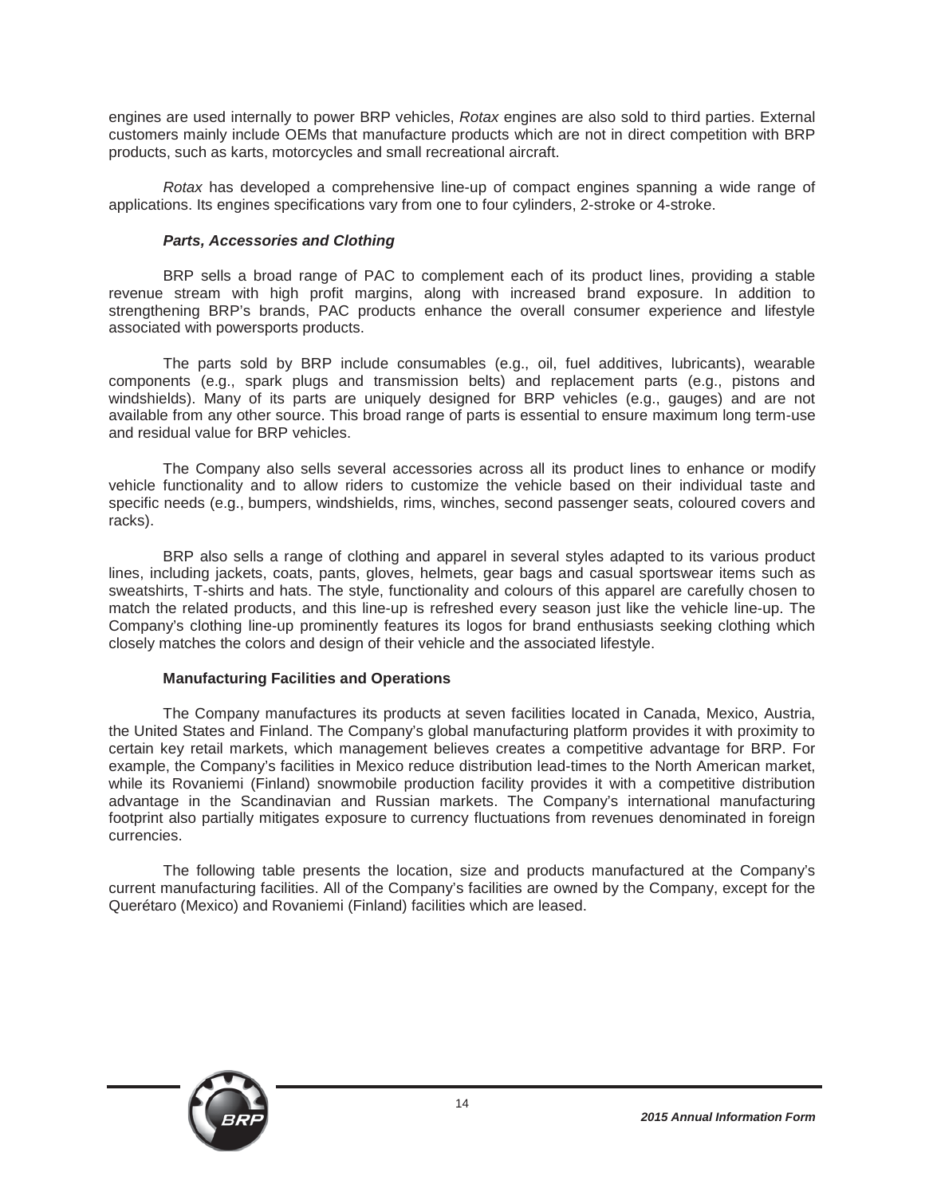engines are used internally to power BRP vehicles, *Rotax* engines are also sold to third parties. External customers mainly include OEMs that manufacture products which are not in direct competition with BRP products, such as karts, motorcycles and small recreational aircraft.

*Rotax* has developed a comprehensive line-up of compact engines spanning a wide range of applications. Its engines specifications vary from one to four cylinders, 2-stroke or 4-stroke.

***Parts, Accessories and Clothing***

BRP sells a broad range of PAC to complement each of its product lines, providing a stable revenue stream with high profit margins, along with increased brand exposure. In addition to strengthening BRP's brands, PAC products enhance the overall consumer experience and lifestyle associated with powersports products.

The parts sold by BRP include consumables (e.g., oil, fuel additives, lubricants), wearable components (e.g., spark plugs and transmission belts) and replacement parts (e.g., pistons and windshields). Many of its parts are uniquely designed for BRP vehicles (e.g., gauges) and are not available from any other source. This broad range of parts is essential to ensure maximum long term-use and residual value for BRP vehicles.

The Company also sells several accessories across all its product lines to enhance or modify vehicle functionality and to allow riders to customize the vehicle based on their individual taste and specific needs (e.g., bumpers, windshields, rims, winches, second passenger seats, coloured covers and racks).

BRP also sells a range of clothing and apparel in several styles adapted to its various product lines, including jackets, coats, pants, gloves, helmets, gear bags and casual sportswear items such as sweatshirts, T-shirts and hats. The style, functionality and colours of this apparel are carefully chosen to match the related products, and this line-up is refreshed every season just like the vehicle line-up. The Company's clothing line-up prominently features its logos for brand enthusiasts seeking clothing which closely matches the colors and design of their vehicle and the associated lifestyle.

**Manufacturing Facilities and Operations**

The Company manufactures its products at seven facilities located in Canada, Mexico, Austria, the United States and Finland. The Company's global manufacturing platform provides it with proximity to certain key retail markets, which management believes creates a competitive advantage for BRP. For example, the Company's facilities in Mexico reduce distribution lead-times to the North American market, while its Rovaniemi (Finland) snowmobile production facility provides it with a competitive distribution advantage in the Scandinavian and Russian markets. The Company's international manufacturing footprint also partially mitigates exposure to currency fluctuations from revenues denominated in foreign currencies.

The following table presents the location, size and products manufactured at the Company's current manufacturing facilities. All of the Company's facilities are owned by the Company, except for the Querétaro (Mexico) and Rovaniemi (Finland) facilities which are leased.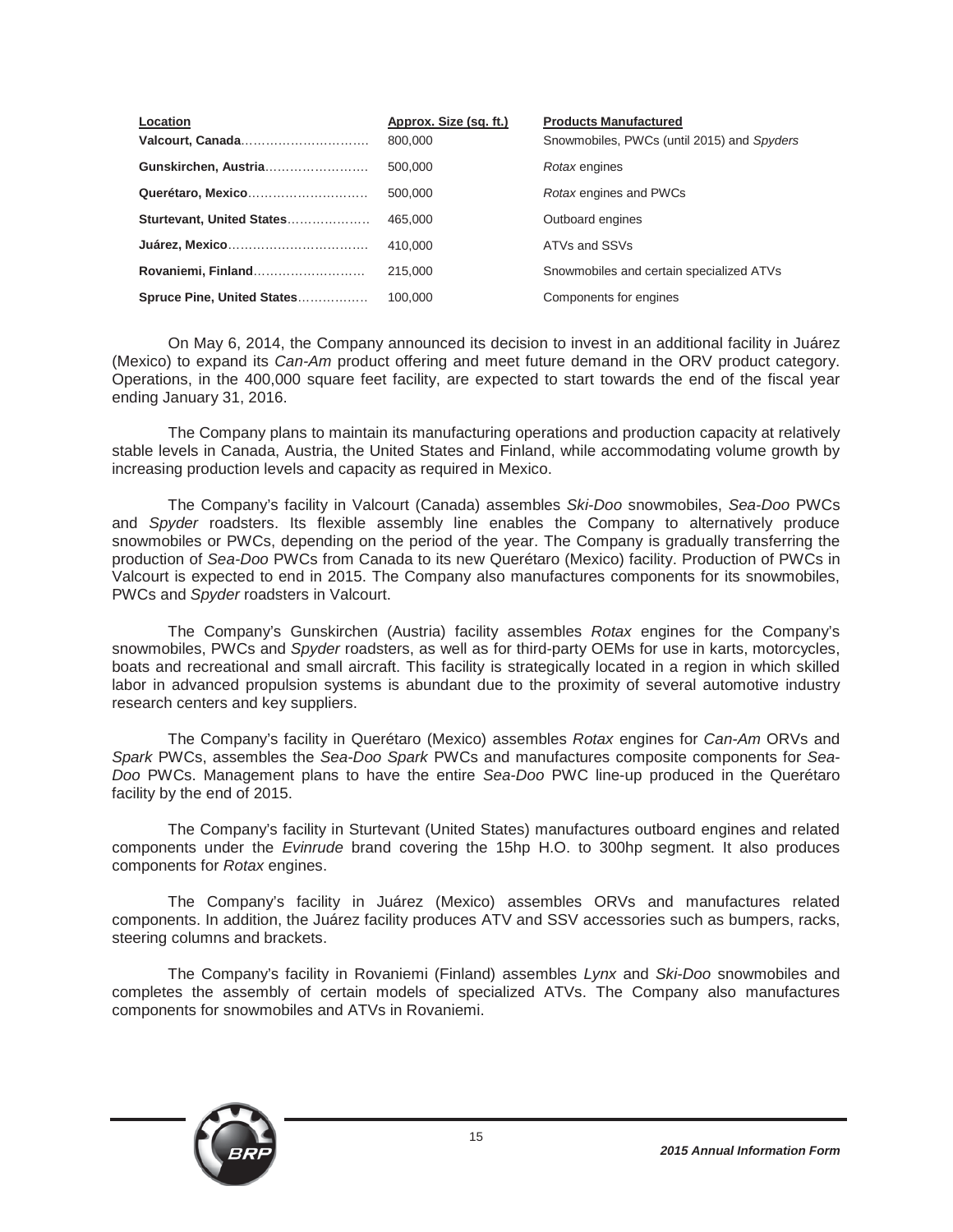| Location | Approx. Size (sq. ft.) | Products Manufactured |
|---|---|---|
| **Valcourt, Canada** | 800,000 | Snowmobiles, PWCs (until 2015) and *Spyders* |
| **Gunskirchen, Austria** | 500,000 | *Rotax* engines |
| **Querétaro, Mexico** | 500,000 | *Rotax* engines and PWCs |
| **Sturtevant, United States** | 465,000 | Outboard engines |
| **Juárez, Mexico** | 410,000 | ATVs and SSVs |
| **Rovaniemi, Finland** | 215,000 | Snowmobiles and certain specialized ATVs |
| **Spruce Pine, United States** | 100,000 | Components for engines |

On May 6, 2014, the Company announced its decision to invest in an additional facility in Juárez (Mexico) to expand its *Can-Am* product offering and meet future demand in the ORV product category. Operations, in the 400,000 square feet facility, are expected to start towards the end of the fiscal year ending January 31, 2016.

The Company plans to maintain its manufacturing operations and production capacity at relatively stable levels in Canada, Austria, the United States and Finland, while accommodating volume growth by increasing production levels and capacity as required in Mexico.

The Company's facility in Valcourt (Canada) assembles *Ski-Doo* snowmobiles, *Sea-Doo* PWCs and *Spyder* roadsters. Its flexible assembly line enables the Company to alternatively produce snowmobiles or PWCs, depending on the period of the year. The Company is gradually transferring the production of *Sea-Doo* PWCs from Canada to its new Querétaro (Mexico) facility. Production of PWCs in Valcourt is expected to end in 2015. The Company also manufactures components for its snowmobiles, PWCs and *Spyder* roadsters in Valcourt.

The Company's Gunskirchen (Austria) facility assembles *Rotax* engines for the Company's snowmobiles, PWCs and *Spyder* roadsters, as well as for third-party OEMs for use in karts, motorcycles, boats and recreational and small aircraft. This facility is strategically located in a region in which skilled labor in advanced propulsion systems is abundant due to the proximity of several automotive industry research centers and key suppliers.

The Company's facility in Querétaro (Mexico) assembles *Rotax* engines for *Can-Am* ORVs and *Spark* PWCs, assembles the *Sea-Doo Spark* PWCs and manufactures composite components for *Sea-Doo* PWCs. Management plans to have the entire *Sea-Doo* PWC line-up produced in the Querétaro facility by the end of 2015.

The Company's facility in Sturtevant (United States) manufactures outboard engines and related components under the *Evinrude* brand covering the 15hp H.O. to 300hp segment. It also produces components for *Rotax* engines.

The Company's facility in Juárez (Mexico) assembles ORVs and manufactures related components. In addition, the Juárez facility produces ATV and SSV accessories such as bumpers, racks, steering columns and brackets.

The Company's facility in Rovaniemi (Finland) assembles *Lynx* and *Ski-Doo* snowmobiles and completes the assembly of certain models of specialized ATVs. The Company also manufactures components for snowmobiles and ATVs in Rovaniemi.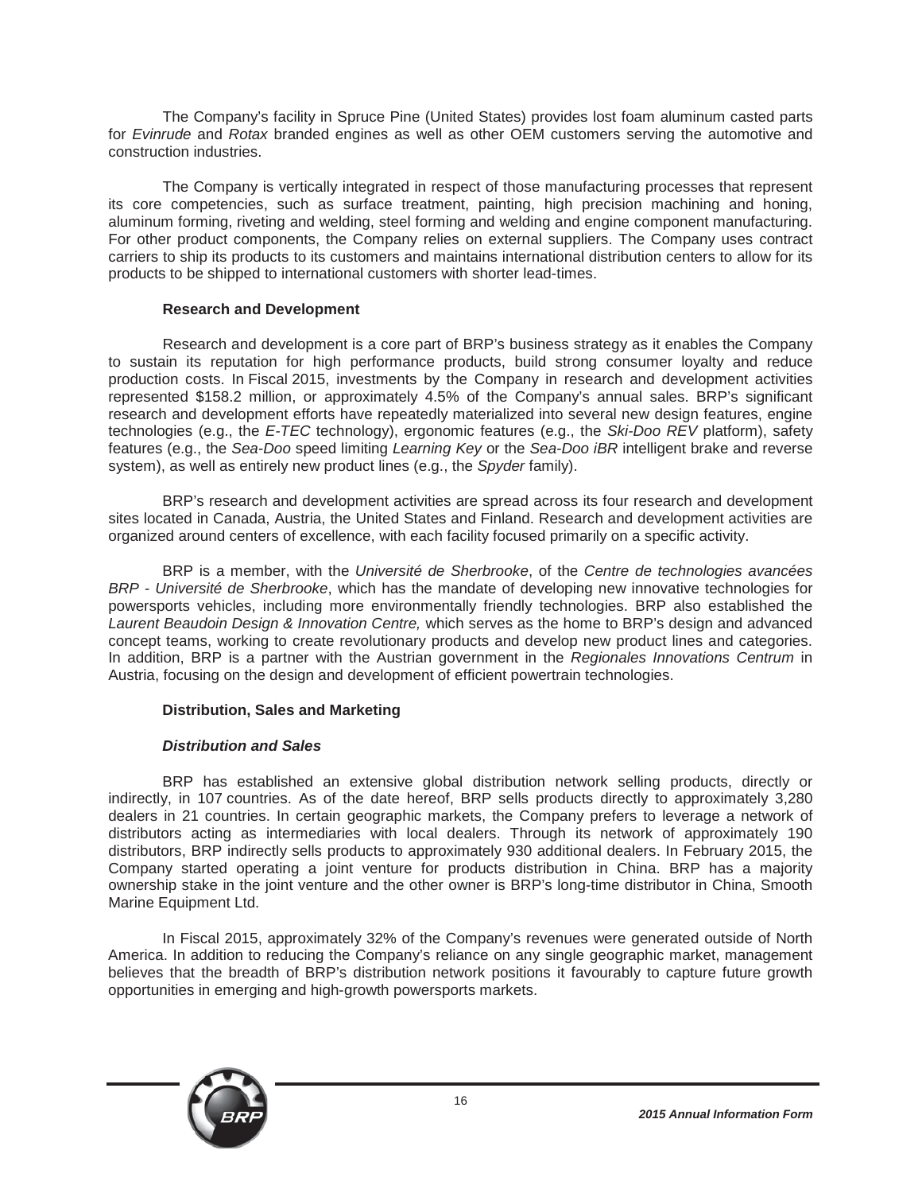The Company's facility in Spruce Pine (United States) provides lost foam aluminum casted parts for *Evinrude* and *Rotax* branded engines as well as other OEM customers serving the automotive and construction industries.

The Company is vertically integrated in respect of those manufacturing processes that represent its core competencies, such as surface treatment, painting, high precision machining and honing, aluminum forming, riveting and welding, steel forming and welding and engine component manufacturing. For other product components, the Company relies on external suppliers. The Company uses contract carriers to ship its products to its customers and maintains international distribution centers to allow for its products to be shipped to international customers with shorter lead-times.

**Research and Development**

Research and development is a core part of BRP's business strategy as it enables the Company to sustain its reputation for high performance products, build strong consumer loyalty and reduce production costs. In Fiscal 2015, investments by the Company in research and development activities represented $158.2 million, or approximately 4.5% of the Company's annual sales. BRP's significant research and development efforts have repeatedly materialized into several new design features, engine technologies (e.g., the *E-TEC* technology), ergonomic features (e.g., the *Ski-Doo REV* platform), safety features (e.g., the *Sea-Doo* speed limiting *Learning Key* or the *Sea-Doo iBR* intelligent brake and reverse system), as well as entirely new product lines (e.g., the *Spyder* family).

BRP's research and development activities are spread across its four research and development sites located in Canada, Austria, the United States and Finland. Research and development activities are organized around centers of excellence, with each facility focused primarily on a specific activity.

BRP is a member, with the *Université de Sherbrooke*, of the *Centre de technologies avancées BRP - Université de Sherbrooke*, which has the mandate of developing new innovative technologies for powersports vehicles, including more environmentally friendly technologies. BRP also established the *Laurent Beaudoin Design & Innovation Centre,* which serves as the home to BRP's design and advanced concept teams, working to create revolutionary products and develop new product lines and categories. In addition, BRP is a partner with the Austrian government in the *Regionales Innovations Centrum* in Austria, focusing on the design and development of efficient powertrain technologies.

**Distribution, Sales and Marketing**

***Distribution and Sales***

BRP has established an extensive global distribution network selling products, directly or indirectly, in 107 countries. As of the date hereof, BRP sells products directly to approximately 3,280 dealers in 21 countries. In certain geographic markets, the Company prefers to leverage a network of distributors acting as intermediaries with local dealers. Through its network of approximately 190 distributors, BRP indirectly sells products to approximately 930 additional dealers. In February 2015, the Company started operating a joint venture for products distribution in China. BRP has a majority ownership stake in the joint venture and the other owner is BRP's long-time distributor in China, Smooth Marine Equipment Ltd.

In Fiscal 2015, approximately 32% of the Company's revenues were generated outside of North America. In addition to reducing the Company's reliance on any single geographic market, management believes that the breadth of BRP's distribution network positions it favourably to capture future growth opportunities in emerging and high-growth powersports markets.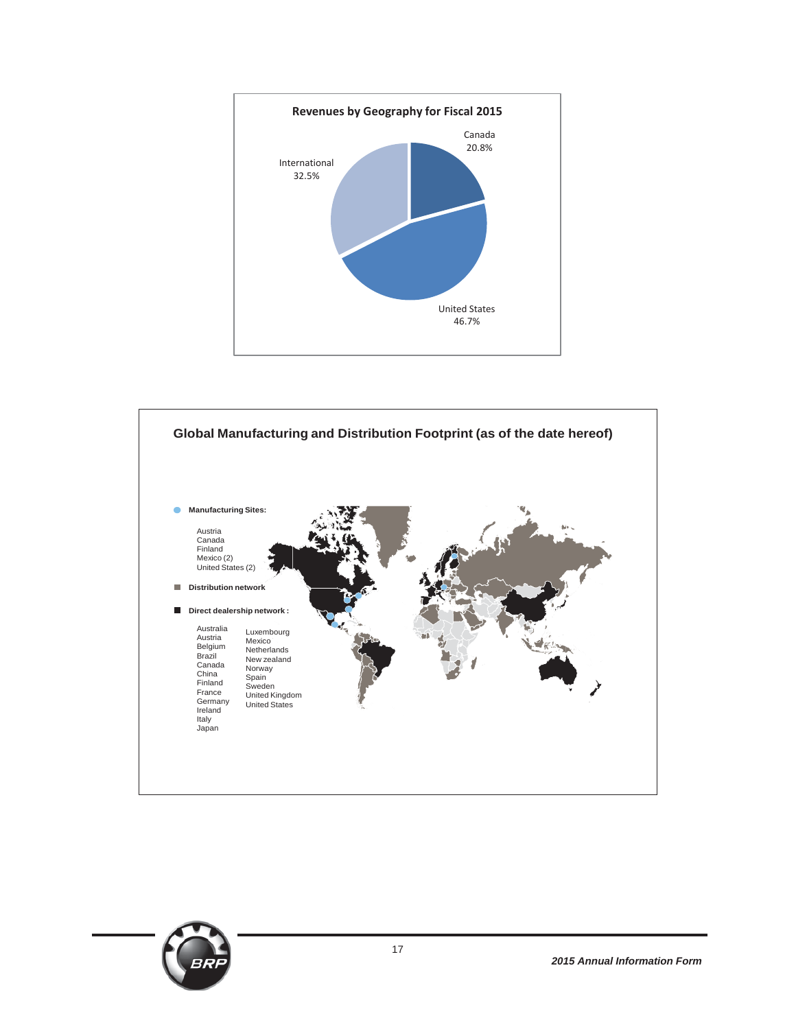**Revenues by Geography for Fiscal 2015**

| Region | Share |
|---|---|
| Canada | 20.8% |
| United States | 46.7% |
| International | 32.5% |

**Global Manufacturing and Distribution Footprint (as of the date hereof)**

**Manufacturing Sites:**

- Austria
- Canada
- Finland
- Mexico (2)
- United States (2)

**Distribution network**

**Direct dealership network :**

- Australia
- Austria
- Belgium
- Brazil
- Canada
- China
- Finland
- France
- Germany
- Ireland
- Italy
- Japan
- Luxembourg
- Mexico
- Netherlands
- New zealand
- Norway
- Spain
- Sweden
- United Kingdom
- United States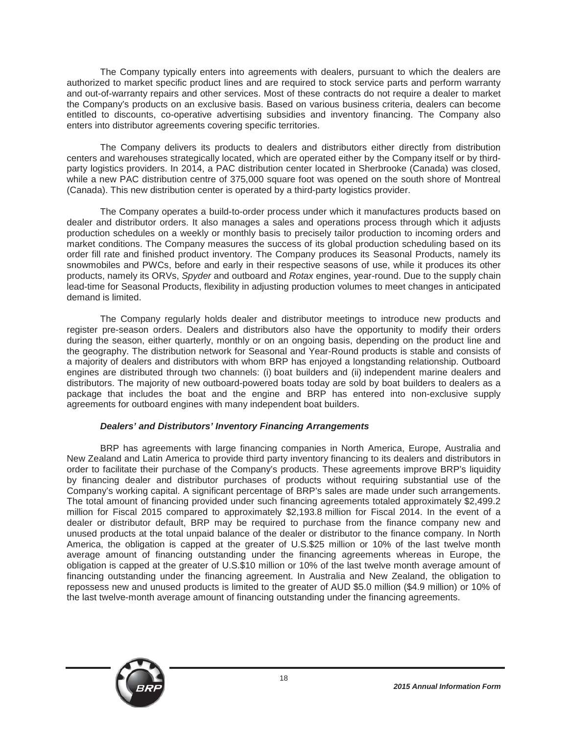The Company typically enters into agreements with dealers, pursuant to which the dealers are authorized to market specific product lines and are required to stock service parts and perform warranty and out-of-warranty repairs and other services. Most of these contracts do not require a dealer to market the Company's products on an exclusive basis. Based on various business criteria, dealers can become entitled to discounts, co-operative advertising subsidies and inventory financing. The Company also enters into distributor agreements covering specific territories.

The Company delivers its products to dealers and distributors either directly from distribution centers and warehouses strategically located, which are operated either by the Company itself or by third-party logistics providers. In 2014, a PAC distribution center located in Sherbrooke (Canada) was closed, while a new PAC distribution centre of 375,000 square foot was opened on the south shore of Montreal (Canada). This new distribution center is operated by a third-party logistics provider.

The Company operates a build-to-order process under which it manufactures products based on dealer and distributor orders. It also manages a sales and operations process through which it adjusts production schedules on a weekly or monthly basis to precisely tailor production to incoming orders and market conditions. The Company measures the success of its global production scheduling based on its order fill rate and finished product inventory. The Company produces its Seasonal Products, namely its snowmobiles and PWCs, before and early in their respective seasons of use, while it produces its other products, namely its ORVs, *Spyder* and outboard and *Rotax* engines, year-round. Due to the supply chain lead-time for Seasonal Products, flexibility in adjusting production volumes to meet changes in anticipated demand is limited.

The Company regularly holds dealer and distributor meetings to introduce new products and register pre-season orders. Dealers and distributors also have the opportunity to modify their orders during the season, either quarterly, monthly or on an ongoing basis, depending on the product line and the geography. The distribution network for Seasonal and Year-Round products is stable and consists of a majority of dealers and distributors with whom BRP has enjoyed a longstanding relationship. Outboard engines are distributed through two channels: (i) boat builders and (ii) independent marine dealers and distributors. The majority of new outboard-powered boats today are sold by boat builders to dealers as a package that includes the boat and the engine and BRP has entered into non-exclusive supply agreements for outboard engines with many independent boat builders.

***Dealers' and Distributors' Inventory Financing Arrangements***

BRP has agreements with large financing companies in North America, Europe, Australia and New Zealand and Latin America to provide third party inventory financing to its dealers and distributors in order to facilitate their purchase of the Company's products. These agreements improve BRP's liquidity by financing dealer and distributor purchases of products without requiring substantial use of the Company's working capital. A significant percentage of BRP's sales are made under such arrangements. The total amount of financing provided under such financing agreements totaled approximately $2,499.2 million for Fiscal 2015 compared to approximately $2,193.8 million for Fiscal 2014. In the event of a dealer or distributor default, BRP may be required to purchase from the finance company new and unused products at the total unpaid balance of the dealer or distributor to the finance company. In North America, the obligation is capped at the greater of U.S.$25 million or 10% of the last twelve month average amount of financing outstanding under the financing agreements whereas in Europe, the obligation is capped at the greater of U.S.$10 million or 10% of the last twelve month average amount of financing outstanding under the financing agreement. In Australia and New Zealand, the obligation to repossess new and unused products is limited to the greater of AUD $5.0 million ($4.9 million) or 10% of the last twelve-month average amount of financing outstanding under the financing agreements.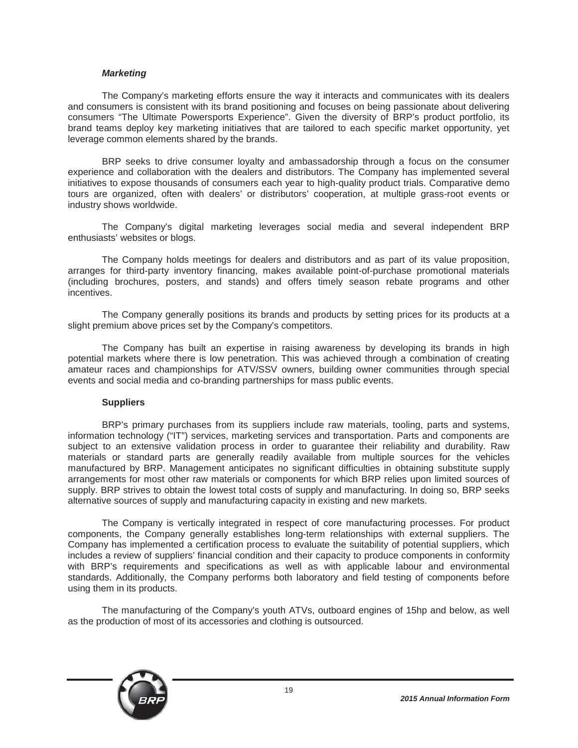### *Marketing*

The Company's marketing efforts ensure the way it interacts and communicates with its dealers and consumers is consistent with its brand positioning and focuses on being passionate about delivering consumers "The Ultimate Powersports Experience". Given the diversity of BRP's product portfolio, its brand teams deploy key marketing initiatives that are tailored to each specific market opportunity, yet leverage common elements shared by the brands.

BRP seeks to drive consumer loyalty and ambassadorship through a focus on the consumer experience and collaboration with the dealers and distributors. The Company has implemented several initiatives to expose thousands of consumers each year to high-quality product trials. Comparative demo tours are organized, often with dealers' or distributors' cooperation, at multiple grass-root events or industry shows worldwide.

The Company's digital marketing leverages social media and several independent BRP enthusiasts' websites or blogs.

The Company holds meetings for dealers and distributors and as part of its value proposition, arranges for third-party inventory financing, makes available point-of-purchase promotional materials (including brochures, posters, and stands) and offers timely season rebate programs and other incentives.

The Company generally positions its brands and products by setting prices for its products at a slight premium above prices set by the Company's competitors.

The Company has built an expertise in raising awareness by developing its brands in high potential markets where there is low penetration. This was achieved through a combination of creating amateur races and championships for ATV/SSV owners, building owner communities through special events and social media and co-branding partnerships for mass public events.

### Suppliers

BRP's primary purchases from its suppliers include raw materials, tooling, parts and systems, information technology ("IT") services, marketing services and transportation. Parts and components are subject to an extensive validation process in order to guarantee their reliability and durability. Raw materials or standard parts are generally readily available from multiple sources for the vehicles manufactured by BRP. Management anticipates no significant difficulties in obtaining substitute supply arrangements for most other raw materials or components for which BRP relies upon limited sources of supply. BRP strives to obtain the lowest total costs of supply and manufacturing. In doing so, BRP seeks alternative sources of supply and manufacturing capacity in existing and new markets.

The Company is vertically integrated in respect of core manufacturing processes. For product components, the Company generally establishes long-term relationships with external suppliers. The Company has implemented a certification process to evaluate the suitability of potential suppliers, which includes a review of suppliers' financial condition and their capacity to produce components in conformity with BRP's requirements and specifications as well as with applicable labour and environmental standards. Additionally, the Company performs both laboratory and field testing of components before using them in its products.

The manufacturing of the Company's youth ATVs, outboard engines of 15hp and below, as well as the production of most of its accessories and clothing is outsourced.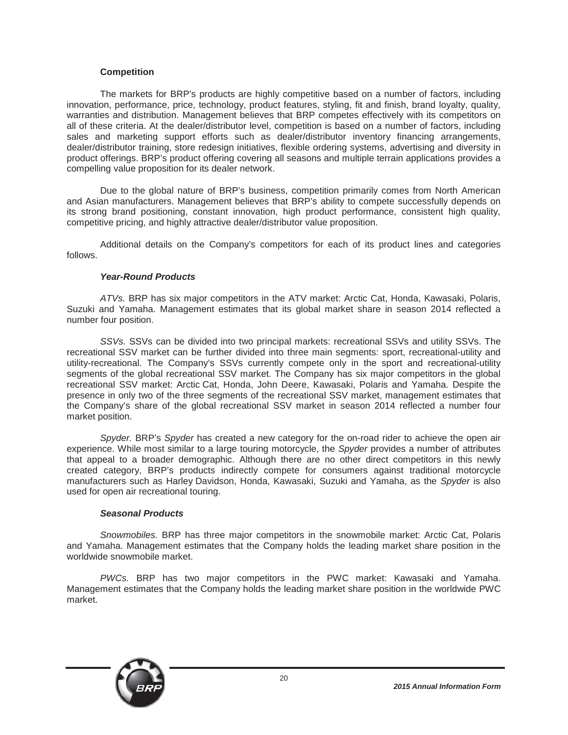### Competition

The markets for BRP's products are highly competitive based on a number of factors, including innovation, performance, price, technology, product features, styling, fit and finish, brand loyalty, quality, warranties and distribution. Management believes that BRP competes effectively with its competitors on all of these criteria. At the dealer/distributor level, competition is based on a number of factors, including sales and marketing support efforts such as dealer/distributor inventory financing arrangements, dealer/distributor training, store redesign initiatives, flexible ordering systems, advertising and diversity in product offerings. BRP's product offering covering all seasons and multiple terrain applications provides a compelling value proposition for its dealer network.

Due to the global nature of BRP's business, competition primarily comes from North American and Asian manufacturers. Management believes that BRP's ability to compete successfully depends on its strong brand positioning, constant innovation, high product performance, consistent high quality, competitive pricing, and highly attractive dealer/distributor value proposition.

Additional details on the Company's competitors for each of its product lines and categories follows.

#### *Year-Round Products*

*ATVs.* BRP has six major competitors in the ATV market: Arctic Cat, Honda, Kawasaki, Polaris, Suzuki and Yamaha. Management estimates that its global market share in season 2014 reflected a number four position.

*SSVs.* SSVs can be divided into two principal markets: recreational SSVs and utility SSVs. The recreational SSV market can be further divided into three main segments: sport, recreational-utility and utility-recreational. The Company's SSVs currently compete only in the sport and recreational-utility segments of the global recreational SSV market. The Company has six major competitors in the global recreational SSV market: Arctic Cat, Honda, John Deere, Kawasaki, Polaris and Yamaha. Despite the presence in only two of the three segments of the recreational SSV market, management estimates that the Company's share of the global recreational SSV market in season 2014 reflected a number four market position.

*Spyder.* BRP's *Spyder* has created a new category for the on-road rider to achieve the open air experience. While most similar to a large touring motorcycle, the *Spyder* provides a number of attributes that appeal to a broader demographic. Although there are no other direct competitors in this newly created category, BRP's products indirectly compete for consumers against traditional motorcycle manufacturers such as Harley Davidson, Honda, Kawasaki, Suzuki and Yamaha, as the *Spyder* is also used for open air recreational touring.

#### *Seasonal Products*

*Snowmobiles.* BRP has three major competitors in the snowmobile market: Arctic Cat, Polaris and Yamaha. Management estimates that the Company holds the leading market share position in the worldwide snowmobile market.

*PWCs.* BRP has two major competitors in the PWC market: Kawasaki and Yamaha. Management estimates that the Company holds the leading market share position in the worldwide PWC market.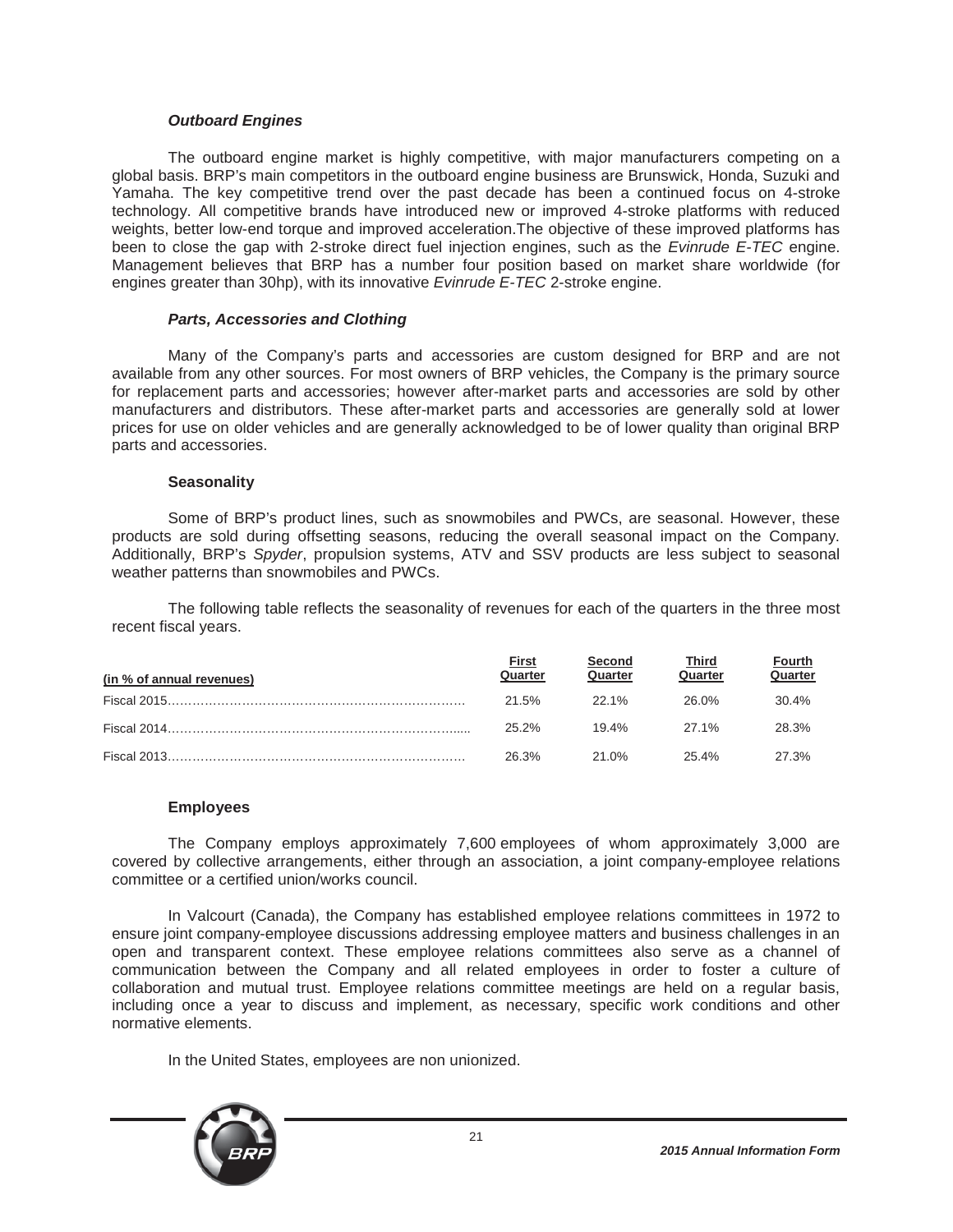### *Outboard Engines*

The outboard engine market is highly competitive, with major manufacturers competing on a global basis. BRP's main competitors in the outboard engine business are Brunswick, Honda, Suzuki and Yamaha. The key competitive trend over the past decade has been a continued focus on 4-stroke technology. All competitive brands have introduced new or improved 4-stroke platforms with reduced weights, better low-end torque and improved acceleration.The objective of these improved platforms has been to close the gap with 2-stroke direct fuel injection engines, such as the *Evinrude E-TEC* engine. Management believes that BRP has a number four position based on market share worldwide (for engines greater than 30hp), with its innovative *Evinrude E-TEC* 2-stroke engine.

### *Parts, Accessories and Clothing*

Many of the Company's parts and accessories are custom designed for BRP and are not available from any other sources. For most owners of BRP vehicles, the Company is the primary source for replacement parts and accessories; however after-market parts and accessories are sold by other manufacturers and distributors. These after-market parts and accessories are generally sold at lower prices for use on older vehicles and are generally acknowledged to be of lower quality than original BRP parts and accessories.

### Seasonality

Some of BRP's product lines, such as snowmobiles and PWCs, are seasonal. However, these products are sold during offsetting seasons, reducing the overall seasonal impact on the Company. Additionally, BRP's *Spyder*, propulsion systems, ATV and SSV products are less subject to seasonal weather patterns than snowmobiles and PWCs.

The following table reflects the seasonality of revenues for each of the quarters in the three most recent fiscal years.

| (in % of annual revenues) | First Quarter | Second Quarter | Third Quarter | Fourth Quarter |
|---|---|---|---|---|
| Fiscal 2015 | 21.5% | 22.1% | 26.0% | 30.4% |
| Fiscal 2014 | 25.2% | 19.4% | 27.1% | 28.3% |
| Fiscal 2013 | 26.3% | 21.0% | 25.4% | 27.3% |

### Employees

The Company employs approximately 7,600 employees of whom approximately 3,000 are covered by collective arrangements, either through an association, a joint company-employee relations committee or a certified union/works council.

In Valcourt (Canada), the Company has established employee relations committees in 1972 to ensure joint company-employee discussions addressing employee matters and business challenges in an open and transparent context. These employee relations committees also serve as a channel of communication between the Company and all related employees in order to foster a culture of collaboration and mutual trust. Employee relations committee meetings are held on a regular basis, including once a year to discuss and implement, as necessary, specific work conditions and other normative elements.

In the United States, employees are non unionized.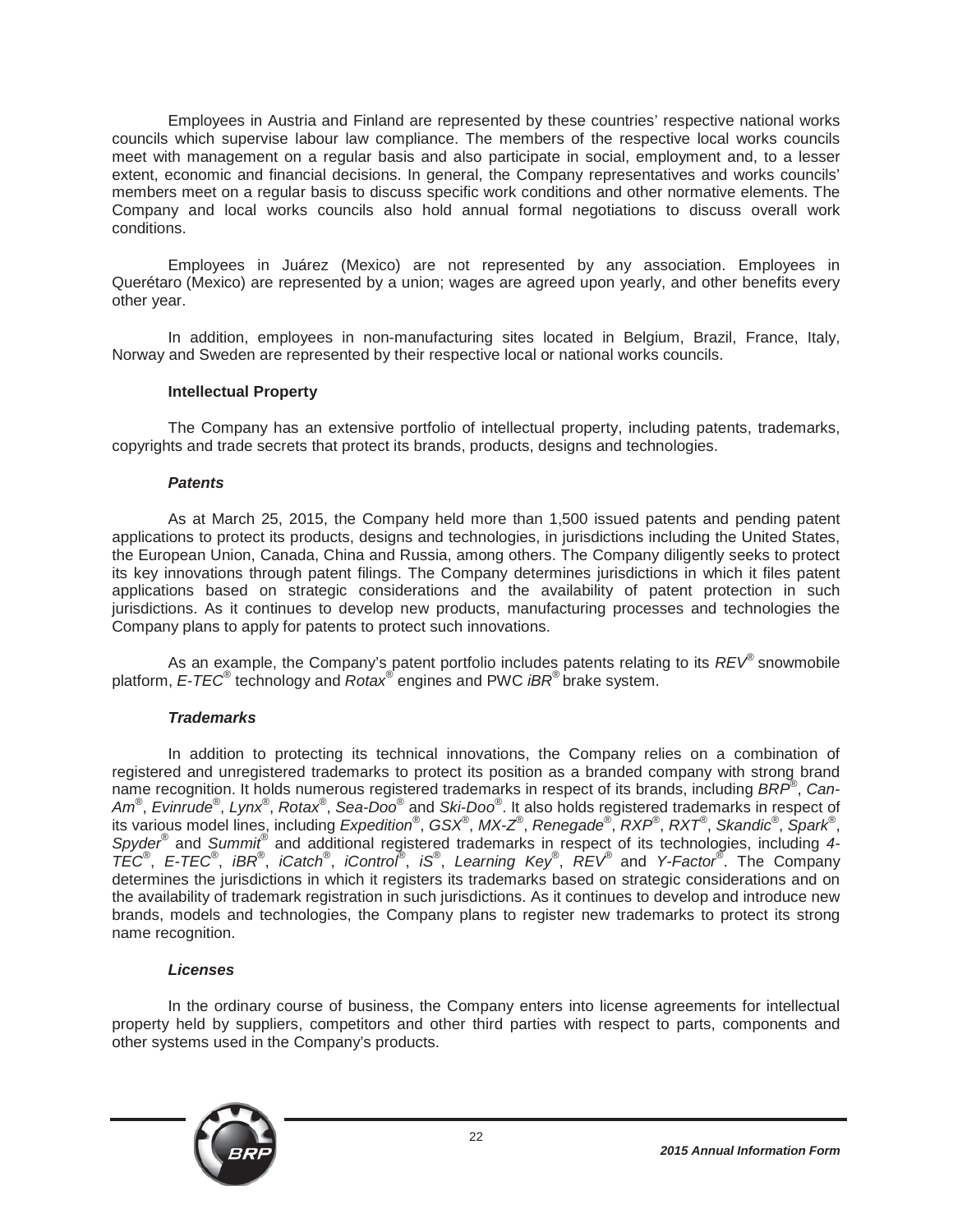Employees in Austria and Finland are represented by these countries' respective national works councils which supervise labour law compliance. The members of the respective local works councils meet with management on a regular basis and also participate in social, employment and, to a lesser extent, economic and financial decisions. In general, the Company representatives and works councils' members meet on a regular basis to discuss specific work conditions and other normative elements. The Company and local works councils also hold annual formal negotiations to discuss overall work conditions.

Employees in Juárez (Mexico) are not represented by any association. Employees in Querétaro (Mexico) are represented by a union; wages are agreed upon yearly, and other benefits every other year.

In addition, employees in non-manufacturing sites located in Belgium, Brazil, France, Italy, Norway and Sweden are represented by their respective local or national works councils.

**Intellectual Property**

The Company has an extensive portfolio of intellectual property, including patents, trademarks, copyrights and trade secrets that protect its brands, products, designs and technologies.

***Patents***

As at March 25, 2015, the Company held more than 1,500 issued patents and pending patent applications to protect its products, designs and technologies, in jurisdictions including the United States, the European Union, Canada, China and Russia, among others. The Company diligently seeks to protect its key innovations through patent filings. The Company determines jurisdictions in which it files patent applications based on strategic considerations and the availability of patent protection in such jurisdictions. As it continues to develop new products, manufacturing processes and technologies the Company plans to apply for patents to protect such innovations.

As an example, the Company's patent portfolio includes patents relating to its *REV*® snowmobile platform, *E-TEC*® technology and *Rotax*® engines and PWC *iBR*® brake system.

***Trademarks***

In addition to protecting its technical innovations, the Company relies on a combination of registered and unregistered trademarks to protect its position as a branded company with strong brand name recognition. It holds numerous registered trademarks in respect of its brands, including *BRP*®, *Can-Am*®, *Evinrude*®, *Lynx*®, *Rotax*®, *Sea-Doo*® and *Ski-Doo*®. It also holds registered trademarks in respect of its various model lines, including *Expedition*®, *GSX*®, *MX-Z*®, *Renegade*®, *RXP*®, *RXT*®, *Skandic*®, *Spark*®, *Spyder*® and *Summit*® and additional registered trademarks in respect of its technologies, including *4-TEC*®, *E-TEC*®, *iBR*®, *iCatch*®, *iControl*®, *iS*®, *Learning Key*®, *REV*® and *Y-Factor*®. The Company determines the jurisdictions in which it registers its trademarks based on strategic considerations and on the availability of trademark registration in such jurisdictions. As it continues to develop and introduce new brands, models and technologies, the Company plans to register new trademarks to protect its strong name recognition.

***Licenses***

In the ordinary course of business, the Company enters into license agreements for intellectual property held by suppliers, competitors and other third parties with respect to parts, components and other systems used in the Company's products.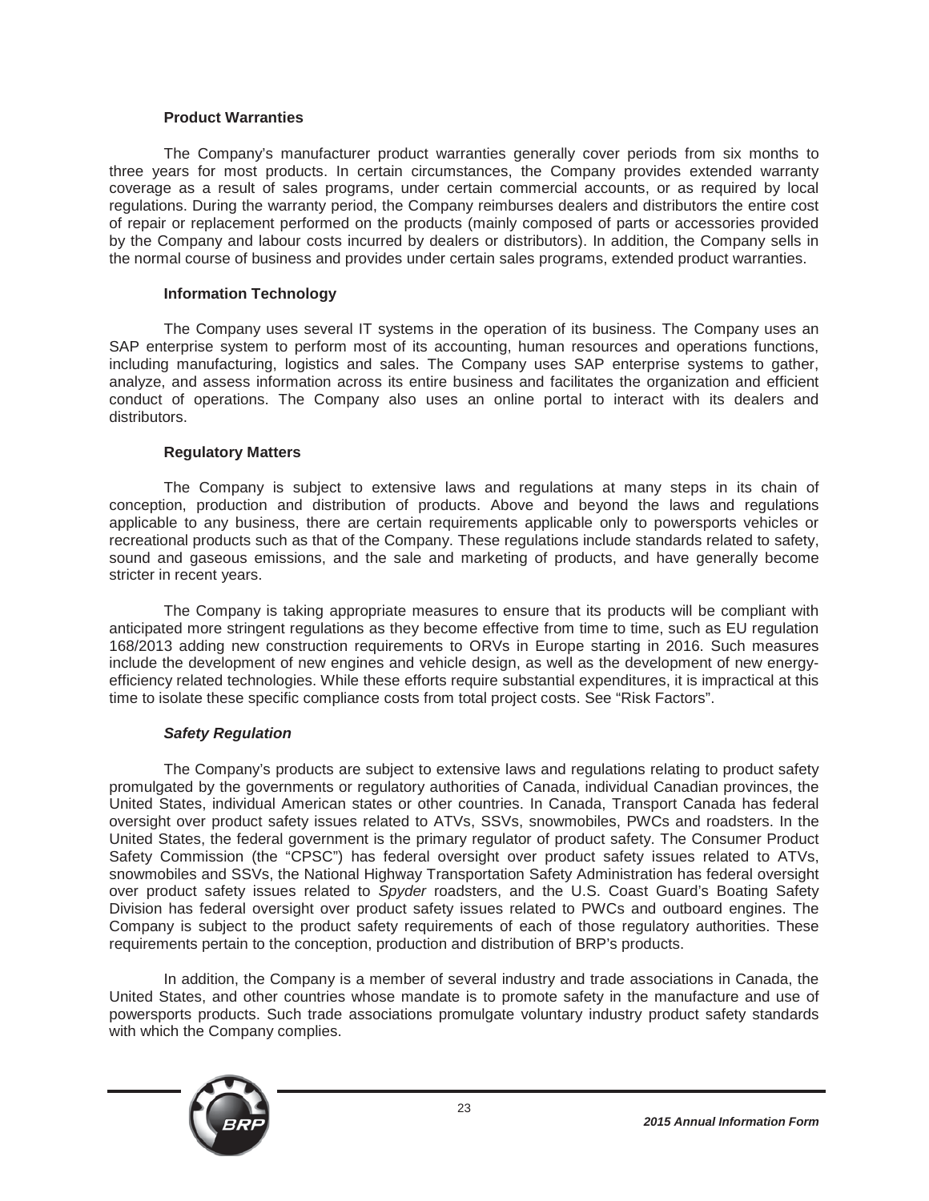### Product Warranties

The Company's manufacturer product warranties generally cover periods from six months to three years for most products. In certain circumstances, the Company provides extended warranty coverage as a result of sales programs, under certain commercial accounts, or as required by local regulations. During the warranty period, the Company reimburses dealers and distributors the entire cost of repair or replacement performed on the products (mainly composed of parts or accessories provided by the Company and labour costs incurred by dealers or distributors). In addition, the Company sells in the normal course of business and provides under certain sales programs, extended product warranties.

### Information Technology

The Company uses several IT systems in the operation of its business. The Company uses an SAP enterprise system to perform most of its accounting, human resources and operations functions, including manufacturing, logistics and sales. The Company uses SAP enterprise systems to gather, analyze, and assess information across its entire business and facilitates the organization and efficient conduct of operations. The Company also uses an online portal to interact with its dealers and distributors.

### Regulatory Matters

The Company is subject to extensive laws and regulations at many steps in its chain of conception, production and distribution of products. Above and beyond the laws and regulations applicable to any business, there are certain requirements applicable only to powersports vehicles or recreational products such as that of the Company. These regulations include standards related to safety, sound and gaseous emissions, and the sale and marketing of products, and have generally become stricter in recent years.

The Company is taking appropriate measures to ensure that its products will be compliant with anticipated more stringent regulations as they become effective from time to time, such as EU regulation 168/2013 adding new construction requirements to ORVs in Europe starting in 2016. Such measures include the development of new engines and vehicle design, as well as the development of new energy-efficiency related technologies. While these efforts require substantial expenditures, it is impractical at this time to isolate these specific compliance costs from total project costs. See "Risk Factors".

#### *Safety Regulation*

The Company's products are subject to extensive laws and regulations relating to product safety promulgated by the governments or regulatory authorities of Canada, individual Canadian provinces, the United States, individual American states or other countries. In Canada, Transport Canada has federal oversight over product safety issues related to ATVs, SSVs, snowmobiles, PWCs and roadsters. In the United States, the federal government is the primary regulator of product safety. The Consumer Product Safety Commission (the "CPSC") has federal oversight over product safety issues related to ATVs, snowmobiles and SSVs, the National Highway Transportation Safety Administration has federal oversight over product safety issues related to *Spyder* roadsters, and the U.S. Coast Guard's Boating Safety Division has federal oversight over product safety issues related to PWCs and outboard engines. The Company is subject to the product safety requirements of each of those regulatory authorities. These requirements pertain to the conception, production and distribution of BRP's products.

In addition, the Company is a member of several industry and trade associations in Canada, the United States, and other countries whose mandate is to promote safety in the manufacture and use of powersports products. Such trade associations promulgate voluntary industry product safety standards with which the Company complies.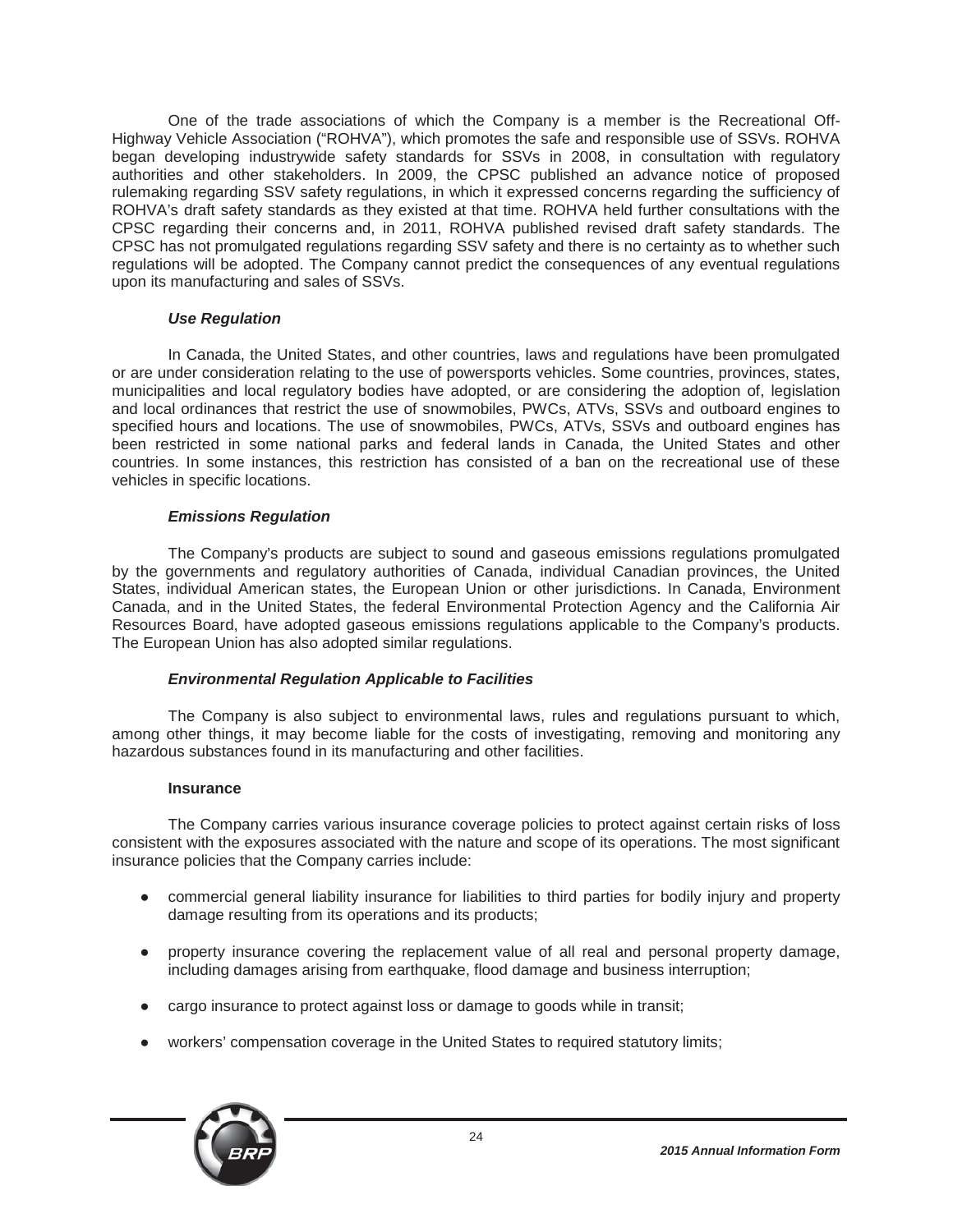One of the trade associations of which the Company is a member is the Recreational Off-Highway Vehicle Association ("ROHVA"), which promotes the safe and responsible use of SSVs. ROHVA began developing industrywide safety standards for SSVs in 2008, in consultation with regulatory authorities and other stakeholders. In 2009, the CPSC published an advance notice of proposed rulemaking regarding SSV safety regulations, in which it expressed concerns regarding the sufficiency of ROHVA's draft safety standards as they existed at that time. ROHVA held further consultations with the CPSC regarding their concerns and, in 2011, ROHVA published revised draft safety standards. The CPSC has not promulgated regulations regarding SSV safety and there is no certainty as to whether such regulations will be adopted. The Company cannot predict the consequences of any eventual regulations upon its manufacturing and sales of SSVs.

#### *Use Regulation*

In Canada, the United States, and other countries, laws and regulations have been promulgated or are under consideration relating to the use of powersports vehicles. Some countries, provinces, states, municipalities and local regulatory bodies have adopted, or are considering the adoption of, legislation and local ordinances that restrict the use of snowmobiles, PWCs, ATVs, SSVs and outboard engines to specified hours and locations. The use of snowmobiles, PWCs, ATVs, SSVs and outboard engines has been restricted in some national parks and federal lands in Canada, the United States and other countries. In some instances, this restriction has consisted of a ban on the recreational use of these vehicles in specific locations.

#### *Emissions Regulation*

The Company's products are subject to sound and gaseous emissions regulations promulgated by the governments and regulatory authorities of Canada, individual Canadian provinces, the United States, individual American states, the European Union or other jurisdictions. In Canada, Environment Canada, and in the United States, the federal Environmental Protection Agency and the California Air Resources Board, have adopted gaseous emissions regulations applicable to the Company's products. The European Union has also adopted similar regulations.

#### *Environmental Regulation Applicable to Facilities*

The Company is also subject to environmental laws, rules and regulations pursuant to which, among other things, it may become liable for the costs of investigating, removing and monitoring any hazardous substances found in its manufacturing and other facilities.

### Insurance

The Company carries various insurance coverage policies to protect against certain risks of loss consistent with the exposures associated with the nature and scope of its operations. The most significant insurance policies that the Company carries include:

- commercial general liability insurance for liabilities to third parties for bodily injury and property damage resulting from its operations and its products;
- property insurance covering the replacement value of all real and personal property damage, including damages arising from earthquake, flood damage and business interruption;
- cargo insurance to protect against loss or damage to goods while in transit;
- workers' compensation coverage in the United States to required statutory limits;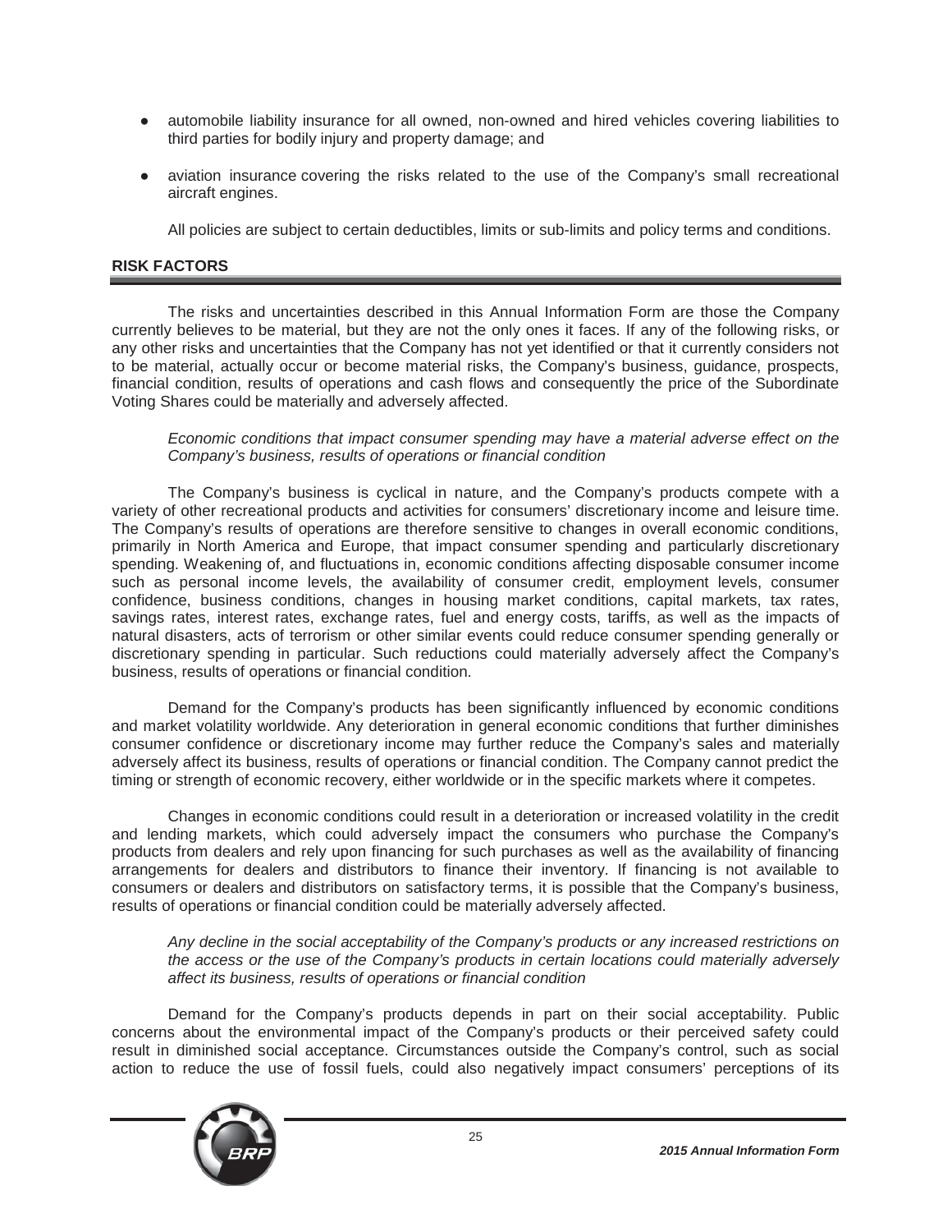- automobile liability insurance for all owned, non-owned and hired vehicles covering liabilities to third parties for bodily injury and property damage; and
- aviation insurance covering the risks related to the use of the Company's small recreational aircraft engines.

All policies are subject to certain deductibles, limits or sub-limits and policy terms and conditions.

## RISK FACTORS

The risks and uncertainties described in this Annual Information Form are those the Company currently believes to be material, but they are not the only ones it faces. If any of the following risks, or any other risks and uncertainties that the Company has not yet identified or that it currently considers not to be material, actually occur or become material risks, the Company's business, guidance, prospects, financial condition, results of operations and cash flows and consequently the price of the Subordinate Voting Shares could be materially and adversely affected.

*Economic conditions that impact consumer spending may have a material adverse effect on the Company's business, results of operations or financial condition*

The Company's business is cyclical in nature, and the Company's products compete with a variety of other recreational products and activities for consumers' discretionary income and leisure time. The Company's results of operations are therefore sensitive to changes in overall economic conditions, primarily in North America and Europe, that impact consumer spending and particularly discretionary spending. Weakening of, and fluctuations in, economic conditions affecting disposable consumer income such as personal income levels, the availability of consumer credit, employment levels, consumer confidence, business conditions, changes in housing market conditions, capital markets, tax rates, savings rates, interest rates, exchange rates, fuel and energy costs, tariffs, as well as the impacts of natural disasters, acts of terrorism or other similar events could reduce consumer spending generally or discretionary spending in particular. Such reductions could materially adversely affect the Company's business, results of operations or financial condition.

Demand for the Company's products has been significantly influenced by economic conditions and market volatility worldwide. Any deterioration in general economic conditions that further diminishes consumer confidence or discretionary income may further reduce the Company's sales and materially adversely affect its business, results of operations or financial condition. The Company cannot predict the timing or strength of economic recovery, either worldwide or in the specific markets where it competes.

Changes in economic conditions could result in a deterioration or increased volatility in the credit and lending markets, which could adversely impact the consumers who purchase the Company's products from dealers and rely upon financing for such purchases as well as the availability of financing arrangements for dealers and distributors to finance their inventory. If financing is not available to consumers or dealers and distributors on satisfactory terms, it is possible that the Company's business, results of operations or financial condition could be materially adversely affected.

*Any decline in the social acceptability of the Company's products or any increased restrictions on the access or the use of the Company's products in certain locations could materially adversely affect its business, results of operations or financial condition*

Demand for the Company's products depends in part on their social acceptability. Public concerns about the environmental impact of the Company's products or their perceived safety could result in diminished social acceptance. Circumstances outside the Company's control, such as social action to reduce the use of fossil fuels, could also negatively impact consumers' perceptions of its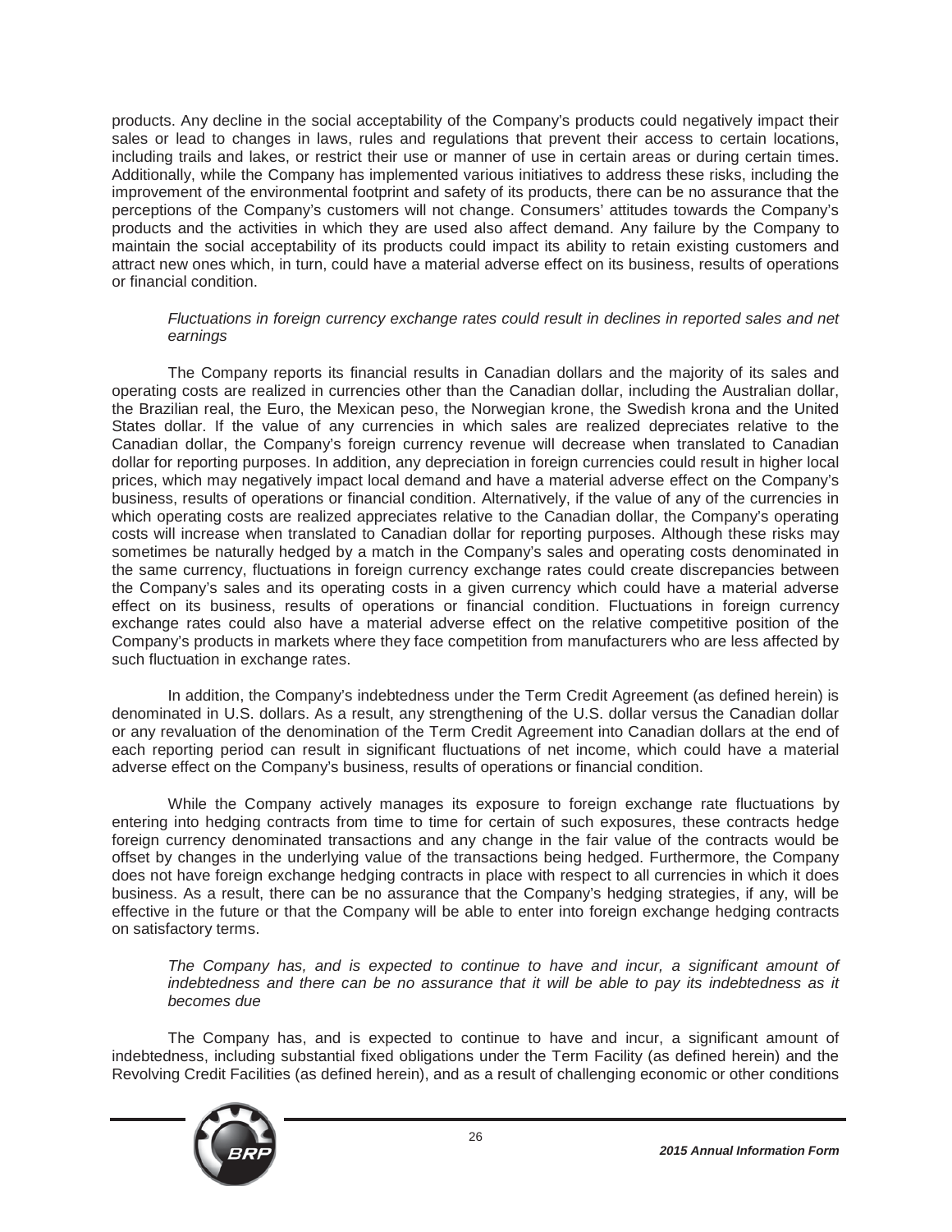products. Any decline in the social acceptability of the Company's products could negatively impact their sales or lead to changes in laws, rules and regulations that prevent their access to certain locations, including trails and lakes, or restrict their use or manner of use in certain areas or during certain times. Additionally, while the Company has implemented various initiatives to address these risks, including the improvement of the environmental footprint and safety of its products, there can be no assurance that the perceptions of the Company's customers will not change. Consumers' attitudes towards the Company's products and the activities in which they are used also affect demand. Any failure by the Company to maintain the social acceptability of its products could impact its ability to retain existing customers and attract new ones which, in turn, could have a material adverse effect on its business, results of operations or financial condition.

*Fluctuations in foreign currency exchange rates could result in declines in reported sales and net earnings*

The Company reports its financial results in Canadian dollars and the majority of its sales and operating costs are realized in currencies other than the Canadian dollar, including the Australian dollar, the Brazilian real, the Euro, the Mexican peso, the Norwegian krone, the Swedish krona and the United States dollar. If the value of any currencies in which sales are realized depreciates relative to the Canadian dollar, the Company's foreign currency revenue will decrease when translated to Canadian dollar for reporting purposes. In addition, any depreciation in foreign currencies could result in higher local prices, which may negatively impact local demand and have a material adverse effect on the Company's business, results of operations or financial condition. Alternatively, if the value of any of the currencies in which operating costs are realized appreciates relative to the Canadian dollar, the Company's operating costs will increase when translated to Canadian dollar for reporting purposes. Although these risks may sometimes be naturally hedged by a match in the Company's sales and operating costs denominated in the same currency, fluctuations in foreign currency exchange rates could create discrepancies between the Company's sales and its operating costs in a given currency which could have a material adverse effect on its business, results of operations or financial condition. Fluctuations in foreign currency exchange rates could also have a material adverse effect on the relative competitive position of the Company's products in markets where they face competition from manufacturers who are less affected by such fluctuation in exchange rates.

In addition, the Company's indebtedness under the Term Credit Agreement (as defined herein) is denominated in U.S. dollars. As a result, any strengthening of the U.S. dollar versus the Canadian dollar or any revaluation of the denomination of the Term Credit Agreement into Canadian dollars at the end of each reporting period can result in significant fluctuations of net income, which could have a material adverse effect on the Company's business, results of operations or financial condition.

While the Company actively manages its exposure to foreign exchange rate fluctuations by entering into hedging contracts from time to time for certain of such exposures, these contracts hedge foreign currency denominated transactions and any change in the fair value of the contracts would be offset by changes in the underlying value of the transactions being hedged. Furthermore, the Company does not have foreign exchange hedging contracts in place with respect to all currencies in which it does business. As a result, there can be no assurance that the Company's hedging strategies, if any, will be effective in the future or that the Company will be able to enter into foreign exchange hedging contracts on satisfactory terms.

*The Company has, and is expected to continue to have and incur, a significant amount of indebtedness and there can be no assurance that it will be able to pay its indebtedness as it becomes due*

The Company has, and is expected to continue to have and incur, a significant amount of indebtedness, including substantial fixed obligations under the Term Facility (as defined herein) and the Revolving Credit Facilities (as defined herein), and as a result of challenging economic or other conditions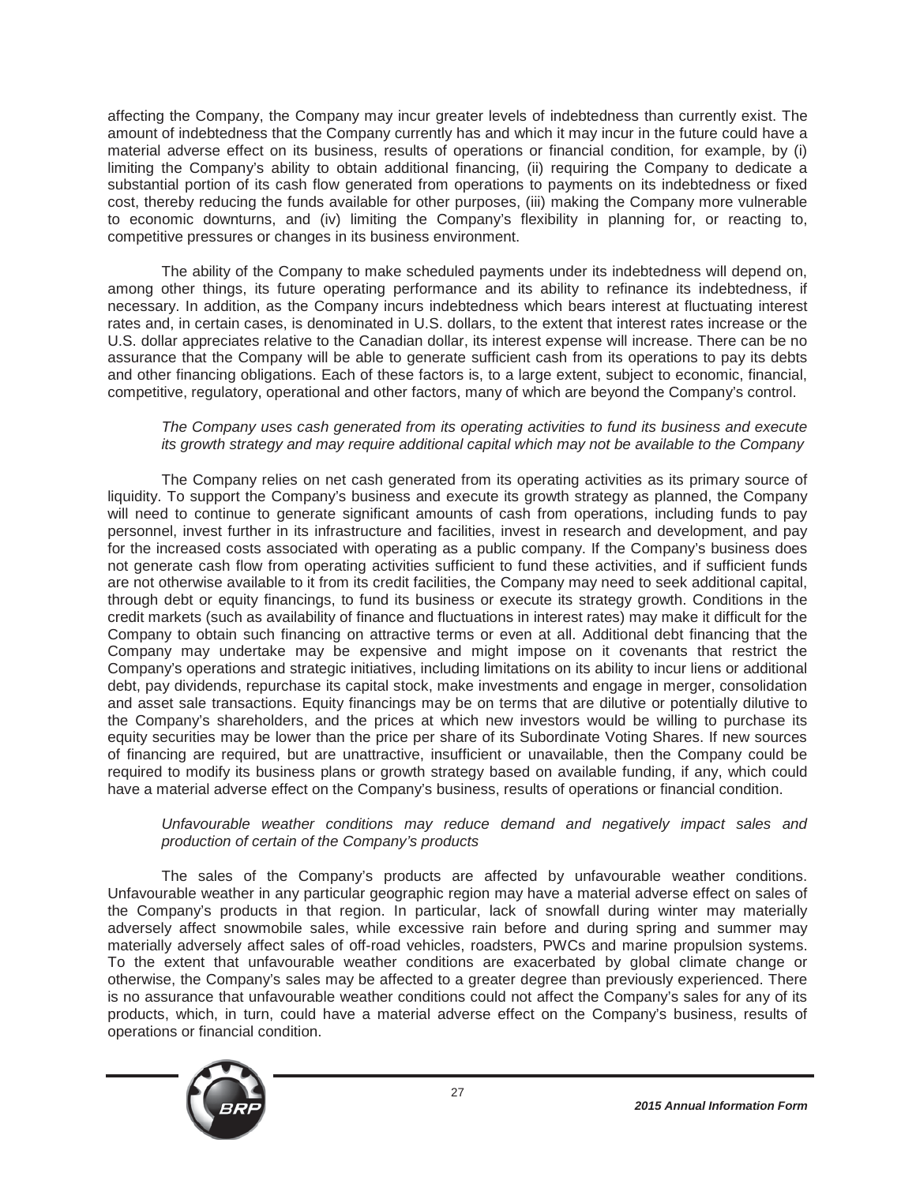affecting the Company, the Company may incur greater levels of indebtedness than currently exist. The amount of indebtedness that the Company currently has and which it may incur in the future could have a material adverse effect on its business, results of operations or financial condition, for example, by (i) limiting the Company's ability to obtain additional financing, (ii) requiring the Company to dedicate a substantial portion of its cash flow generated from operations to payments on its indebtedness or fixed cost, thereby reducing the funds available for other purposes, (iii) making the Company more vulnerable to economic downturns, and (iv) limiting the Company's flexibility in planning for, or reacting to, competitive pressures or changes in its business environment.

The ability of the Company to make scheduled payments under its indebtedness will depend on, among other things, its future operating performance and its ability to refinance its indebtedness, if necessary. In addition, as the Company incurs indebtedness which bears interest at fluctuating interest rates and, in certain cases, is denominated in U.S. dollars, to the extent that interest rates increase or the U.S. dollar appreciates relative to the Canadian dollar, its interest expense will increase. There can be no assurance that the Company will be able to generate sufficient cash from its operations to pay its debts and other financing obligations. Each of these factors is, to a large extent, subject to economic, financial, competitive, regulatory, operational and other factors, many of which are beyond the Company's control.

*The Company uses cash generated from its operating activities to fund its business and execute its growth strategy and may require additional capital which may not be available to the Company*

The Company relies on net cash generated from its operating activities as its primary source of liquidity. To support the Company's business and execute its growth strategy as planned, the Company will need to continue to generate significant amounts of cash from operations, including funds to pay personnel, invest further in its infrastructure and facilities, invest in research and development, and pay for the increased costs associated with operating as a public company. If the Company's business does not generate cash flow from operating activities sufficient to fund these activities, and if sufficient funds are not otherwise available to it from its credit facilities, the Company may need to seek additional capital, through debt or equity financings, to fund its business or execute its strategy growth. Conditions in the credit markets (such as availability of finance and fluctuations in interest rates) may make it difficult for the Company to obtain such financing on attractive terms or even at all. Additional debt financing that the Company may undertake may be expensive and might impose on it covenants that restrict the Company's operations and strategic initiatives, including limitations on its ability to incur liens or additional debt, pay dividends, repurchase its capital stock, make investments and engage in merger, consolidation and asset sale transactions. Equity financings may be on terms that are dilutive or potentially dilutive to the Company's shareholders, and the prices at which new investors would be willing to purchase its equity securities may be lower than the price per share of its Subordinate Voting Shares. If new sources of financing are required, but are unattractive, insufficient or unavailable, then the Company could be required to modify its business plans or growth strategy based on available funding, if any, which could have a material adverse effect on the Company's business, results of operations or financial condition.

*Unfavourable weather conditions may reduce demand and negatively impact sales and production of certain of the Company's products*

The sales of the Company's products are affected by unfavourable weather conditions. Unfavourable weather in any particular geographic region may have a material adverse effect on sales of the Company's products in that region. In particular, lack of snowfall during winter may materially adversely affect snowmobile sales, while excessive rain before and during spring and summer may materially adversely affect sales of off-road vehicles, roadsters, PWCs and marine propulsion systems. To the extent that unfavourable weather conditions are exacerbated by global climate change or otherwise, the Company's sales may be affected to a greater degree than previously experienced. There is no assurance that unfavourable weather conditions could not affect the Company's sales for any of its products, which, in turn, could have a material adverse effect on the Company's business, results of operations or financial condition.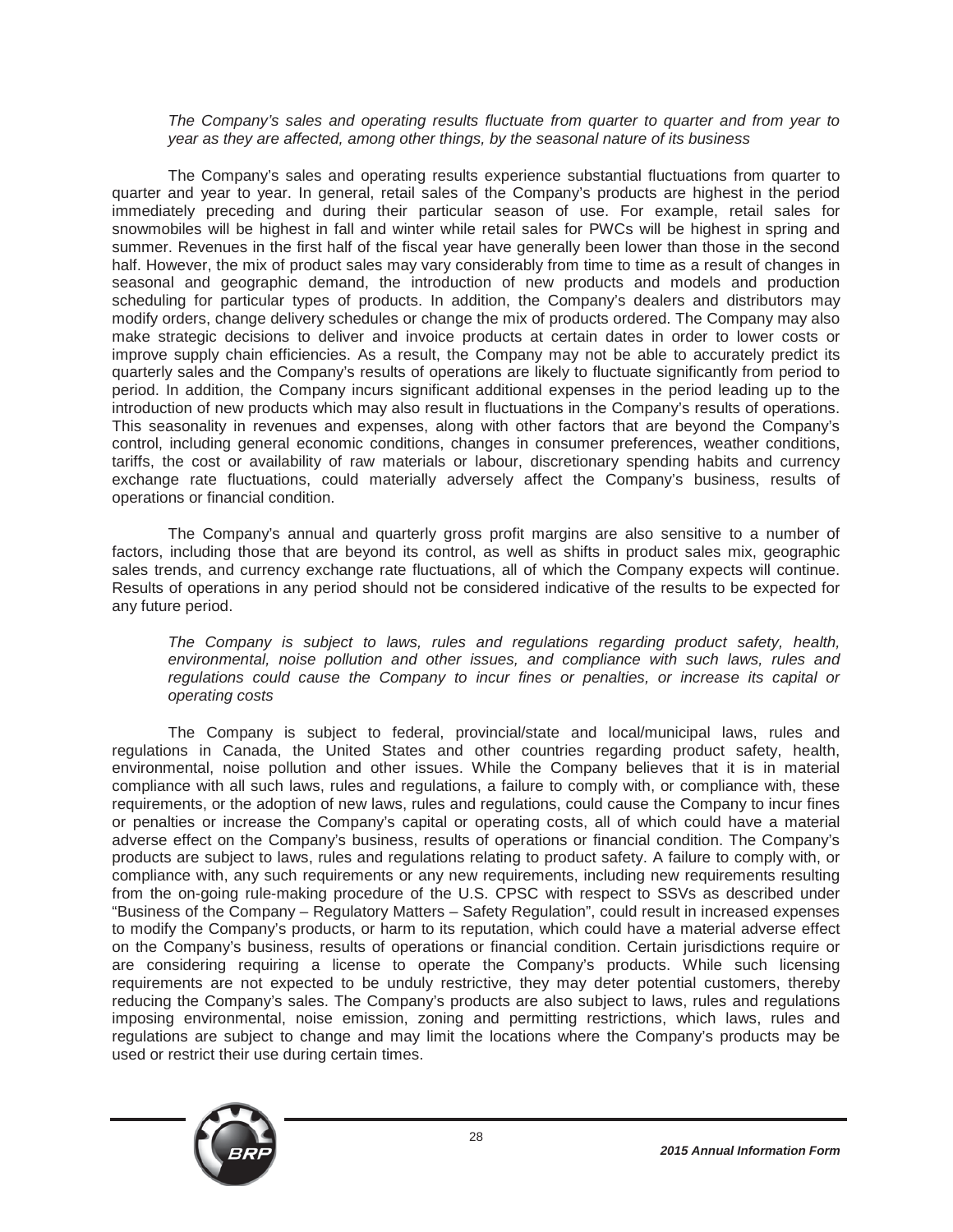*The Company's sales and operating results fluctuate from quarter to quarter and from year to year as they are affected, among other things, by the seasonal nature of its business*

The Company's sales and operating results experience substantial fluctuations from quarter to quarter and year to year. In general, retail sales of the Company's products are highest in the period immediately preceding and during their particular season of use. For example, retail sales for snowmobiles will be highest in fall and winter while retail sales for PWCs will be highest in spring and summer. Revenues in the first half of the fiscal year have generally been lower than those in the second half. However, the mix of product sales may vary considerably from time to time as a result of changes in seasonal and geographic demand, the introduction of new products and models and production scheduling for particular types of products. In addition, the Company's dealers and distributors may modify orders, change delivery schedules or change the mix of products ordered. The Company may also make strategic decisions to deliver and invoice products at certain dates in order to lower costs or improve supply chain efficiencies. As a result, the Company may not be able to accurately predict its quarterly sales and the Company's results of operations are likely to fluctuate significantly from period to period. In addition, the Company incurs significant additional expenses in the period leading up to the introduction of new products which may also result in fluctuations in the Company's results of operations. This seasonality in revenues and expenses, along with other factors that are beyond the Company's control, including general economic conditions, changes in consumer preferences, weather conditions, tariffs, the cost or availability of raw materials or labour, discretionary spending habits and currency exchange rate fluctuations, could materially adversely affect the Company's business, results of operations or financial condition.

The Company's annual and quarterly gross profit margins are also sensitive to a number of factors, including those that are beyond its control, as well as shifts in product sales mix, geographic sales trends, and currency exchange rate fluctuations, all of which the Company expects will continue. Results of operations in any period should not be considered indicative of the results to be expected for any future period.

*The Company is subject to laws, rules and regulations regarding product safety, health, environmental, noise pollution and other issues, and compliance with such laws, rules and regulations could cause the Company to incur fines or penalties, or increase its capital or operating costs*

The Company is subject to federal, provincial/state and local/municipal laws, rules and regulations in Canada, the United States and other countries regarding product safety, health, environmental, noise pollution and other issues. While the Company believes that it is in material compliance with all such laws, rules and regulations, a failure to comply with, or compliance with, these requirements, or the adoption of new laws, rules and regulations, could cause the Company to incur fines or penalties or increase the Company's capital or operating costs, all of which could have a material adverse effect on the Company's business, results of operations or financial condition. The Company's products are subject to laws, rules and regulations relating to product safety. A failure to comply with, or compliance with, any such requirements or any new requirements, including new requirements resulting from the on-going rule-making procedure of the U.S. CPSC with respect to SSVs as described under "Business of the Company – Regulatory Matters – Safety Regulation", could result in increased expenses to modify the Company's products, or harm to its reputation, which could have a material adverse effect on the Company's business, results of operations or financial condition. Certain jurisdictions require or are considering requiring a license to operate the Company's products. While such licensing requirements are not expected to be unduly restrictive, they may deter potential customers, thereby reducing the Company's sales. The Company's products are also subject to laws, rules and regulations imposing environmental, noise emission, zoning and permitting restrictions, which laws, rules and regulations are subject to change and may limit the locations where the Company's products may be used or restrict their use during certain times.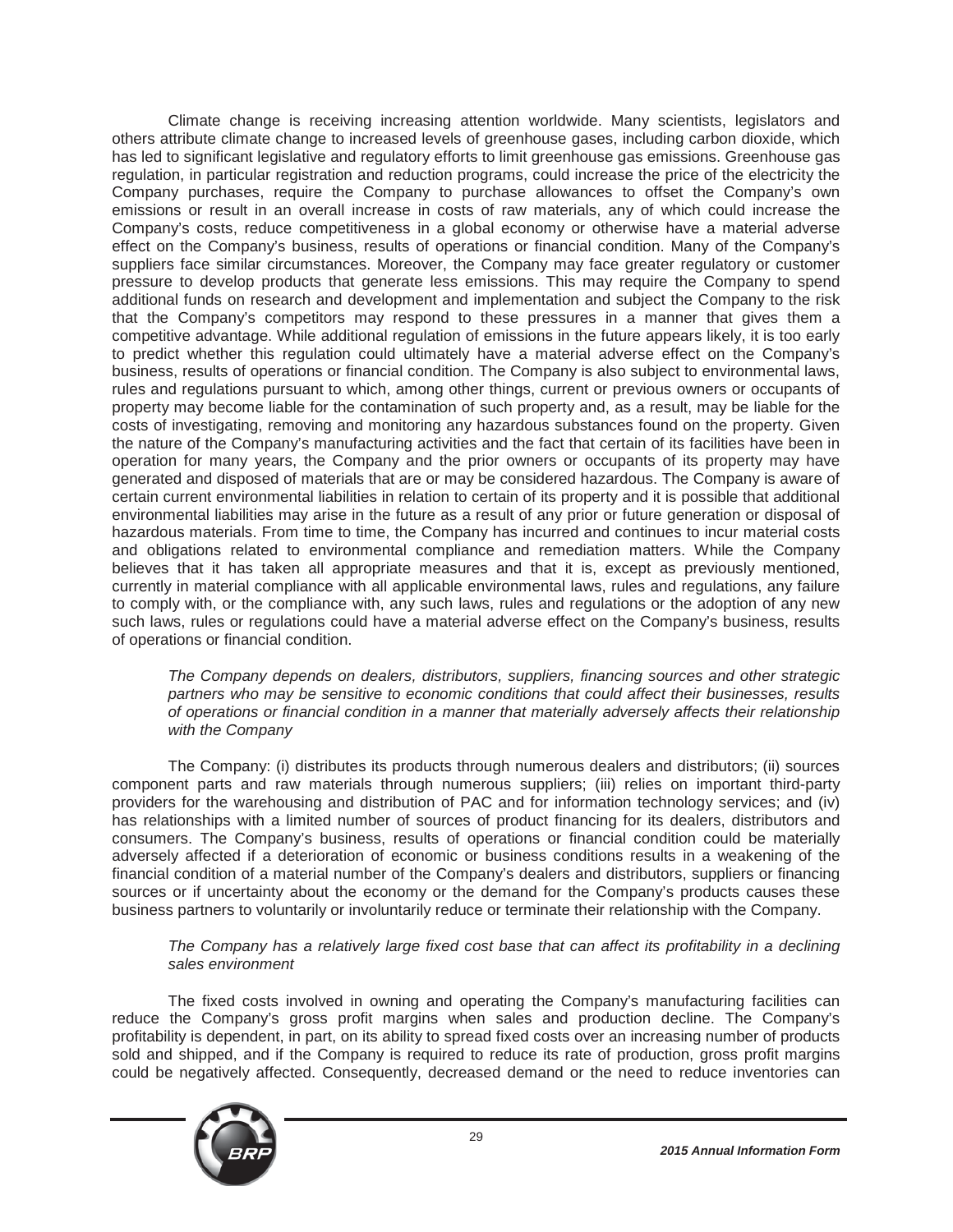Climate change is receiving increasing attention worldwide. Many scientists, legislators and others attribute climate change to increased levels of greenhouse gases, including carbon dioxide, which has led to significant legislative and regulatory efforts to limit greenhouse gas emissions. Greenhouse gas regulation, in particular registration and reduction programs, could increase the price of the electricity the Company purchases, require the Company to purchase allowances to offset the Company's own emissions or result in an overall increase in costs of raw materials, any of which could increase the Company's costs, reduce competitiveness in a global economy or otherwise have a material adverse effect on the Company's business, results of operations or financial condition. Many of the Company's suppliers face similar circumstances. Moreover, the Company may face greater regulatory or customer pressure to develop products that generate less emissions. This may require the Company to spend additional funds on research and development and implementation and subject the Company to the risk that the Company's competitors may respond to these pressures in a manner that gives them a competitive advantage. While additional regulation of emissions in the future appears likely, it is too early to predict whether this regulation could ultimately have a material adverse effect on the Company's business, results of operations or financial condition. The Company is also subject to environmental laws, rules and regulations pursuant to which, among other things, current or previous owners or occupants of property may become liable for the contamination of such property and, as a result, may be liable for the costs of investigating, removing and monitoring any hazardous substances found on the property. Given the nature of the Company's manufacturing activities and the fact that certain of its facilities have been in operation for many years, the Company and the prior owners or occupants of its property may have generated and disposed of materials that are or may be considered hazardous. The Company is aware of certain current environmental liabilities in relation to certain of its property and it is possible that additional environmental liabilities may arise in the future as a result of any prior or future generation or disposal of hazardous materials. From time to time, the Company has incurred and continues to incur material costs and obligations related to environmental compliance and remediation matters. While the Company believes that it has taken all appropriate measures and that it is, except as previously mentioned, currently in material compliance with all applicable environmental laws, rules and regulations, any failure to comply with, or the compliance with, any such laws, rules and regulations or the adoption of any new such laws, rules or regulations could have a material adverse effect on the Company's business, results of operations or financial condition.

*The Company depends on dealers, distributors, suppliers, financing sources and other strategic partners who may be sensitive to economic conditions that could affect their businesses, results of operations or financial condition in a manner that materially adversely affects their relationship with the Company*

The Company: (i) distributes its products through numerous dealers and distributors; (ii) sources component parts and raw materials through numerous suppliers; (iii) relies on important third-party providers for the warehousing and distribution of PAC and for information technology services; and (iv) has relationships with a limited number of sources of product financing for its dealers, distributors and consumers. The Company's business, results of operations or financial condition could be materially adversely affected if a deterioration of economic or business conditions results in a weakening of the financial condition of a material number of the Company's dealers and distributors, suppliers or financing sources or if uncertainty about the economy or the demand for the Company's products causes these business partners to voluntarily or involuntarily reduce or terminate their relationship with the Company.

*The Company has a relatively large fixed cost base that can affect its profitability in a declining sales environment*

The fixed costs involved in owning and operating the Company's manufacturing facilities can reduce the Company's gross profit margins when sales and production decline. The Company's profitability is dependent, in part, on its ability to spread fixed costs over an increasing number of products sold and shipped, and if the Company is required to reduce its rate of production, gross profit margins could be negatively affected. Consequently, decreased demand or the need to reduce inventories can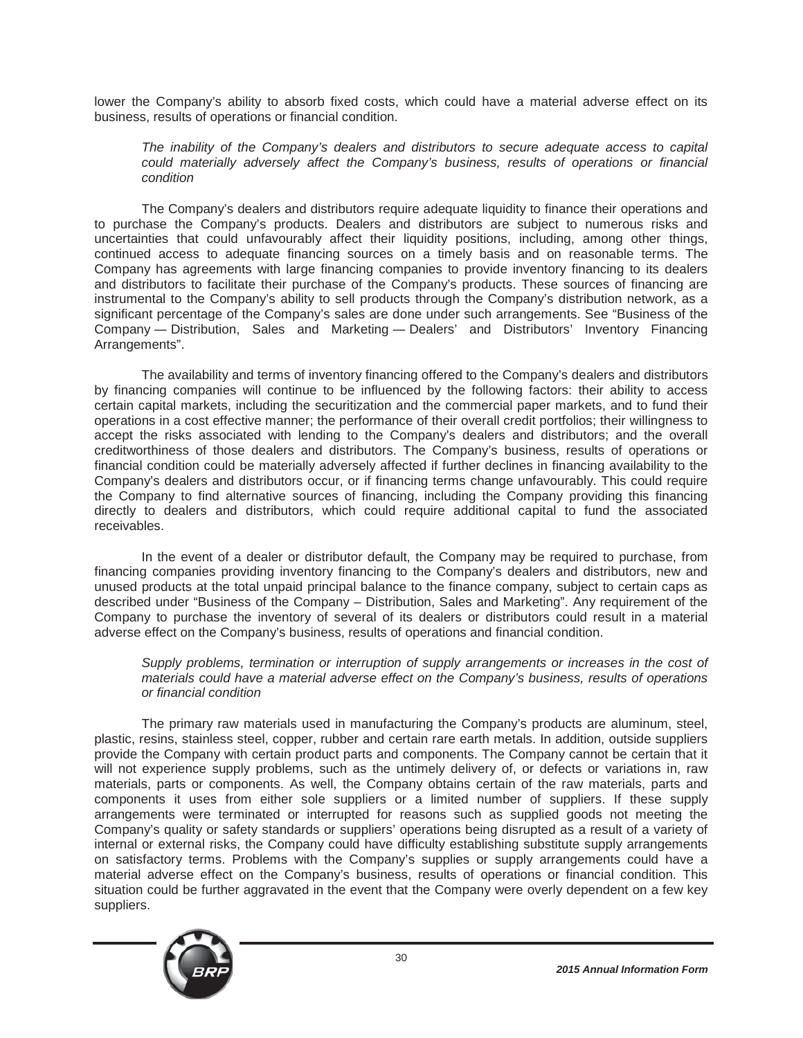lower the Company's ability to absorb fixed costs, which could have a material adverse effect on its business, results of operations or financial condition.

*The inability of the Company's dealers and distributors to secure adequate access to capital could materially adversely affect the Company's business, results of operations or financial condition*

The Company's dealers and distributors require adequate liquidity to finance their operations and to purchase the Company's products. Dealers and distributors are subject to numerous risks and uncertainties that could unfavourably affect their liquidity positions, including, among other things, continued access to adequate financing sources on a timely basis and on reasonable terms. The Company has agreements with large financing companies to provide inventory financing to its dealers and distributors to facilitate their purchase of the Company's products. These sources of financing are instrumental to the Company's ability to sell products through the Company's distribution network, as a significant percentage of the Company's sales are done under such arrangements. See "Business of the Company — Distribution, Sales and Marketing — Dealers' and Distributors' Inventory Financing Arrangements".

The availability and terms of inventory financing offered to the Company's dealers and distributors by financing companies will continue to be influenced by the following factors: their ability to access certain capital markets, including the securitization and the commercial paper markets, and to fund their operations in a cost effective manner; the performance of their overall credit portfolios; their willingness to accept the risks associated with lending to the Company's dealers and distributors; and the overall creditworthiness of those dealers and distributors. The Company's business, results of operations or financial condition could be materially adversely affected if further declines in financing availability to the Company's dealers and distributors occur, or if financing terms change unfavourably. This could require the Company to find alternative sources of financing, including the Company providing this financing directly to dealers and distributors, which could require additional capital to fund the associated receivables.

In the event of a dealer or distributor default, the Company may be required to purchase, from financing companies providing inventory financing to the Company's dealers and distributors, new and unused products at the total unpaid principal balance to the finance company, subject to certain caps as described under "Business of the Company – Distribution, Sales and Marketing". Any requirement of the Company to purchase the inventory of several of its dealers or distributors could result in a material adverse effect on the Company's business, results of operations and financial condition.

*Supply problems, termination or interruption of supply arrangements or increases in the cost of materials could have a material adverse effect on the Company's business, results of operations or financial condition*

The primary raw materials used in manufacturing the Company's products are aluminum, steel, plastic, resins, stainless steel, copper, rubber and certain rare earth metals. In addition, outside suppliers provide the Company with certain product parts and components. The Company cannot be certain that it will not experience supply problems, such as the untimely delivery of, or defects or variations in, raw materials, parts or components. As well, the Company obtains certain of the raw materials, parts and components it uses from either sole suppliers or a limited number of suppliers. If these supply arrangements were terminated or interrupted for reasons such as supplied goods not meeting the Company's quality or safety standards or suppliers' operations being disrupted as a result of a variety of internal or external risks, the Company could have difficulty establishing substitute supply arrangements on satisfactory terms. Problems with the Company's supplies or supply arrangements could have a material adverse effect on the Company's business, results of operations or financial condition. This situation could be further aggravated in the event that the Company were overly dependent on a few key suppliers.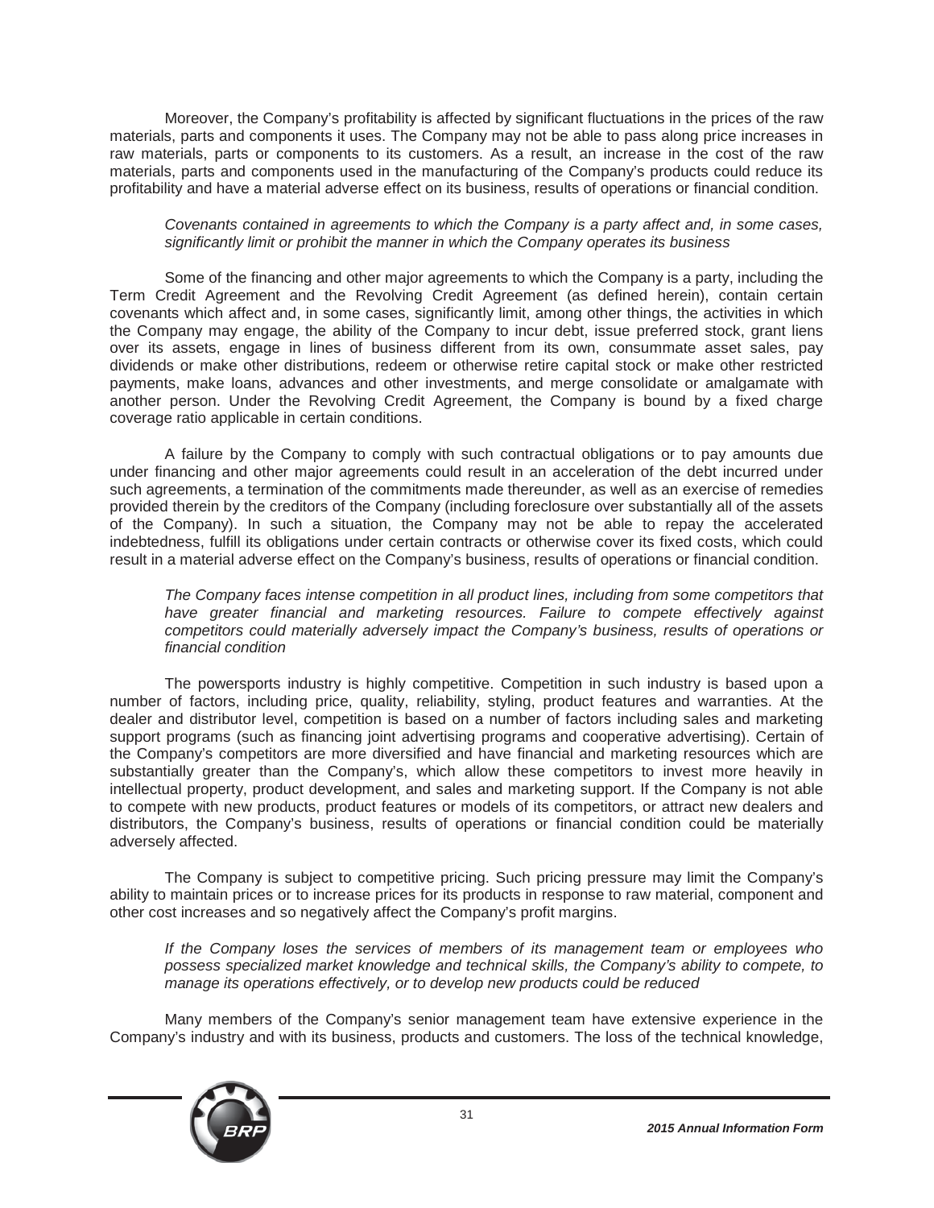Moreover, the Company's profitability is affected by significant fluctuations in the prices of the raw materials, parts and components it uses. The Company may not be able to pass along price increases in raw materials, parts or components to its customers. As a result, an increase in the cost of the raw materials, parts and components used in the manufacturing of the Company's products could reduce its profitability and have a material adverse effect on its business, results of operations or financial condition.

*Covenants contained in agreements to which the Company is a party affect and, in some cases, significantly limit or prohibit the manner in which the Company operates its business*

Some of the financing and other major agreements to which the Company is a party, including the Term Credit Agreement and the Revolving Credit Agreement (as defined herein), contain certain covenants which affect and, in some cases, significantly limit, among other things, the activities in which the Company may engage, the ability of the Company to incur debt, issue preferred stock, grant liens over its assets, engage in lines of business different from its own, consummate asset sales, pay dividends or make other distributions, redeem or otherwise retire capital stock or make other restricted payments, make loans, advances and other investments, and merge consolidate or amalgamate with another person. Under the Revolving Credit Agreement, the Company is bound by a fixed charge coverage ratio applicable in certain conditions.

A failure by the Company to comply with such contractual obligations or to pay amounts due under financing and other major agreements could result in an acceleration of the debt incurred under such agreements, a termination of the commitments made thereunder, as well as an exercise of remedies provided therein by the creditors of the Company (including foreclosure over substantially all of the assets of the Company). In such a situation, the Company may not be able to repay the accelerated indebtedness, fulfill its obligations under certain contracts or otherwise cover its fixed costs, which could result in a material adverse effect on the Company's business, results of operations or financial condition.

*The Company faces intense competition in all product lines, including from some competitors that have greater financial and marketing resources. Failure to compete effectively against competitors could materially adversely impact the Company's business, results of operations or financial condition*

The powersports industry is highly competitive. Competition in such industry is based upon a number of factors, including price, quality, reliability, styling, product features and warranties. At the dealer and distributor level, competition is based on a number of factors including sales and marketing support programs (such as financing joint advertising programs and cooperative advertising). Certain of the Company's competitors are more diversified and have financial and marketing resources which are substantially greater than the Company's, which allow these competitors to invest more heavily in intellectual property, product development, and sales and marketing support. If the Company is not able to compete with new products, product features or models of its competitors, or attract new dealers and distributors, the Company's business, results of operations or financial condition could be materially adversely affected.

The Company is subject to competitive pricing. Such pricing pressure may limit the Company's ability to maintain prices or to increase prices for its products in response to raw material, component and other cost increases and so negatively affect the Company's profit margins.

*If the Company loses the services of members of its management team or employees who possess specialized market knowledge and technical skills, the Company's ability to compete, to manage its operations effectively, or to develop new products could be reduced*

Many members of the Company's senior management team have extensive experience in the Company's industry and with its business, products and customers. The loss of the technical knowledge,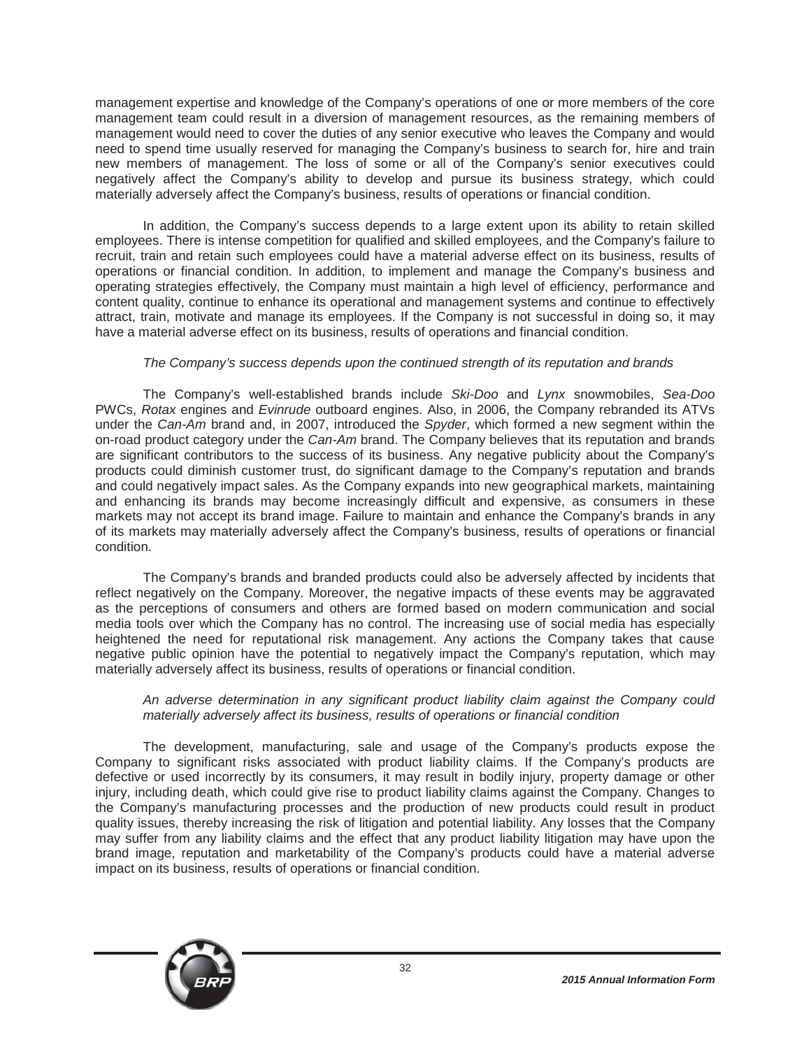management expertise and knowledge of the Company's operations of one or more members of the core management team could result in a diversion of management resources, as the remaining members of management would need to cover the duties of any senior executive who leaves the Company and would need to spend time usually reserved for managing the Company's business to search for, hire and train new members of management. The loss of some or all of the Company's senior executives could negatively affect the Company's ability to develop and pursue its business strategy, which could materially adversely affect the Company's business, results of operations or financial condition.

In addition, the Company's success depends to a large extent upon its ability to retain skilled employees. There is intense competition for qualified and skilled employees, and the Company's failure to recruit, train and retain such employees could have a material adverse effect on its business, results of operations or financial condition. In addition, to implement and manage the Company's business and operating strategies effectively, the Company must maintain a high level of efficiency, performance and content quality, continue to enhance its operational and management systems and continue to effectively attract, train, motivate and manage its employees. If the Company is not successful in doing so, it may have a material adverse effect on its business, results of operations and financial condition.

*The Company's success depends upon the continued strength of its reputation and brands*

The Company's well-established brands include *Ski-Doo* and *Lynx* snowmobiles, *Sea-Doo* PWCs, *Rotax* engines and *Evinrude* outboard engines. Also, in 2006, the Company rebranded its ATVs under the *Can-Am* brand and, in 2007, introduced the *Spyder*, which formed a new segment within the on-road product category under the *Can-Am* brand. The Company believes that its reputation and brands are significant contributors to the success of its business. Any negative publicity about the Company's products could diminish customer trust, do significant damage to the Company's reputation and brands and could negatively impact sales. As the Company expands into new geographical markets, maintaining and enhancing its brands may become increasingly difficult and expensive, as consumers in these markets may not accept its brand image. Failure to maintain and enhance the Company's brands in any of its markets may materially adversely affect the Company's business, results of operations or financial condition.

The Company's brands and branded products could also be adversely affected by incidents that reflect negatively on the Company. Moreover, the negative impacts of these events may be aggravated as the perceptions of consumers and others are formed based on modern communication and social media tools over which the Company has no control. The increasing use of social media has especially heightened the need for reputational risk management. Any actions the Company takes that cause negative public opinion have the potential to negatively impact the Company's reputation, which may materially adversely affect its business, results of operations or financial condition.

*An adverse determination in any significant product liability claim against the Company could materially adversely affect its business, results of operations or financial condition*

The development, manufacturing, sale and usage of the Company's products expose the Company to significant risks associated with product liability claims. If the Company's products are defective or used incorrectly by its consumers, it may result in bodily injury, property damage or other injury, including death, which could give rise to product liability claims against the Company. Changes to the Company's manufacturing processes and the production of new products could result in product quality issues, thereby increasing the risk of litigation and potential liability. Any losses that the Company may suffer from any liability claims and the effect that any product liability litigation may have upon the brand image, reputation and marketability of the Company's products could have a material adverse impact on its business, results of operations or financial condition.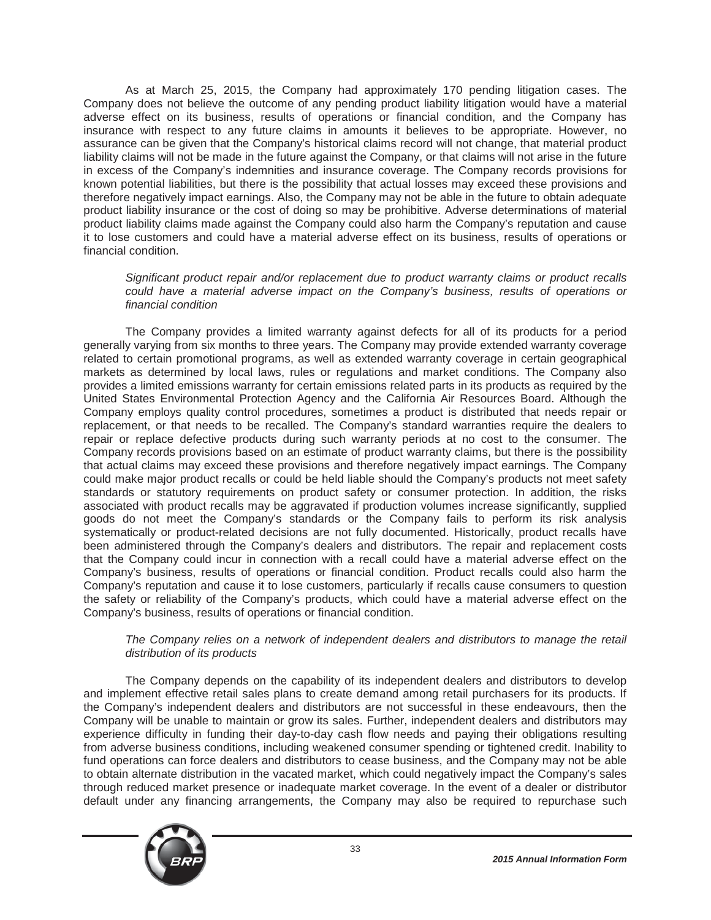As at March 25, 2015, the Company had approximately 170 pending litigation cases. The Company does not believe the outcome of any pending product liability litigation would have a material adverse effect on its business, results of operations or financial condition, and the Company has insurance with respect to any future claims in amounts it believes to be appropriate. However, no assurance can be given that the Company's historical claims record will not change, that material product liability claims will not be made in the future against the Company, or that claims will not arise in the future in excess of the Company's indemnities and insurance coverage. The Company records provisions for known potential liabilities, but there is the possibility that actual losses may exceed these provisions and therefore negatively impact earnings. Also, the Company may not be able in the future to obtain adequate product liability insurance or the cost of doing so may be prohibitive. Adverse determinations of material product liability claims made against the Company could also harm the Company's reputation and cause it to lose customers and could have a material adverse effect on its business, results of operations or financial condition.

*Significant product repair and/or replacement due to product warranty claims or product recalls could have a material adverse impact on the Company's business, results of operations or financial condition*

The Company provides a limited warranty against defects for all of its products for a period generally varying from six months to three years. The Company may provide extended warranty coverage related to certain promotional programs, as well as extended warranty coverage in certain geographical markets as determined by local laws, rules or regulations and market conditions. The Company also provides a limited emissions warranty for certain emissions related parts in its products as required by the United States Environmental Protection Agency and the California Air Resources Board. Although the Company employs quality control procedures, sometimes a product is distributed that needs repair or replacement, or that needs to be recalled. The Company's standard warranties require the dealers to repair or replace defective products during such warranty periods at no cost to the consumer. The Company records provisions based on an estimate of product warranty claims, but there is the possibility that actual claims may exceed these provisions and therefore negatively impact earnings. The Company could make major product recalls or could be held liable should the Company's products not meet safety standards or statutory requirements on product safety or consumer protection. In addition, the risks associated with product recalls may be aggravated if production volumes increase significantly, supplied goods do not meet the Company's standards or the Company fails to perform its risk analysis systematically or product-related decisions are not fully documented. Historically, product recalls have been administered through the Company's dealers and distributors. The repair and replacement costs that the Company could incur in connection with a recall could have a material adverse effect on the Company's business, results of operations or financial condition. Product recalls could also harm the Company's reputation and cause it to lose customers, particularly if recalls cause consumers to question the safety or reliability of the Company's products, which could have a material adverse effect on the Company's business, results of operations or financial condition.

*The Company relies on a network of independent dealers and distributors to manage the retail distribution of its products*

The Company depends on the capability of its independent dealers and distributors to develop and implement effective retail sales plans to create demand among retail purchasers for its products. If the Company's independent dealers and distributors are not successful in these endeavours, then the Company will be unable to maintain or grow its sales. Further, independent dealers and distributors may experience difficulty in funding their day-to-day cash flow needs and paying their obligations resulting from adverse business conditions, including weakened consumer spending or tightened credit. Inability to fund operations can force dealers and distributors to cease business, and the Company may not be able to obtain alternate distribution in the vacated market, which could negatively impact the Company's sales through reduced market presence or inadequate market coverage. In the event of a dealer or distributor default under any financing arrangements, the Company may also be required to repurchase such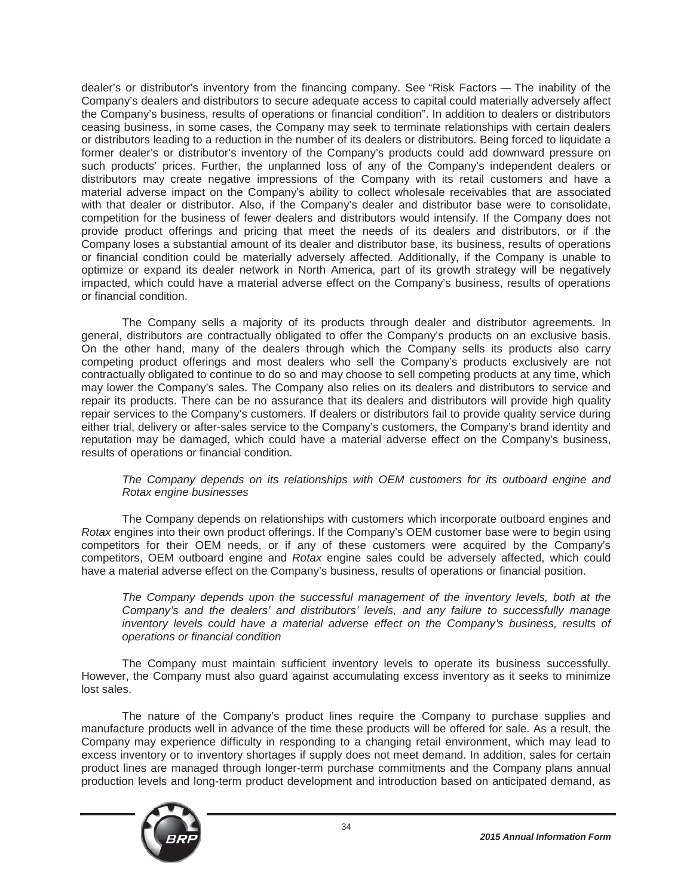dealer's or distributor's inventory from the financing company. See "Risk Factors — The inability of the Company's dealers and distributors to secure adequate access to capital could materially adversely affect the Company's business, results of operations or financial condition". In addition to dealers or distributors ceasing business, in some cases, the Company may seek to terminate relationships with certain dealers or distributors leading to a reduction in the number of its dealers or distributors. Being forced to liquidate a former dealer's or distributor's inventory of the Company's products could add downward pressure on such products' prices. Further, the unplanned loss of any of the Company's independent dealers or distributors may create negative impressions of the Company with its retail customers and have a material adverse impact on the Company's ability to collect wholesale receivables that are associated with that dealer or distributor. Also, if the Company's dealer and distributor base were to consolidate, competition for the business of fewer dealers and distributors would intensify. If the Company does not provide product offerings and pricing that meet the needs of its dealers and distributors, or if the Company loses a substantial amount of its dealer and distributor base, its business, results of operations or financial condition could be materially adversely affected. Additionally, if the Company is unable to optimize or expand its dealer network in North America, part of its growth strategy will be negatively impacted, which could have a material adverse effect on the Company's business, results of operations or financial condition.

The Company sells a majority of its products through dealer and distributor agreements. In general, distributors are contractually obligated to offer the Company's products on an exclusive basis. On the other hand, many of the dealers through which the Company sells its products also carry competing product offerings and most dealers who sell the Company's products exclusively are not contractually obligated to continue to do so and may choose to sell competing products at any time, which may lower the Company's sales. The Company also relies on its dealers and distributors to service and repair its products. There can be no assurance that its dealers and distributors will provide high quality repair services to the Company's customers. If dealers or distributors fail to provide quality service during either trial, delivery or after-sales service to the Company's customers, the Company's brand identity and reputation may be damaged, which could have a material adverse effect on the Company's business, results of operations or financial condition.

*The Company depends on its relationships with OEM customers for its outboard engine and Rotax engine businesses*

The Company depends on relationships with customers which incorporate outboard engines and *Rotax* engines into their own product offerings. If the Company's OEM customer base were to begin using competitors for their OEM needs, or if any of these customers were acquired by the Company's competitors, OEM outboard engine and *Rotax* engine sales could be adversely affected, which could have a material adverse effect on the Company's business, results of operations or financial position.

*The Company depends upon the successful management of the inventory levels, both at the Company's and the dealers' and distributors' levels, and any failure to successfully manage inventory levels could have a material adverse effect on the Company's business, results of operations or financial condition*

The Company must maintain sufficient inventory levels to operate its business successfully. However, the Company must also guard against accumulating excess inventory as it seeks to minimize lost sales.

The nature of the Company's product lines require the Company to purchase supplies and manufacture products well in advance of the time these products will be offered for sale. As a result, the Company may experience difficulty in responding to a changing retail environment, which may lead to excess inventory or to inventory shortages if supply does not meet demand. In addition, sales for certain product lines are managed through longer-term purchase commitments and the Company plans annual production levels and long-term product development and introduction based on anticipated demand, as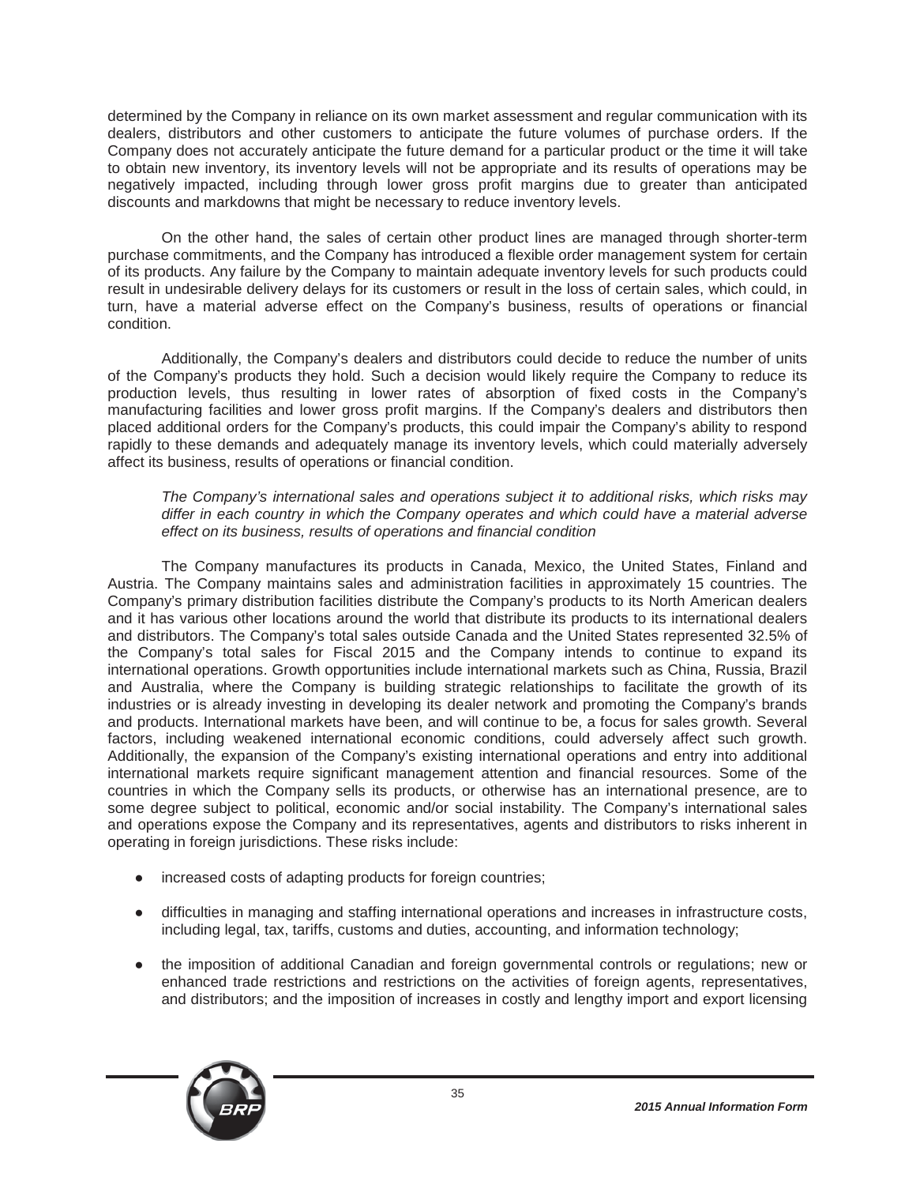determined by the Company in reliance on its own market assessment and regular communication with its dealers, distributors and other customers to anticipate the future volumes of purchase orders. If the Company does not accurately anticipate the future demand for a particular product or the time it will take to obtain new inventory, its inventory levels will not be appropriate and its results of operations may be negatively impacted, including through lower gross profit margins due to greater than anticipated discounts and markdowns that might be necessary to reduce inventory levels.

On the other hand, the sales of certain other product lines are managed through shorter-term purchase commitments, and the Company has introduced a flexible order management system for certain of its products. Any failure by the Company to maintain adequate inventory levels for such products could result in undesirable delivery delays for its customers or result in the loss of certain sales, which could, in turn, have a material adverse effect on the Company's business, results of operations or financial condition.

Additionally, the Company's dealers and distributors could decide to reduce the number of units of the Company's products they hold. Such a decision would likely require the Company to reduce its production levels, thus resulting in lower rates of absorption of fixed costs in the Company's manufacturing facilities and lower gross profit margins. If the Company's dealers and distributors then placed additional orders for the Company's products, this could impair the Company's ability to respond rapidly to these demands and adequately manage its inventory levels, which could materially adversely affect its business, results of operations or financial condition.

*The Company's international sales and operations subject it to additional risks, which risks may differ in each country in which the Company operates and which could have a material adverse effect on its business, results of operations and financial condition*

The Company manufactures its products in Canada, Mexico, the United States, Finland and Austria. The Company maintains sales and administration facilities in approximately 15 countries. The Company's primary distribution facilities distribute the Company's products to its North American dealers and it has various other locations around the world that distribute its products to its international dealers and distributors. The Company's total sales outside Canada and the United States represented 32.5% of the Company's total sales for Fiscal 2015 and the Company intends to continue to expand its international operations. Growth opportunities include international markets such as China, Russia, Brazil and Australia, where the Company is building strategic relationships to facilitate the growth of its industries or is already investing in developing its dealer network and promoting the Company's brands and products. International markets have been, and will continue to be, a focus for sales growth. Several factors, including weakened international economic conditions, could adversely affect such growth. Additionally, the expansion of the Company's existing international operations and entry into additional international markets require significant management attention and financial resources. Some of the countries in which the Company sells its products, or otherwise has an international presence, are to some degree subject to political, economic and/or social instability. The Company's international sales and operations expose the Company and its representatives, agents and distributors to risks inherent in operating in foreign jurisdictions. These risks include:

- increased costs of adapting products for foreign countries;
- difficulties in managing and staffing international operations and increases in infrastructure costs, including legal, tax, tariffs, customs and duties, accounting, and information technology;
- the imposition of additional Canadian and foreign governmental controls or regulations; new or enhanced trade restrictions and restrictions on the activities of foreign agents, representatives, and distributors; and the imposition of increases in costly and lengthy import and export licensing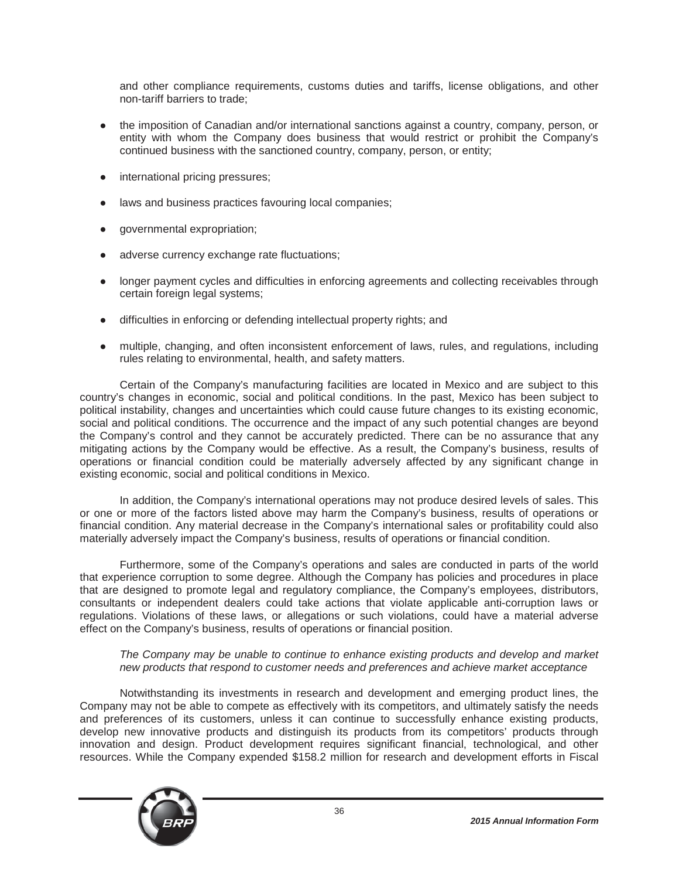and other compliance requirements, customs duties and tariffs, license obligations, and other non-tariff barriers to trade;

- the imposition of Canadian and/or international sanctions against a country, company, person, or entity with whom the Company does business that would restrict or prohibit the Company's continued business with the sanctioned country, company, person, or entity;
- international pricing pressures;
- laws and business practices favouring local companies;
- governmental expropriation;
- adverse currency exchange rate fluctuations;
- longer payment cycles and difficulties in enforcing agreements and collecting receivables through certain foreign legal systems;
- difficulties in enforcing or defending intellectual property rights; and
- multiple, changing, and often inconsistent enforcement of laws, rules, and regulations, including rules relating to environmental, health, and safety matters.

Certain of the Company's manufacturing facilities are located in Mexico and are subject to this country's changes in economic, social and political conditions. In the past, Mexico has been subject to political instability, changes and uncertainties which could cause future changes to its existing economic, social and political conditions. The occurrence and the impact of any such potential changes are beyond the Company's control and they cannot be accurately predicted. There can be no assurance that any mitigating actions by the Company would be effective. As a result, the Company's business, results of operations or financial condition could be materially adversely affected by any significant change in existing economic, social and political conditions in Mexico.

In addition, the Company's international operations may not produce desired levels of sales. This or one or more of the factors listed above may harm the Company's business, results of operations or financial condition. Any material decrease in the Company's international sales or profitability could also materially adversely impact the Company's business, results of operations or financial condition.

Furthermore, some of the Company's operations and sales are conducted in parts of the world that experience corruption to some degree. Although the Company has policies and procedures in place that are designed to promote legal and regulatory compliance, the Company's employees, distributors, consultants or independent dealers could take actions that violate applicable anti-corruption laws or regulations. Violations of these laws, or allegations or such violations, could have a material adverse effect on the Company's business, results of operations or financial position.

*The Company may be unable to continue to enhance existing products and develop and market new products that respond to customer needs and preferences and achieve market acceptance*

Notwithstanding its investments in research and development and emerging product lines, the Company may not be able to compete as effectively with its competitors, and ultimately satisfy the needs and preferences of its customers, unless it can continue to successfully enhance existing products, develop new innovative products and distinguish its products from its competitors' products through innovation and design. Product development requires significant financial, technological, and other resources. While the Company expended $158.2 million for research and development efforts in Fiscal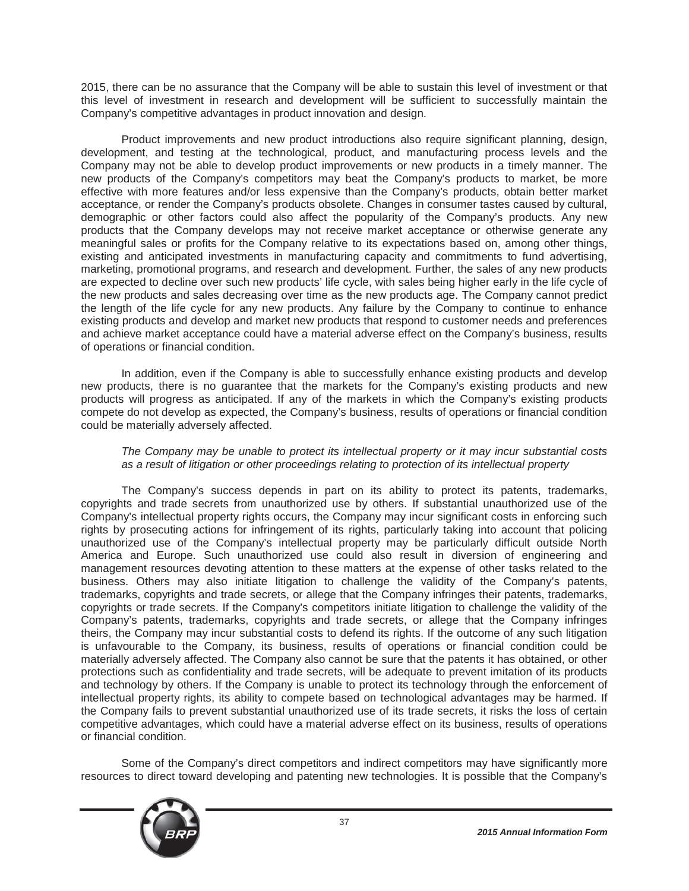2015, there can be no assurance that the Company will be able to sustain this level of investment or that this level of investment in research and development will be sufficient to successfully maintain the Company's competitive advantages in product innovation and design.

Product improvements and new product introductions also require significant planning, design, development, and testing at the technological, product, and manufacturing process levels and the Company may not be able to develop product improvements or new products in a timely manner. The new products of the Company's competitors may beat the Company's products to market, be more effective with more features and/or less expensive than the Company's products, obtain better market acceptance, or render the Company's products obsolete. Changes in consumer tastes caused by cultural, demographic or other factors could also affect the popularity of the Company's products. Any new products that the Company develops may not receive market acceptance or otherwise generate any meaningful sales or profits for the Company relative to its expectations based on, among other things, existing and anticipated investments in manufacturing capacity and commitments to fund advertising, marketing, promotional programs, and research and development. Further, the sales of any new products are expected to decline over such new products' life cycle, with sales being higher early in the life cycle of the new products and sales decreasing over time as the new products age. The Company cannot predict the length of the life cycle for any new products. Any failure by the Company to continue to enhance existing products and develop and market new products that respond to customer needs and preferences and achieve market acceptance could have a material adverse effect on the Company's business, results of operations or financial condition.

In addition, even if the Company is able to successfully enhance existing products and develop new products, there is no guarantee that the markets for the Company's existing products and new products will progress as anticipated. If any of the markets in which the Company's existing products compete do not develop as expected, the Company's business, results of operations or financial condition could be materially adversely affected.

*The Company may be unable to protect its intellectual property or it may incur substantial costs as a result of litigation or other proceedings relating to protection of its intellectual property*

The Company's success depends in part on its ability to protect its patents, trademarks, copyrights and trade secrets from unauthorized use by others. If substantial unauthorized use of the Company's intellectual property rights occurs, the Company may incur significant costs in enforcing such rights by prosecuting actions for infringement of its rights, particularly taking into account that policing unauthorized use of the Company's intellectual property may be particularly difficult outside North America and Europe. Such unauthorized use could also result in diversion of engineering and management resources devoting attention to these matters at the expense of other tasks related to the business. Others may also initiate litigation to challenge the validity of the Company's patents, trademarks, copyrights and trade secrets, or allege that the Company infringes their patents, trademarks, copyrights or trade secrets. If the Company's competitors initiate litigation to challenge the validity of the Company's patents, trademarks, copyrights and trade secrets, or allege that the Company infringes theirs, the Company may incur substantial costs to defend its rights. If the outcome of any such litigation is unfavourable to the Company, its business, results of operations or financial condition could be materially adversely affected. The Company also cannot be sure that the patents it has obtained, or other protections such as confidentiality and trade secrets, will be adequate to prevent imitation of its products and technology by others. If the Company is unable to protect its technology through the enforcement of intellectual property rights, its ability to compete based on technological advantages may be harmed. If the Company fails to prevent substantial unauthorized use of its trade secrets, it risks the loss of certain competitive advantages, which could have a material adverse effect on its business, results of operations or financial condition.

Some of the Company's direct competitors and indirect competitors may have significantly more resources to direct toward developing and patenting new technologies. It is possible that the Company's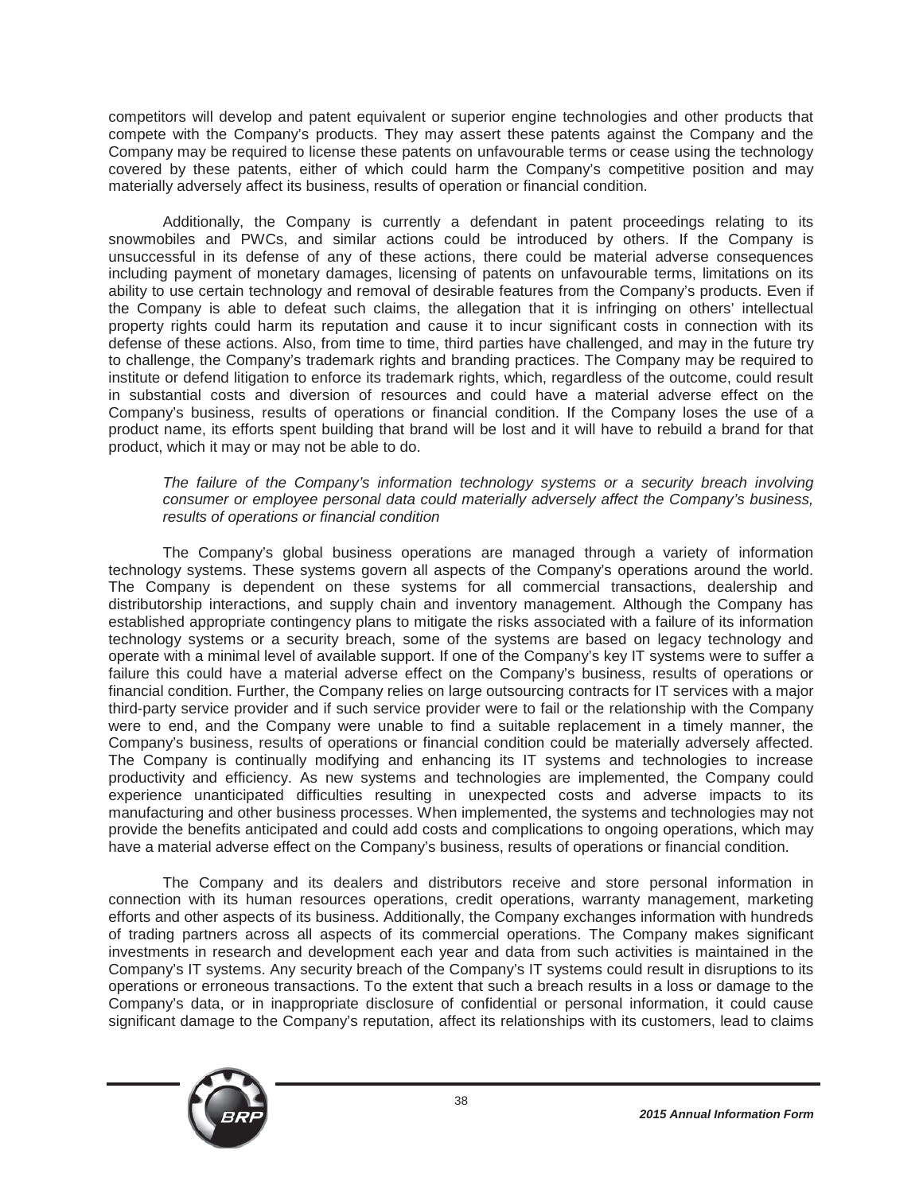competitors will develop and patent equivalent or superior engine technologies and other products that compete with the Company's products. They may assert these patents against the Company and the Company may be required to license these patents on unfavourable terms or cease using the technology covered by these patents, either of which could harm the Company's competitive position and may materially adversely affect its business, results of operation or financial condition.

Additionally, the Company is currently a defendant in patent proceedings relating to its snowmobiles and PWCs, and similar actions could be introduced by others. If the Company is unsuccessful in its defense of any of these actions, there could be material adverse consequences including payment of monetary damages, licensing of patents on unfavourable terms, limitations on its ability to use certain technology and removal of desirable features from the Company's products. Even if the Company is able to defeat such claims, the allegation that it is infringing on others' intellectual property rights could harm its reputation and cause it to incur significant costs in connection with its defense of these actions. Also, from time to time, third parties have challenged, and may in the future try to challenge, the Company's trademark rights and branding practices. The Company may be required to institute or defend litigation to enforce its trademark rights, which, regardless of the outcome, could result in substantial costs and diversion of resources and could have a material adverse effect on the Company's business, results of operations or financial condition. If the Company loses the use of a product name, its efforts spent building that brand will be lost and it will have to rebuild a brand for that product, which it may or may not be able to do.

*The failure of the Company's information technology systems or a security breach involving consumer or employee personal data could materially adversely affect the Company's business, results of operations or financial condition*

The Company's global business operations are managed through a variety of information technology systems. These systems govern all aspects of the Company's operations around the world. The Company is dependent on these systems for all commercial transactions, dealership and distributorship interactions, and supply chain and inventory management. Although the Company has established appropriate contingency plans to mitigate the risks associated with a failure of its information technology systems or a security breach, some of the systems are based on legacy technology and operate with a minimal level of available support. If one of the Company's key IT systems were to suffer a failure this could have a material adverse effect on the Company's business, results of operations or financial condition. Further, the Company relies on large outsourcing contracts for IT services with a major third-party service provider and if such service provider were to fail or the relationship with the Company were to end, and the Company were unable to find a suitable replacement in a timely manner, the Company's business, results of operations or financial condition could be materially adversely affected. The Company is continually modifying and enhancing its IT systems and technologies to increase productivity and efficiency. As new systems and technologies are implemented, the Company could experience unanticipated difficulties resulting in unexpected costs and adverse impacts to its manufacturing and other business processes. When implemented, the systems and technologies may not provide the benefits anticipated and could add costs and complications to ongoing operations, which may have a material adverse effect on the Company's business, results of operations or financial condition.

The Company and its dealers and distributors receive and store personal information in connection with its human resources operations, credit operations, warranty management, marketing efforts and other aspects of its business. Additionally, the Company exchanges information with hundreds of trading partners across all aspects of its commercial operations. The Company makes significant investments in research and development each year and data from such activities is maintained in the Company's IT systems. Any security breach of the Company's IT systems could result in disruptions to its operations or erroneous transactions. To the extent that such a breach results in a loss or damage to the Company's data, or in inappropriate disclosure of confidential or personal information, it could cause significant damage to the Company's reputation, affect its relationships with its customers, lead to claims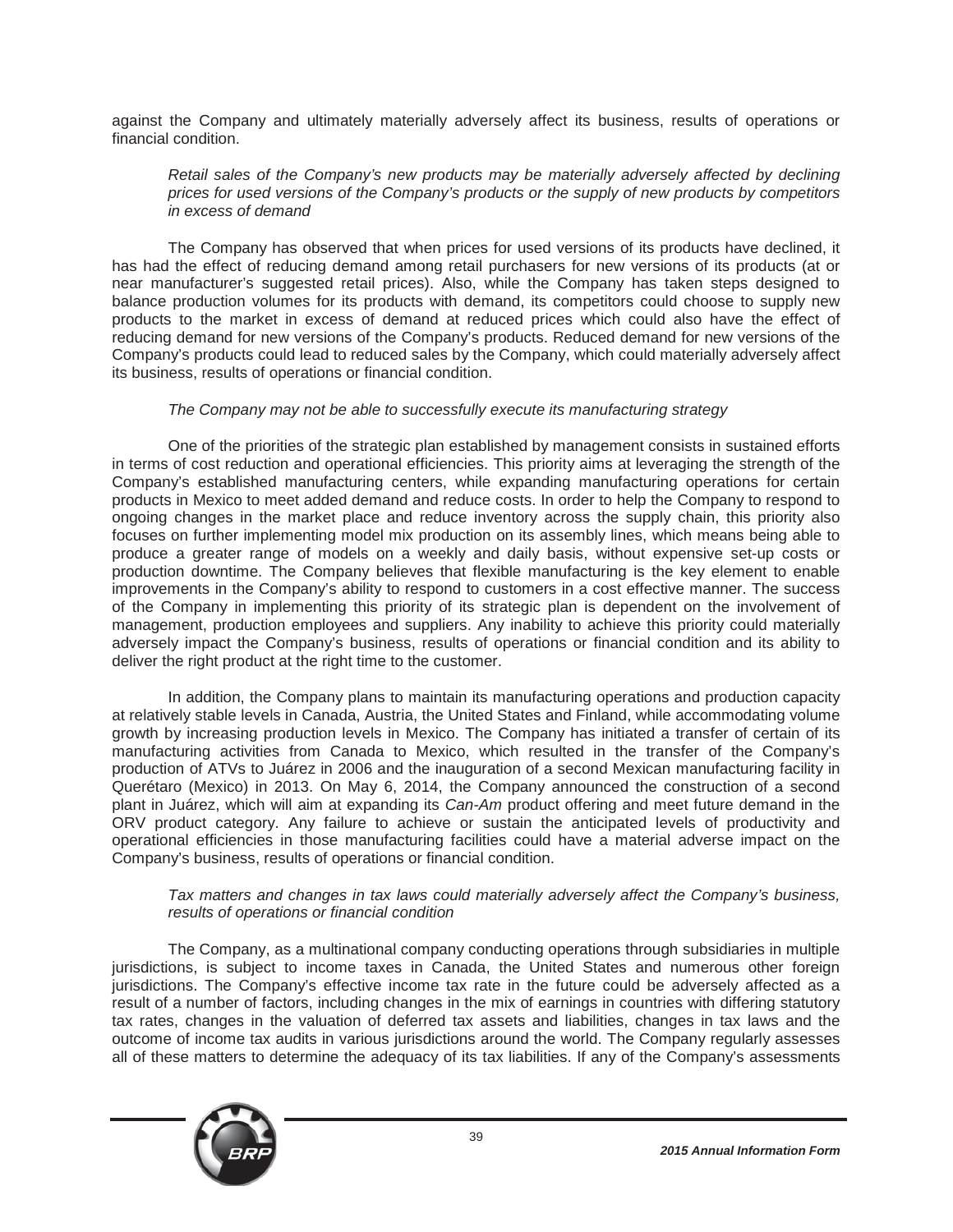against the Company and ultimately materially adversely affect its business, results of operations or financial condition.

*Retail sales of the Company's new products may be materially adversely affected by declining prices for used versions of the Company's products or the supply of new products by competitors in excess of demand*

The Company has observed that when prices for used versions of its products have declined, it has had the effect of reducing demand among retail purchasers for new versions of its products (at or near manufacturer's suggested retail prices). Also, while the Company has taken steps designed to balance production volumes for its products with demand, its competitors could choose to supply new products to the market in excess of demand at reduced prices which could also have the effect of reducing demand for new versions of the Company's products. Reduced demand for new versions of the Company's products could lead to reduced sales by the Company, which could materially adversely affect its business, results of operations or financial condition.

*The Company may not be able to successfully execute its manufacturing strategy*

One of the priorities of the strategic plan established by management consists in sustained efforts in terms of cost reduction and operational efficiencies. This priority aims at leveraging the strength of the Company's established manufacturing centers, while expanding manufacturing operations for certain products in Mexico to meet added demand and reduce costs. In order to help the Company to respond to ongoing changes in the market place and reduce inventory across the supply chain, this priority also focuses on further implementing model mix production on its assembly lines, which means being able to produce a greater range of models on a weekly and daily basis, without expensive set-up costs or production downtime. The Company believes that flexible manufacturing is the key element to enable improvements in the Company's ability to respond to customers in a cost effective manner. The success of the Company in implementing this priority of its strategic plan is dependent on the involvement of management, production employees and suppliers. Any inability to achieve this priority could materially adversely impact the Company's business, results of operations or financial condition and its ability to deliver the right product at the right time to the customer.

In addition, the Company plans to maintain its manufacturing operations and production capacity at relatively stable levels in Canada, Austria, the United States and Finland, while accommodating volume growth by increasing production levels in Mexico. The Company has initiated a transfer of certain of its manufacturing activities from Canada to Mexico, which resulted in the transfer of the Company's production of ATVs to Juárez in 2006 and the inauguration of a second Mexican manufacturing facility in Querétaro (Mexico) in 2013. On May 6, 2014, the Company announced the construction of a second plant in Juárez, which will aim at expanding its *Can-Am* product offering and meet future demand in the ORV product category. Any failure to achieve or sustain the anticipated levels of productivity and operational efficiencies in those manufacturing facilities could have a material adverse impact on the Company's business, results of operations or financial condition.

*Tax matters and changes in tax laws could materially adversely affect the Company's business, results of operations or financial condition*

The Company, as a multinational company conducting operations through subsidiaries in multiple jurisdictions, is subject to income taxes in Canada, the United States and numerous other foreign jurisdictions. The Company's effective income tax rate in the future could be adversely affected as a result of a number of factors, including changes in the mix of earnings in countries with differing statutory tax rates, changes in the valuation of deferred tax assets and liabilities, changes in tax laws and the outcome of income tax audits in various jurisdictions around the world. The Company regularly assesses all of these matters to determine the adequacy of its tax liabilities. If any of the Company's assessments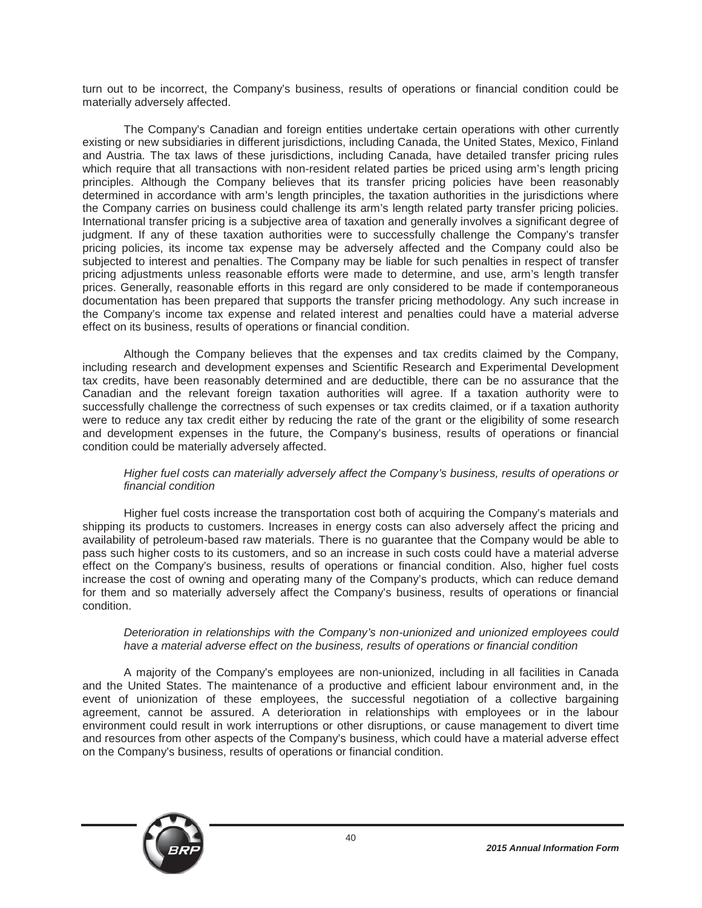turn out to be incorrect, the Company's business, results of operations or financial condition could be materially adversely affected.

The Company's Canadian and foreign entities undertake certain operations with other currently existing or new subsidiaries in different jurisdictions, including Canada, the United States, Mexico, Finland and Austria. The tax laws of these jurisdictions, including Canada, have detailed transfer pricing rules which require that all transactions with non-resident related parties be priced using arm's length pricing principles. Although the Company believes that its transfer pricing policies have been reasonably determined in accordance with arm's length principles, the taxation authorities in the jurisdictions where the Company carries on business could challenge its arm's length related party transfer pricing policies. International transfer pricing is a subjective area of taxation and generally involves a significant degree of judgment. If any of these taxation authorities were to successfully challenge the Company's transfer pricing policies, its income tax expense may be adversely affected and the Company could also be subjected to interest and penalties. The Company may be liable for such penalties in respect of transfer pricing adjustments unless reasonable efforts were made to determine, and use, arm's length transfer prices. Generally, reasonable efforts in this regard are only considered to be made if contemporaneous documentation has been prepared that supports the transfer pricing methodology. Any such increase in the Company's income tax expense and related interest and penalties could have a material adverse effect on its business, results of operations or financial condition.

Although the Company believes that the expenses and tax credits claimed by the Company, including research and development expenses and Scientific Research and Experimental Development tax credits, have been reasonably determined and are deductible, there can be no assurance that the Canadian and the relevant foreign taxation authorities will agree. If a taxation authority were to successfully challenge the correctness of such expenses or tax credits claimed, or if a taxation authority were to reduce any tax credit either by reducing the rate of the grant or the eligibility of some research and development expenses in the future, the Company's business, results of operations or financial condition could be materially adversely affected.

*Higher fuel costs can materially adversely affect the Company's business, results of operations or financial condition*

Higher fuel costs increase the transportation cost both of acquiring the Company's materials and shipping its products to customers. Increases in energy costs can also adversely affect the pricing and availability of petroleum-based raw materials. There is no guarantee that the Company would be able to pass such higher costs to its customers, and so an increase in such costs could have a material adverse effect on the Company's business, results of operations or financial condition. Also, higher fuel costs increase the cost of owning and operating many of the Company's products, which can reduce demand for them and so materially adversely affect the Company's business, results of operations or financial condition.

*Deterioration in relationships with the Company's non-unionized and unionized employees could have a material adverse effect on the business, results of operations or financial condition*

A majority of the Company's employees are non-unionized, including in all facilities in Canada and the United States. The maintenance of a productive and efficient labour environment and, in the event of unionization of these employees, the successful negotiation of a collective bargaining agreement, cannot be assured. A deterioration in relationships with employees or in the labour environment could result in work interruptions or other disruptions, or cause management to divert time and resources from other aspects of the Company's business, which could have a material adverse effect on the Company's business, results of operations or financial condition.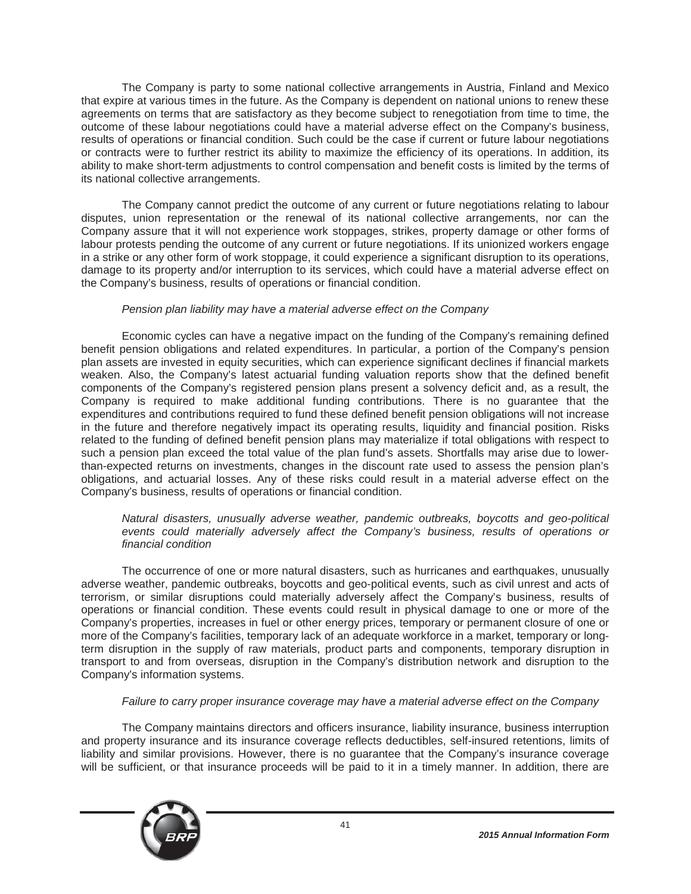The Company is party to some national collective arrangements in Austria, Finland and Mexico that expire at various times in the future. As the Company is dependent on national unions to renew these agreements on terms that are satisfactory as they become subject to renegotiation from time to time, the outcome of these labour negotiations could have a material adverse effect on the Company's business, results of operations or financial condition. Such could be the case if current or future labour negotiations or contracts were to further restrict its ability to maximize the efficiency of its operations. In addition, its ability to make short-term adjustments to control compensation and benefit costs is limited by the terms of its national collective arrangements.

The Company cannot predict the outcome of any current or future negotiations relating to labour disputes, union representation or the renewal of its national collective arrangements, nor can the Company assure that it will not experience work stoppages, strikes, property damage or other forms of labour protests pending the outcome of any current or future negotiations. If its unionized workers engage in a strike or any other form of work stoppage, it could experience a significant disruption to its operations, damage to its property and/or interruption to its services, which could have a material adverse effect on the Company's business, results of operations or financial condition.

*Pension plan liability may have a material adverse effect on the Company*

Economic cycles can have a negative impact on the funding of the Company's remaining defined benefit pension obligations and related expenditures. In particular, a portion of the Company's pension plan assets are invested in equity securities, which can experience significant declines if financial markets weaken. Also, the Company's latest actuarial funding valuation reports show that the defined benefit components of the Company's registered pension plans present a solvency deficit and, as a result, the Company is required to make additional funding contributions. There is no guarantee that the expenditures and contributions required to fund these defined benefit pension obligations will not increase in the future and therefore negatively impact its operating results, liquidity and financial position. Risks related to the funding of defined benefit pension plans may materialize if total obligations with respect to such a pension plan exceed the total value of the plan fund's assets. Shortfalls may arise due to lower-than-expected returns on investments, changes in the discount rate used to assess the pension plan's obligations, and actuarial losses. Any of these risks could result in a material adverse effect on the Company's business, results of operations or financial condition.

*Natural disasters, unusually adverse weather, pandemic outbreaks, boycotts and geo-political events could materially adversely affect the Company's business, results of operations or financial condition*

The occurrence of one or more natural disasters, such as hurricanes and earthquakes, unusually adverse weather, pandemic outbreaks, boycotts and geo-political events, such as civil unrest and acts of terrorism, or similar disruptions could materially adversely affect the Company's business, results of operations or financial condition. These events could result in physical damage to one or more of the Company's properties, increases in fuel or other energy prices, temporary or permanent closure of one or more of the Company's facilities, temporary lack of an adequate workforce in a market, temporary or long-term disruption in the supply of raw materials, product parts and components, temporary disruption in transport to and from overseas, disruption in the Company's distribution network and disruption to the Company's information systems.

*Failure to carry proper insurance coverage may have a material adverse effect on the Company*

The Company maintains directors and officers insurance, liability insurance, business interruption and property insurance and its insurance coverage reflects deductibles, self-insured retentions, limits of liability and similar provisions. However, there is no guarantee that the Company's insurance coverage will be sufficient, or that insurance proceeds will be paid to it in a timely manner. In addition, there are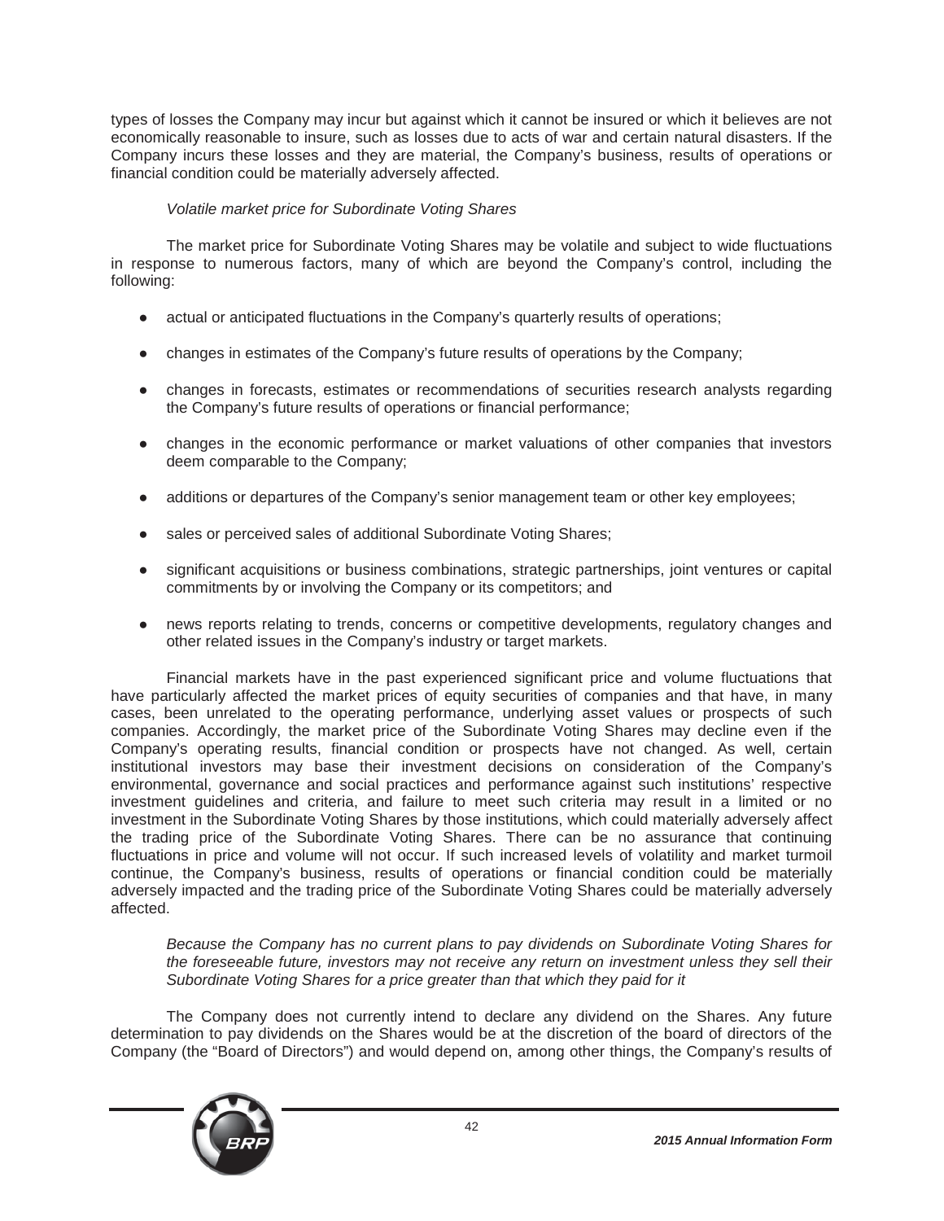types of losses the Company may incur but against which it cannot be insured or which it believes are not economically reasonable to insure, such as losses due to acts of war and certain natural disasters. If the Company incurs these losses and they are material, the Company's business, results of operations or financial condition could be materially adversely affected.

*Volatile market price for Subordinate Voting Shares*

The market price for Subordinate Voting Shares may be volatile and subject to wide fluctuations in response to numerous factors, many of which are beyond the Company's control, including the following:

- actual or anticipated fluctuations in the Company's quarterly results of operations;
- changes in estimates of the Company's future results of operations by the Company;
- changes in forecasts, estimates or recommendations of securities research analysts regarding the Company's future results of operations or financial performance;
- changes in the economic performance or market valuations of other companies that investors deem comparable to the Company;
- additions or departures of the Company's senior management team or other key employees;
- sales or perceived sales of additional Subordinate Voting Shares;
- significant acquisitions or business combinations, strategic partnerships, joint ventures or capital commitments by or involving the Company or its competitors; and
- news reports relating to trends, concerns or competitive developments, regulatory changes and other related issues in the Company's industry or target markets.

Financial markets have in the past experienced significant price and volume fluctuations that have particularly affected the market prices of equity securities of companies and that have, in many cases, been unrelated to the operating performance, underlying asset values or prospects of such companies. Accordingly, the market price of the Subordinate Voting Shares may decline even if the Company's operating results, financial condition or prospects have not changed. As well, certain institutional investors may base their investment decisions on consideration of the Company's environmental, governance and social practices and performance against such institutions' respective investment guidelines and criteria, and failure to meet such criteria may result in a limited or no investment in the Subordinate Voting Shares by those institutions, which could materially adversely affect the trading price of the Subordinate Voting Shares. There can be no assurance that continuing fluctuations in price and volume will not occur. If such increased levels of volatility and market turmoil continue, the Company's business, results of operations or financial condition could be materially adversely impacted and the trading price of the Subordinate Voting Shares could be materially adversely affected.

*Because the Company has no current plans to pay dividends on Subordinate Voting Shares for the foreseeable future, investors may not receive any return on investment unless they sell their Subordinate Voting Shares for a price greater than that which they paid for it*

The Company does not currently intend to declare any dividend on the Shares. Any future determination to pay dividends on the Shares would be at the discretion of the board of directors of the Company (the "Board of Directors") and would depend on, among other things, the Company's results of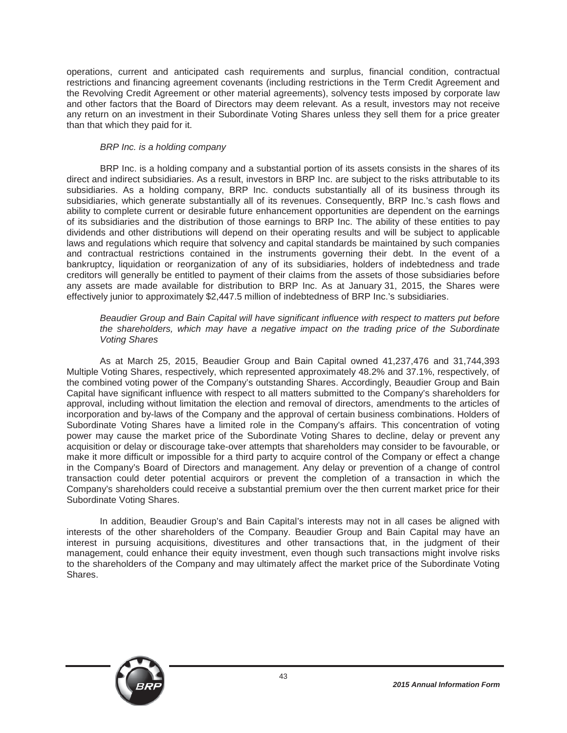operations, current and anticipated cash requirements and surplus, financial condition, contractual restrictions and financing agreement covenants (including restrictions in the Term Credit Agreement and the Revolving Credit Agreement or other material agreements), solvency tests imposed by corporate law and other factors that the Board of Directors may deem relevant. As a result, investors may not receive any return on an investment in their Subordinate Voting Shares unless they sell them for a price greater than that which they paid for it.

*BRP Inc. is a holding company*

BRP Inc. is a holding company and a substantial portion of its assets consists in the shares of its direct and indirect subsidiaries. As a result, investors in BRP Inc. are subject to the risks attributable to its subsidiaries. As a holding company, BRP Inc. conducts substantially all of its business through its subsidiaries, which generate substantially all of its revenues. Consequently, BRP Inc.'s cash flows and ability to complete current or desirable future enhancement opportunities are dependent on the earnings of its subsidiaries and the distribution of those earnings to BRP Inc. The ability of these entities to pay dividends and other distributions will depend on their operating results and will be subject to applicable laws and regulations which require that solvency and capital standards be maintained by such companies and contractual restrictions contained in the instruments governing their debt. In the event of a bankruptcy, liquidation or reorganization of any of its subsidiaries, holders of indebtedness and trade creditors will generally be entitled to payment of their claims from the assets of those subsidiaries before any assets are made available for distribution to BRP Inc. As at January 31, 2015, the Shares were effectively junior to approximately $2,447.5 million of indebtedness of BRP Inc.'s subsidiaries.

*Beaudier Group and Bain Capital will have significant influence with respect to matters put before the shareholders, which may have a negative impact on the trading price of the Subordinate Voting Shares*

As at March 25, 2015, Beaudier Group and Bain Capital owned 41,237,476 and 31,744,393 Multiple Voting Shares, respectively, which represented approximately 48.2% and 37.1%, respectively, of the combined voting power of the Company's outstanding Shares. Accordingly, Beaudier Group and Bain Capital have significant influence with respect to all matters submitted to the Company's shareholders for approval, including without limitation the election and removal of directors, amendments to the articles of incorporation and by-laws of the Company and the approval of certain business combinations. Holders of Subordinate Voting Shares have a limited role in the Company's affairs. This concentration of voting power may cause the market price of the Subordinate Voting Shares to decline, delay or prevent any acquisition or delay or discourage take-over attempts that shareholders may consider to be favourable, or make it more difficult or impossible for a third party to acquire control of the Company or effect a change in the Company's Board of Directors and management. Any delay or prevention of a change of control transaction could deter potential acquirors or prevent the completion of a transaction in which the Company's shareholders could receive a substantial premium over the then current market price for their Subordinate Voting Shares.

In addition, Beaudier Group's and Bain Capital's interests may not in all cases be aligned with interests of the other shareholders of the Company. Beaudier Group and Bain Capital may have an interest in pursuing acquisitions, divestitures and other transactions that, in the judgment of their management, could enhance their equity investment, even though such transactions might involve risks to the shareholders of the Company and may ultimately affect the market price of the Subordinate Voting Shares.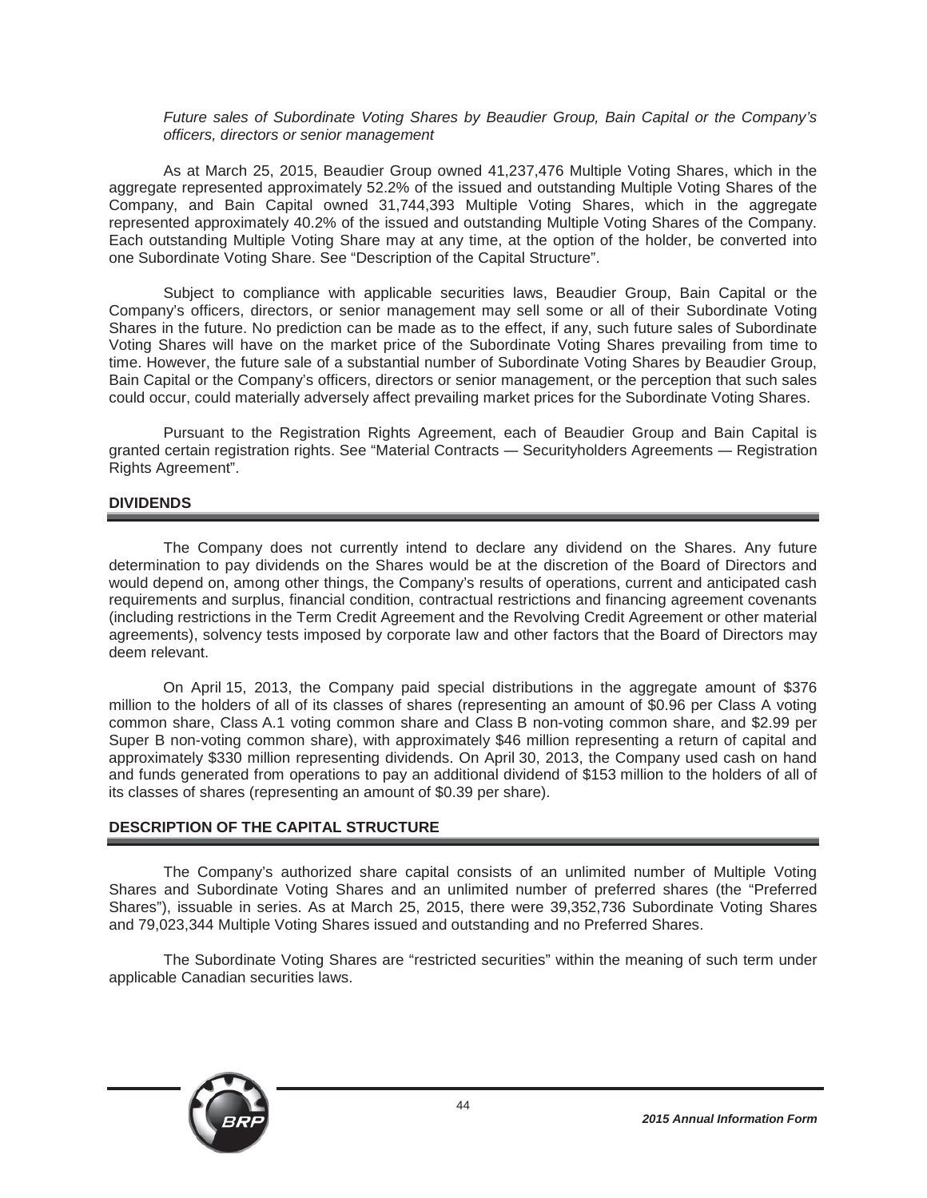*Future sales of Subordinate Voting Shares by Beaudier Group, Bain Capital or the Company's officers, directors or senior management*

As at March 25, 2015, Beaudier Group owned 41,237,476 Multiple Voting Shares, which in the aggregate represented approximately 52.2% of the issued and outstanding Multiple Voting Shares of the Company, and Bain Capital owned 31,744,393 Multiple Voting Shares, which in the aggregate represented approximately 40.2% of the issued and outstanding Multiple Voting Shares of the Company. Each outstanding Multiple Voting Share may at any time, at the option of the holder, be converted into one Subordinate Voting Share. See "Description of the Capital Structure".

Subject to compliance with applicable securities laws, Beaudier Group, Bain Capital or the Company's officers, directors, or senior management may sell some or all of their Subordinate Voting Shares in the future. No prediction can be made as to the effect, if any, such future sales of Subordinate Voting Shares will have on the market price of the Subordinate Voting Shares prevailing from time to time. However, the future sale of a substantial number of Subordinate Voting Shares by Beaudier Group, Bain Capital or the Company's officers, directors or senior management, or the perception that such sales could occur, could materially adversely affect prevailing market prices for the Subordinate Voting Shares.

Pursuant to the Registration Rights Agreement, each of Beaudier Group and Bain Capital is granted certain registration rights. See "Material Contracts — Securityholders Agreements — Registration Rights Agreement".

## DIVIDENDS

The Company does not currently intend to declare any dividend on the Shares. Any future determination to pay dividends on the Shares would be at the discretion of the Board of Directors and would depend on, among other things, the Company's results of operations, current and anticipated cash requirements and surplus, financial condition, contractual restrictions and financing agreement covenants (including restrictions in the Term Credit Agreement and the Revolving Credit Agreement or other material agreements), solvency tests imposed by corporate law and other factors that the Board of Directors may deem relevant.

On April 15, 2013, the Company paid special distributions in the aggregate amount of $376 million to the holders of all of its classes of shares (representing an amount of $0.96 per Class A voting common share, Class A.1 voting common share and Class B non-voting common share, and $2.99 per Super B non-voting common share), with approximately $46 million representing a return of capital and approximately $330 million representing dividends. On April 30, 2013, the Company used cash on hand and funds generated from operations to pay an additional dividend of $153 million to the holders of all of its classes of shares (representing an amount of $0.39 per share).

## DESCRIPTION OF THE CAPITAL STRUCTURE

The Company's authorized share capital consists of an unlimited number of Multiple Voting Shares and Subordinate Voting Shares and an unlimited number of preferred shares (the "Preferred Shares"), issuable in series. As at March 25, 2015, there were 39,352,736 Subordinate Voting Shares and 79,023,344 Multiple Voting Shares issued and outstanding and no Preferred Shares.

The Subordinate Voting Shares are "restricted securities" within the meaning of such term under applicable Canadian securities laws.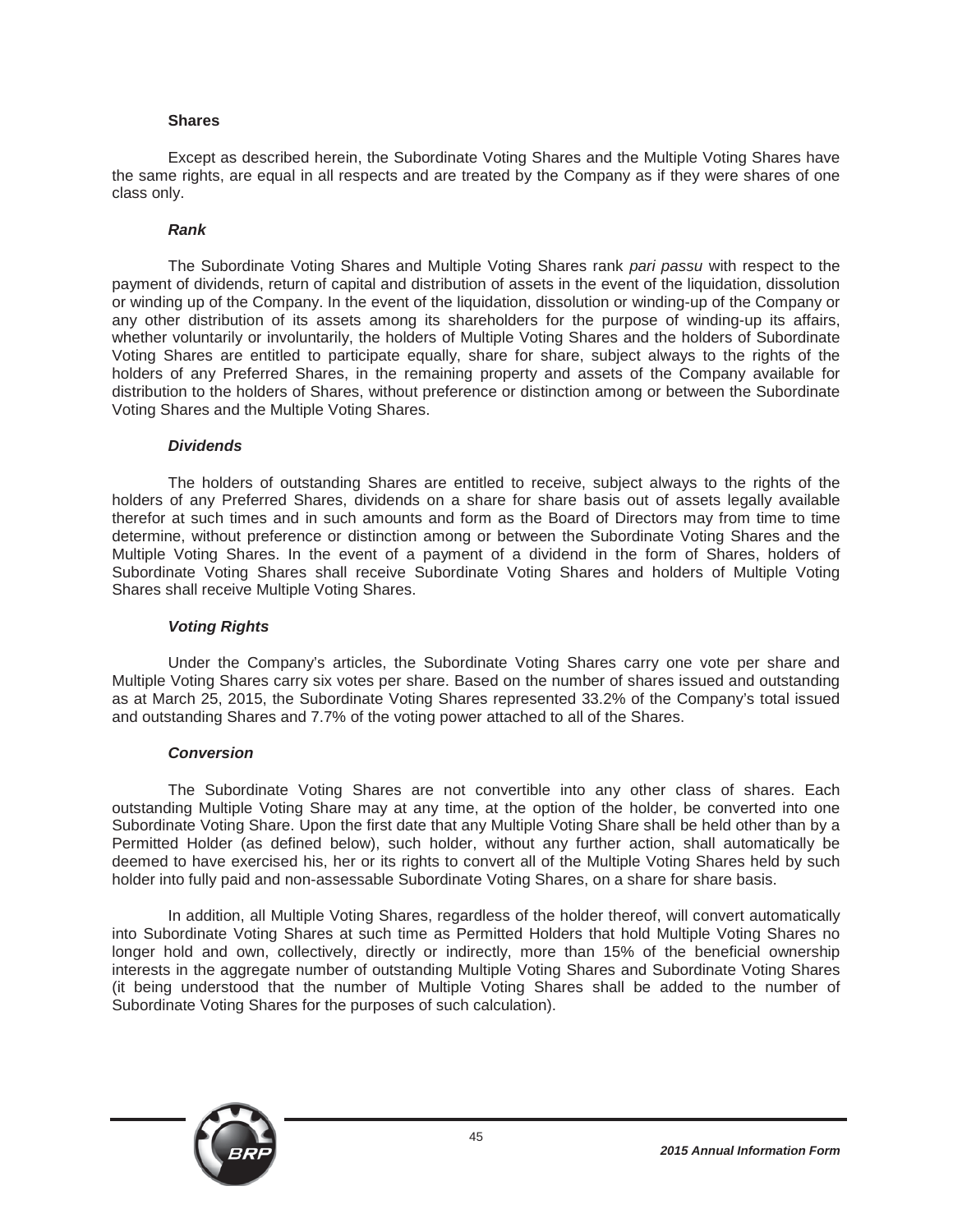## Shares

Except as described herein, the Subordinate Voting Shares and the Multiple Voting Shares have the same rights, are equal in all respects and are treated by the Company as if they were shares of one class only.

### *Rank*

The Subordinate Voting Shares and Multiple Voting Shares rank *pari passu* with respect to the payment of dividends, return of capital and distribution of assets in the event of the liquidation, dissolution or winding up of the Company. In the event of the liquidation, dissolution or winding-up of the Company or any other distribution of its assets among its shareholders for the purpose of winding-up its affairs, whether voluntarily or involuntarily, the holders of Multiple Voting Shares and the holders of Subordinate Voting Shares are entitled to participate equally, share for share, subject always to the rights of the holders of any Preferred Shares, in the remaining property and assets of the Company available for distribution to the holders of Shares, without preference or distinction among or between the Subordinate Voting Shares and the Multiple Voting Shares.

### *Dividends*

The holders of outstanding Shares are entitled to receive, subject always to the rights of the holders of any Preferred Shares, dividends on a share for share basis out of assets legally available therefor at such times and in such amounts and form as the Board of Directors may from time to time determine, without preference or distinction among or between the Subordinate Voting Shares and the Multiple Voting Shares. In the event of a payment of a dividend in the form of Shares, holders of Subordinate Voting Shares shall receive Subordinate Voting Shares and holders of Multiple Voting Shares shall receive Multiple Voting Shares.

### *Voting Rights*

Under the Company's articles, the Subordinate Voting Shares carry one vote per share and Multiple Voting Shares carry six votes per share. Based on the number of shares issued and outstanding as at March 25, 2015, the Subordinate Voting Shares represented 33.2% of the Company's total issued and outstanding Shares and 7.7% of the voting power attached to all of the Shares.

### *Conversion*

The Subordinate Voting Shares are not convertible into any other class of shares. Each outstanding Multiple Voting Share may at any time, at the option of the holder, be converted into one Subordinate Voting Share. Upon the first date that any Multiple Voting Share shall be held other than by a Permitted Holder (as defined below), such holder, without any further action, shall automatically be deemed to have exercised his, her or its rights to convert all of the Multiple Voting Shares held by such holder into fully paid and non-assessable Subordinate Voting Shares, on a share for share basis.

In addition, all Multiple Voting Shares, regardless of the holder thereof, will convert automatically into Subordinate Voting Shares at such time as Permitted Holders that hold Multiple Voting Shares no longer hold and own, collectively, directly or indirectly, more than 15% of the beneficial ownership interests in the aggregate number of outstanding Multiple Voting Shares and Subordinate Voting Shares (it being understood that the number of Multiple Voting Shares shall be added to the number of Subordinate Voting Shares for the purposes of such calculation).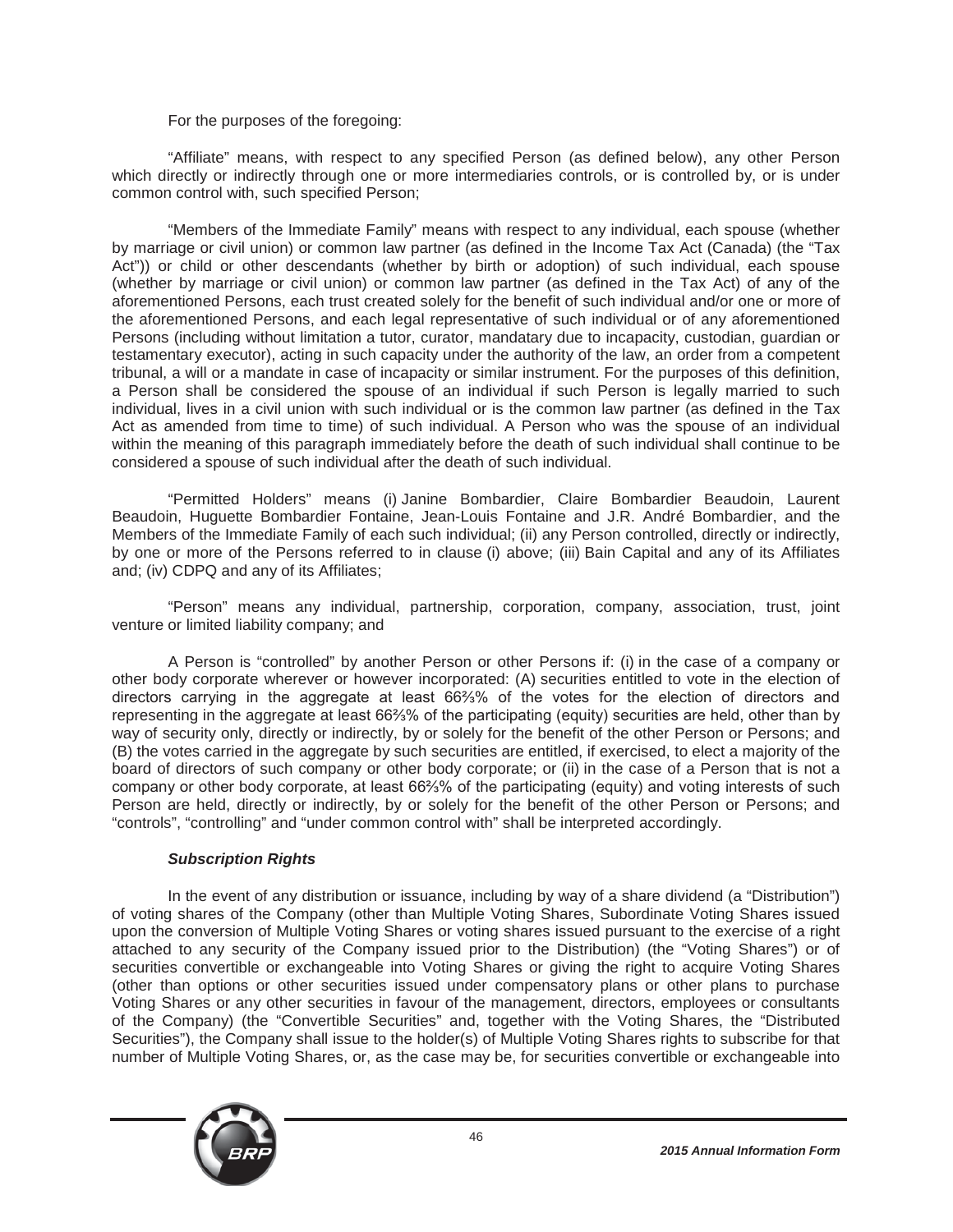For the purposes of the foregoing:

"Affiliate" means, with respect to any specified Person (as defined below), any other Person which directly or indirectly through one or more intermediaries controls, or is controlled by, or is under common control with, such specified Person;

"Members of the Immediate Family" means with respect to any individual, each spouse (whether by marriage or civil union) or common law partner (as defined in the Income Tax Act (Canada) (the "Tax Act")) or child or other descendants (whether by birth or adoption) of such individual, each spouse (whether by marriage or civil union) or common law partner (as defined in the Tax Act) of any of the aforementioned Persons, each trust created solely for the benefit of such individual and/or one or more of the aforementioned Persons, and each legal representative of such individual or of any aforementioned Persons (including without limitation a tutor, curator, mandatary due to incapacity, custodian, guardian or testamentary executor), acting in such capacity under the authority of the law, an order from a competent tribunal, a will or a mandate in case of incapacity or similar instrument. For the purposes of this definition, a Person shall be considered the spouse of an individual if such Person is legally married to such individual, lives in a civil union with such individual or is the common law partner (as defined in the Tax Act as amended from time to time) of such individual. A Person who was the spouse of an individual within the meaning of this paragraph immediately before the death of such individual shall continue to be considered a spouse of such individual after the death of such individual.

"Permitted Holders" means (i) Janine Bombardier, Claire Bombardier Beaudoin, Laurent Beaudoin, Huguette Bombardier Fontaine, Jean-Louis Fontaine and J.R. André Bombardier, and the Members of the Immediate Family of each such individual; (ii) any Person controlled, directly or indirectly, by one or more of the Persons referred to in clause (i) above; (iii) Bain Capital and any of its Affiliates and; (iv) CDPQ and any of its Affiliates;

"Person" means any individual, partnership, corporation, company, association, trust, joint venture or limited liability company; and

A Person is "controlled" by another Person or other Persons if: (i) in the case of a company or other body corporate wherever or however incorporated: (A) securities entitled to vote in the election of directors carrying in the aggregate at least 66⅔% of the votes for the election of directors and representing in the aggregate at least 66⅔% of the participating (equity) securities are held, other than by way of security only, directly or indirectly, by or solely for the benefit of the other Person or Persons; and (B) the votes carried in the aggregate by such securities are entitled, if exercised, to elect a majority of the board of directors of such company or other body corporate; or (ii) in the case of a Person that is not a company or other body corporate, at least 66⅔% of the participating (equity) and voting interests of such Person are held, directly or indirectly, by or solely for the benefit of the other Person or Persons; and "controls", "controlling" and "under common control with" shall be interpreted accordingly.

***Subscription Rights***

In the event of any distribution or issuance, including by way of a share dividend (a "Distribution") of voting shares of the Company (other than Multiple Voting Shares, Subordinate Voting Shares issued upon the conversion of Multiple Voting Shares or voting shares issued pursuant to the exercise of a right attached to any security of the Company issued prior to the Distribution) (the "Voting Shares") or of securities convertible or exchangeable into Voting Shares or giving the right to acquire Voting Shares (other than options or other securities issued under compensatory plans or other plans to purchase Voting Shares or any other securities in favour of the management, directors, employees or consultants of the Company) (the "Convertible Securities" and, together with the Voting Shares, the "Distributed Securities"), the Company shall issue to the holder(s) of Multiple Voting Shares rights to subscribe for that number of Multiple Voting Shares, or, as the case may be, for securities convertible or exchangeable into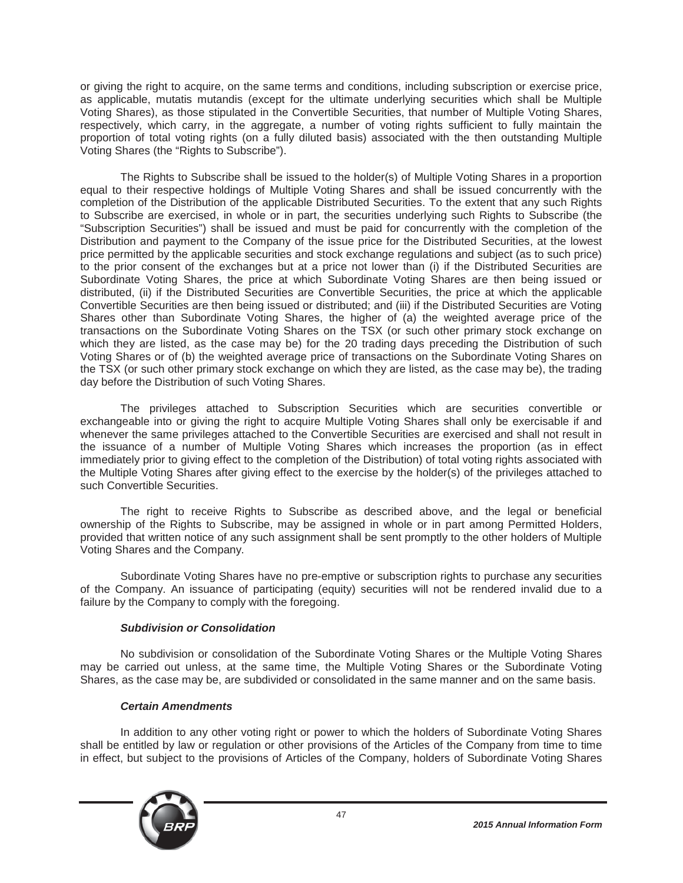or giving the right to acquire, on the same terms and conditions, including subscription or exercise price, as applicable, mutatis mutandis (except for the ultimate underlying securities which shall be Multiple Voting Shares), as those stipulated in the Convertible Securities, that number of Multiple Voting Shares, respectively, which carry, in the aggregate, a number of voting rights sufficient to fully maintain the proportion of total voting rights (on a fully diluted basis) associated with the then outstanding Multiple Voting Shares (the "Rights to Subscribe").

The Rights to Subscribe shall be issued to the holder(s) of Multiple Voting Shares in a proportion equal to their respective holdings of Multiple Voting Shares and shall be issued concurrently with the completion of the Distribution of the applicable Distributed Securities. To the extent that any such Rights to Subscribe are exercised, in whole or in part, the securities underlying such Rights to Subscribe (the "Subscription Securities") shall be issued and must be paid for concurrently with the completion of the Distribution and payment to the Company of the issue price for the Distributed Securities, at the lowest price permitted by the applicable securities and stock exchange regulations and subject (as to such price) to the prior consent of the exchanges but at a price not lower than (i) if the Distributed Securities are Subordinate Voting Shares, the price at which Subordinate Voting Shares are then being issued or distributed, (ii) if the Distributed Securities are Convertible Securities, the price at which the applicable Convertible Securities are then being issued or distributed; and (iii) if the Distributed Securities are Voting Shares other than Subordinate Voting Shares, the higher of (a) the weighted average price of the transactions on the Subordinate Voting Shares on the TSX (or such other primary stock exchange on which they are listed, as the case may be) for the 20 trading days preceding the Distribution of such Voting Shares or of (b) the weighted average price of transactions on the Subordinate Voting Shares on the TSX (or such other primary stock exchange on which they are listed, as the case may be), the trading day before the Distribution of such Voting Shares.

The privileges attached to Subscription Securities which are securities convertible or exchangeable into or giving the right to acquire Multiple Voting Shares shall only be exercisable if and whenever the same privileges attached to the Convertible Securities are exercised and shall not result in the issuance of a number of Multiple Voting Shares which increases the proportion (as in effect immediately prior to giving effect to the completion of the Distribution) of total voting rights associated with the Multiple Voting Shares after giving effect to the exercise by the holder(s) of the privileges attached to such Convertible Securities.

The right to receive Rights to Subscribe as described above, and the legal or beneficial ownership of the Rights to Subscribe, may be assigned in whole or in part among Permitted Holders, provided that written notice of any such assignment shall be sent promptly to the other holders of Multiple Voting Shares and the Company.

Subordinate Voting Shares have no pre-emptive or subscription rights to purchase any securities of the Company. An issuance of participating (equity) securities will not be rendered invalid due to a failure by the Company to comply with the foregoing.

***Subdivision or Consolidation***

No subdivision or consolidation of the Subordinate Voting Shares or the Multiple Voting Shares may be carried out unless, at the same time, the Multiple Voting Shares or the Subordinate Voting Shares, as the case may be, are subdivided or consolidated in the same manner and on the same basis.

***Certain Amendments***

In addition to any other voting right or power to which the holders of Subordinate Voting Shares shall be entitled by law or regulation or other provisions of the Articles of the Company from time to time in effect, but subject to the provisions of Articles of the Company, holders of Subordinate Voting Shares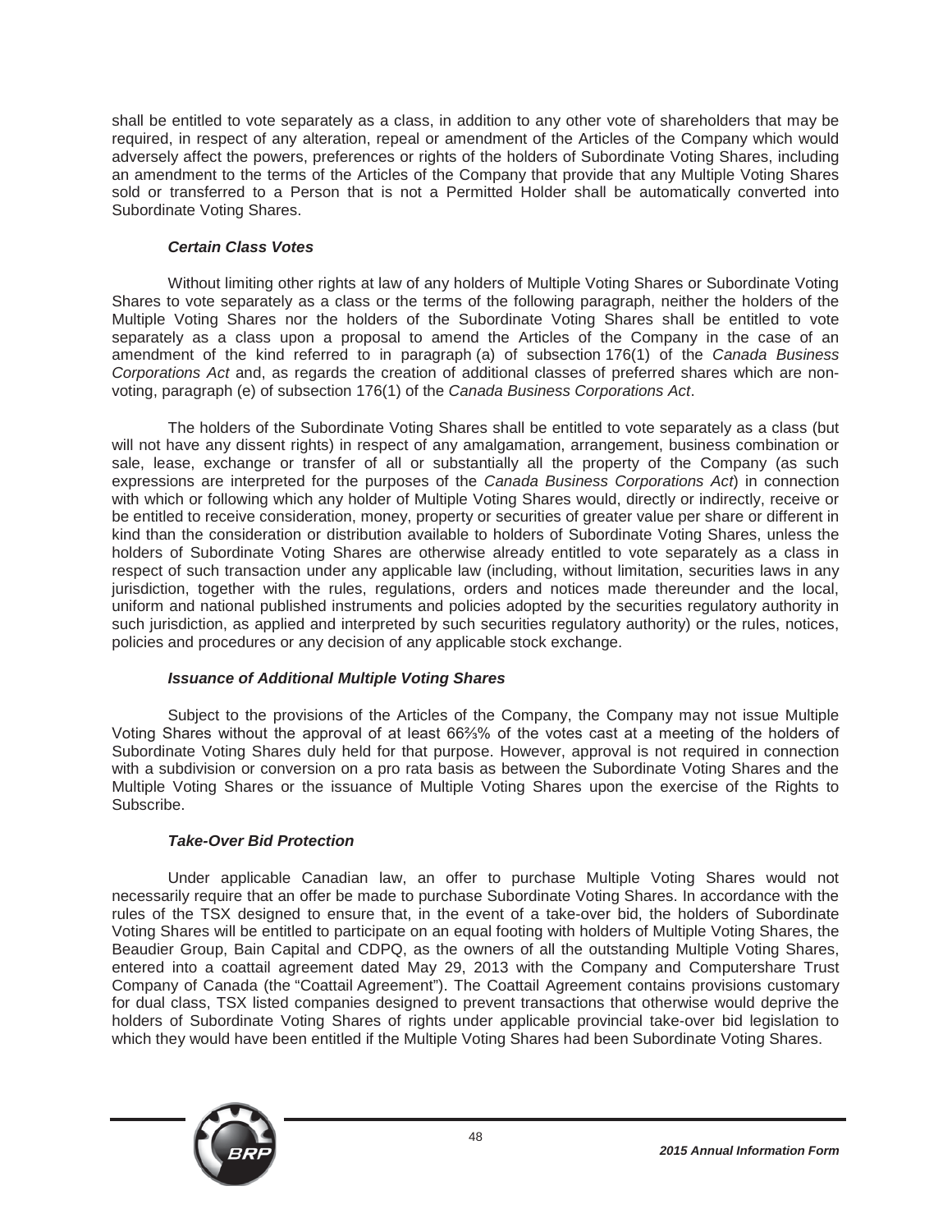shall be entitled to vote separately as a class, in addition to any other vote of shareholders that may be required, in respect of any alteration, repeal or amendment of the Articles of the Company which would adversely affect the powers, preferences or rights of the holders of Subordinate Voting Shares, including an amendment to the terms of the Articles of the Company that provide that any Multiple Voting Shares sold or transferred to a Person that is not a Permitted Holder shall be automatically converted into Subordinate Voting Shares.

***Certain Class Votes***

Without limiting other rights at law of any holders of Multiple Voting Shares or Subordinate Voting Shares to vote separately as a class or the terms of the following paragraph, neither the holders of the Multiple Voting Shares nor the holders of the Subordinate Voting Shares shall be entitled to vote separately as a class upon a proposal to amend the Articles of the Company in the case of an amendment of the kind referred to in paragraph (a) of subsection 176(1) of the *Canada Business Corporations Act* and, as regards the creation of additional classes of preferred shares which are non-voting, paragraph (e) of subsection 176(1) of the *Canada Business Corporations Act*.

The holders of the Subordinate Voting Shares shall be entitled to vote separately as a class (but will not have any dissent rights) in respect of any amalgamation, arrangement, business combination or sale, lease, exchange or transfer of all or substantially all the property of the Company (as such expressions are interpreted for the purposes of the *Canada Business Corporations Act*) in connection with which or following which any holder of Multiple Voting Shares would, directly or indirectly, receive or be entitled to receive consideration, money, property or securities of greater value per share or different in kind than the consideration or distribution available to holders of Subordinate Voting Shares, unless the holders of Subordinate Voting Shares are otherwise already entitled to vote separately as a class in respect of such transaction under any applicable law (including, without limitation, securities laws in any jurisdiction, together with the rules, regulations, orders and notices made thereunder and the local, uniform and national published instruments and policies adopted by the securities regulatory authority in such jurisdiction, as applied and interpreted by such securities regulatory authority) or the rules, notices, policies and procedures or any decision of any applicable stock exchange.

***Issuance of Additional Multiple Voting Shares***

Subject to the provisions of the Articles of the Company, the Company may not issue Multiple Voting Shares without the approval of at least 66⅔% of the votes cast at a meeting of the holders of Subordinate Voting Shares duly held for that purpose. However, approval is not required in connection with a subdivision or conversion on a pro rata basis as between the Subordinate Voting Shares and the Multiple Voting Shares or the issuance of Multiple Voting Shares upon the exercise of the Rights to Subscribe.

***Take-Over Bid Protection***

Under applicable Canadian law, an offer to purchase Multiple Voting Shares would not necessarily require that an offer be made to purchase Subordinate Voting Shares. In accordance with the rules of the TSX designed to ensure that, in the event of a take-over bid, the holders of Subordinate Voting Shares will be entitled to participate on an equal footing with holders of Multiple Voting Shares, the Beaudier Group, Bain Capital and CDPQ, as the owners of all the outstanding Multiple Voting Shares, entered into a coattail agreement dated May 29, 2013 with the Company and Computershare Trust Company of Canada (the "Coattail Agreement"). The Coattail Agreement contains provisions customary for dual class, TSX listed companies designed to prevent transactions that otherwise would deprive the holders of Subordinate Voting Shares of rights under applicable provincial take-over bid legislation to which they would have been entitled if the Multiple Voting Shares had been Subordinate Voting Shares.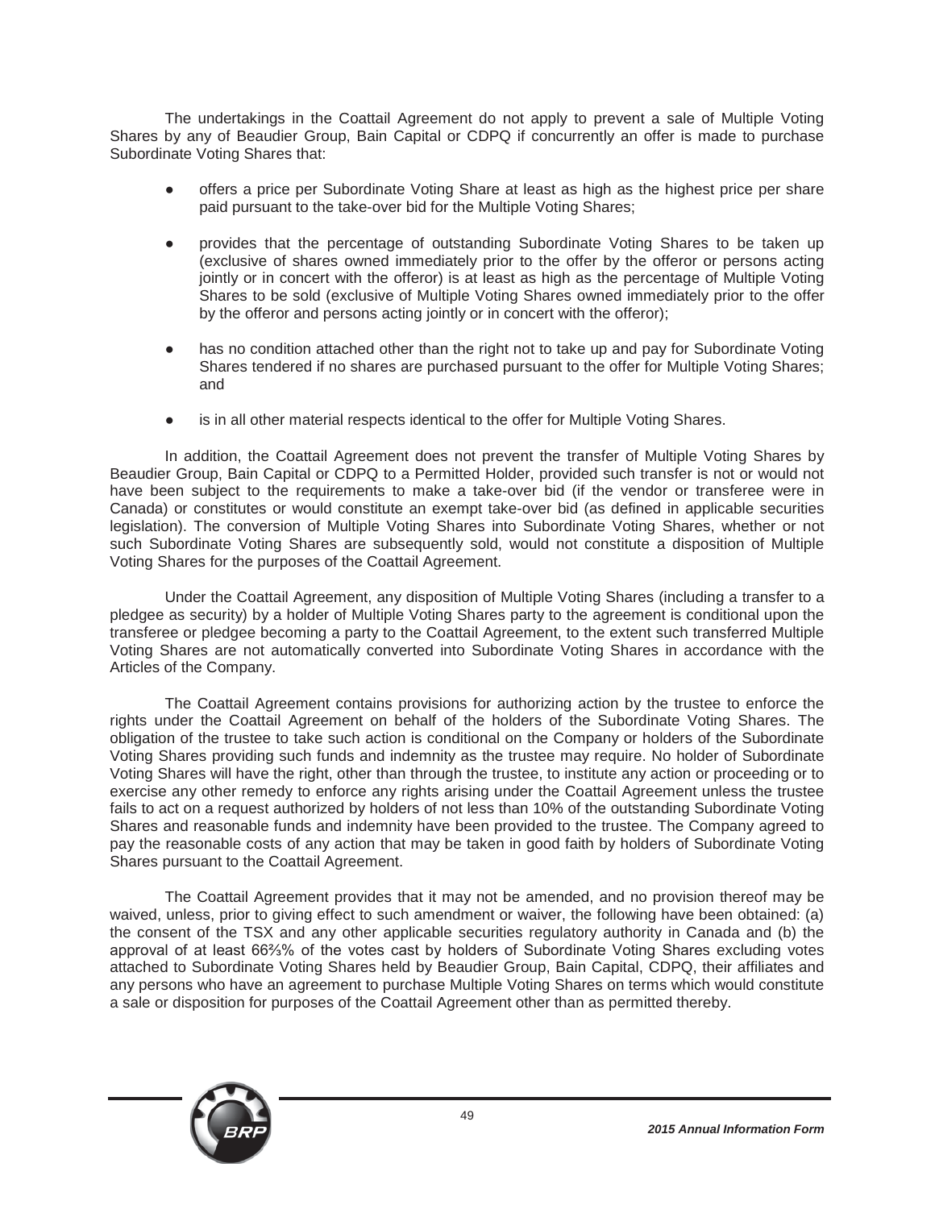The undertakings in the Coattail Agreement do not apply to prevent a sale of Multiple Voting Shares by any of Beaudier Group, Bain Capital or CDPQ if concurrently an offer is made to purchase Subordinate Voting Shares that:

- offers a price per Subordinate Voting Share at least as high as the highest price per share paid pursuant to the take-over bid for the Multiple Voting Shares;
- provides that the percentage of outstanding Subordinate Voting Shares to be taken up (exclusive of shares owned immediately prior to the offer by the offeror or persons acting jointly or in concert with the offeror) is at least as high as the percentage of Multiple Voting Shares to be sold (exclusive of Multiple Voting Shares owned immediately prior to the offer by the offeror and persons acting jointly or in concert with the offeror);
- has no condition attached other than the right not to take up and pay for Subordinate Voting Shares tendered if no shares are purchased pursuant to the offer for Multiple Voting Shares; and
- is in all other material respects identical to the offer for Multiple Voting Shares.

In addition, the Coattail Agreement does not prevent the transfer of Multiple Voting Shares by Beaudier Group, Bain Capital or CDPQ to a Permitted Holder, provided such transfer is not or would not have been subject to the requirements to make a take-over bid (if the vendor or transferee were in Canada) or constitutes or would constitute an exempt take-over bid (as defined in applicable securities legislation). The conversion of Multiple Voting Shares into Subordinate Voting Shares, whether or not such Subordinate Voting Shares are subsequently sold, would not constitute a disposition of Multiple Voting Shares for the purposes of the Coattail Agreement.

Under the Coattail Agreement, any disposition of Multiple Voting Shares (including a transfer to a pledgee as security) by a holder of Multiple Voting Shares party to the agreement is conditional upon the transferee or pledgee becoming a party to the Coattail Agreement, to the extent such transferred Multiple Voting Shares are not automatically converted into Subordinate Voting Shares in accordance with the Articles of the Company.

The Coattail Agreement contains provisions for authorizing action by the trustee to enforce the rights under the Coattail Agreement on behalf of the holders of the Subordinate Voting Shares. The obligation of the trustee to take such action is conditional on the Company or holders of the Subordinate Voting Shares providing such funds and indemnity as the trustee may require. No holder of Subordinate Voting Shares will have the right, other than through the trustee, to institute any action or proceeding or to exercise any other remedy to enforce any rights arising under the Coattail Agreement unless the trustee fails to act on a request authorized by holders of not less than 10% of the outstanding Subordinate Voting Shares and reasonable funds and indemnity have been provided to the trustee. The Company agreed to pay the reasonable costs of any action that may be taken in good faith by holders of Subordinate Voting Shares pursuant to the Coattail Agreement.

The Coattail Agreement provides that it may not be amended, and no provision thereof may be waived, unless, prior to giving effect to such amendment or waiver, the following have been obtained: (a) the consent of the TSX and any other applicable securities regulatory authority in Canada and (b) the approval of at least 66⅔% of the votes cast by holders of Subordinate Voting Shares excluding votes attached to Subordinate Voting Shares held by Beaudier Group, Bain Capital, CDPQ, their affiliates and any persons who have an agreement to purchase Multiple Voting Shares on terms which would constitute a sale or disposition for purposes of the Coattail Agreement other than as permitted thereby.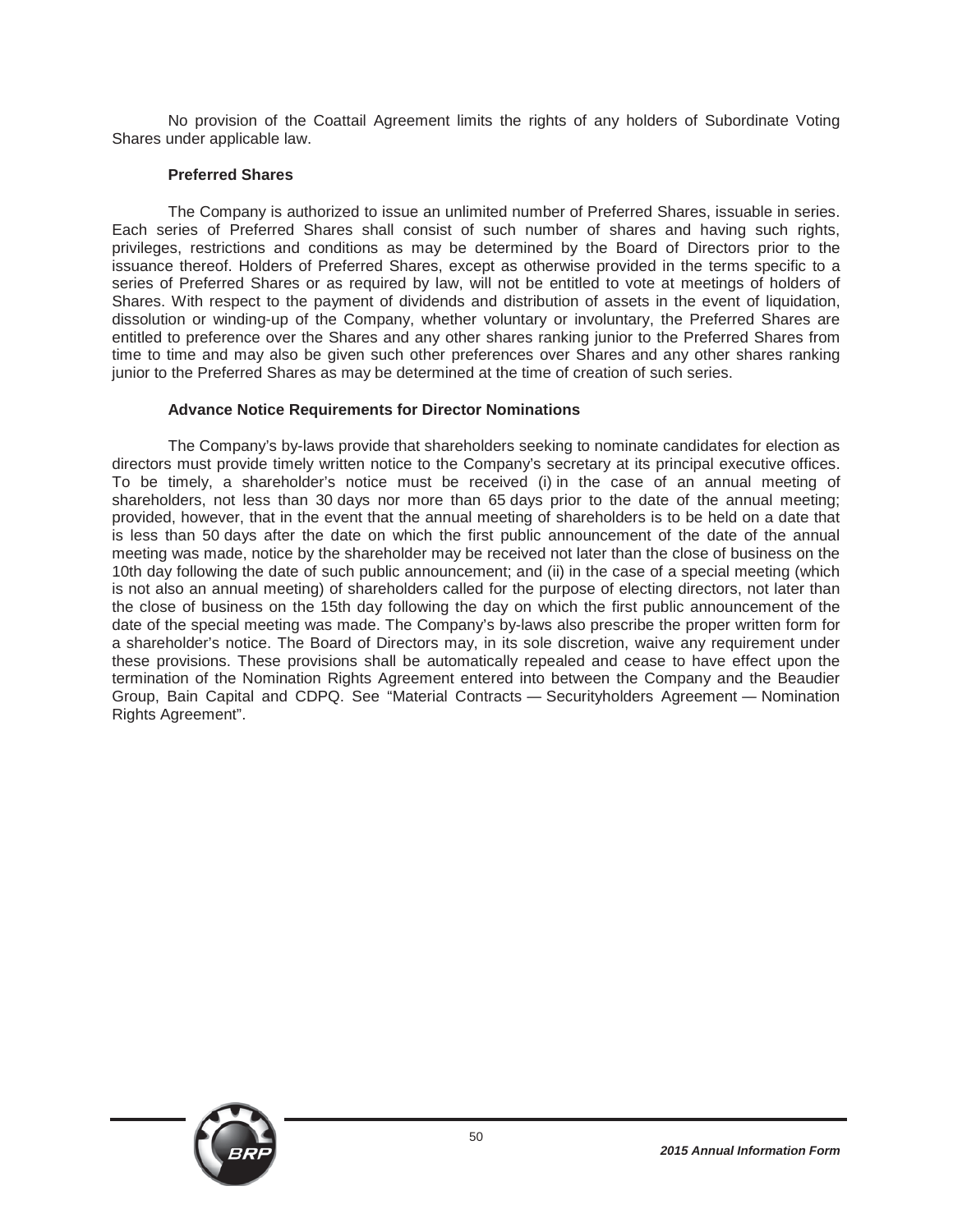No provision of the Coattail Agreement limits the rights of any holders of Subordinate Voting Shares under applicable law.

### Preferred Shares

The Company is authorized to issue an unlimited number of Preferred Shares, issuable in series. Each series of Preferred Shares shall consist of such number of shares and having such rights, privileges, restrictions and conditions as may be determined by the Board of Directors prior to the issuance thereof. Holders of Preferred Shares, except as otherwise provided in the terms specific to a series of Preferred Shares or as required by law, will not be entitled to vote at meetings of holders of Shares. With respect to the payment of dividends and distribution of assets in the event of liquidation, dissolution or winding-up of the Company, whether voluntary or involuntary, the Preferred Shares are entitled to preference over the Shares and any other shares ranking junior to the Preferred Shares from time to time and may also be given such other preferences over Shares and any other shares ranking junior to the Preferred Shares as may be determined at the time of creation of such series.

### Advance Notice Requirements for Director Nominations

The Company's by-laws provide that shareholders seeking to nominate candidates for election as directors must provide timely written notice to the Company's secretary at its principal executive offices. To be timely, a shareholder's notice must be received (i) in the case of an annual meeting of shareholders, not less than 30 days nor more than 65 days prior to the date of the annual meeting; provided, however, that in the event that the annual meeting of shareholders is to be held on a date that is less than 50 days after the date on which the first public announcement of the date of the annual meeting was made, notice by the shareholder may be received not later than the close of business on the 10th day following the date of such public announcement; and (ii) in the case of a special meeting (which is not also an annual meeting) of shareholders called for the purpose of electing directors, not later than the close of business on the 15th day following the day on which the first public announcement of the date of the special meeting was made. The Company's by-laws also prescribe the proper written form for a shareholder's notice. The Board of Directors may, in its sole discretion, waive any requirement under these provisions. These provisions shall be automatically repealed and cease to have effect upon the termination of the Nomination Rights Agreement entered into between the Company and the Beaudier Group, Bain Capital and CDPQ. See "Material Contracts — Securityholders Agreement — Nomination Rights Agreement".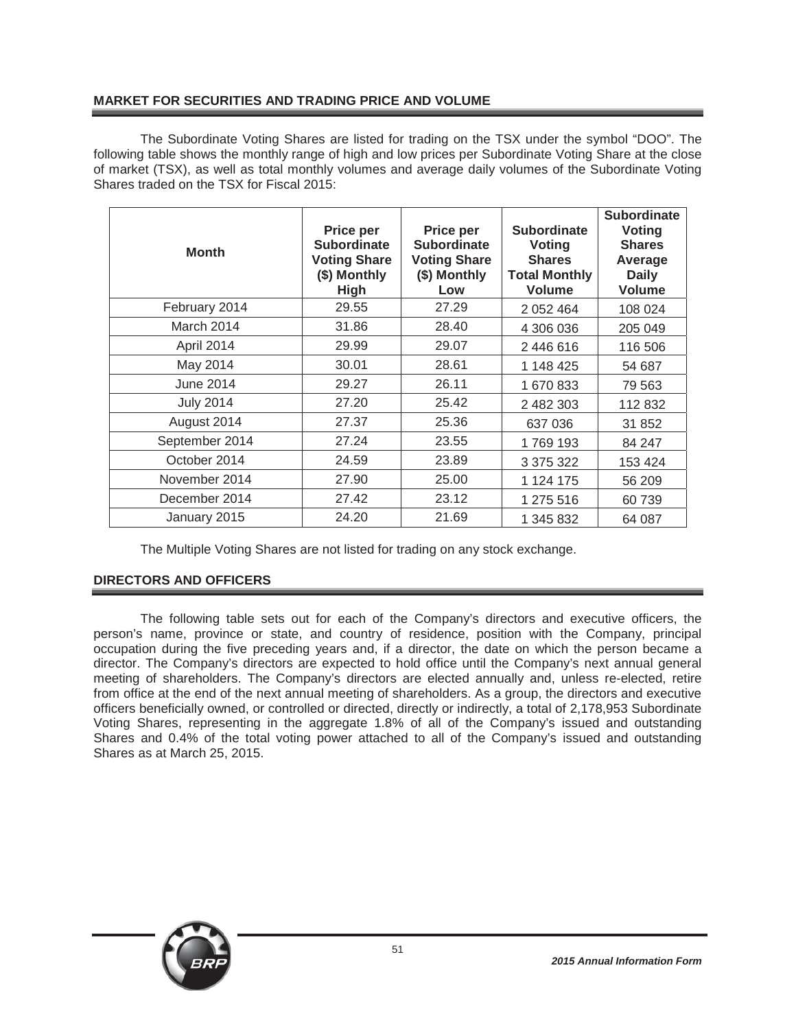## MARKET FOR SECURITIES AND TRADING PRICE AND VOLUME

The Subordinate Voting Shares are listed for trading on the TSX under the symbol "DOO". The following table shows the monthly range of high and low prices per Subordinate Voting Share at the close of market (TSX), as well as total monthly volumes and average daily volumes of the Subordinate Voting Shares traded on the TSX for Fiscal 2015:

| Month | Price per Subordinate Voting Share ($) Monthly High | Price per Subordinate Voting Share ($) Monthly Low | Subordinate Voting Shares Total Monthly Volume | Subordinate Voting Shares Average Daily Volume |
|---|---|---|---|---|
| February 2014 | 29.55 | 27.29 | 2 052 464 | 108 024 |
| March 2014 | 31.86 | 28.40 | 4 306 036 | 205 049 |
| April 2014 | 29.99 | 29.07 | 2 446 616 | 116 506 |
| May 2014 | 30.01 | 28.61 | 1 148 425 | 54 687 |
| June 2014 | 29.27 | 26.11 | 1 670 833 | 79 563 |
| July 2014 | 27.20 | 25.42 | 2 482 303 | 112 832 |
| August 2014 | 27.37 | 25.36 | 637 036 | 31 852 |
| September 2014 | 27.24 | 23.55 | 1 769 193 | 84 247 |
| October 2014 | 24.59 | 23.89 | 3 375 322 | 153 424 |
| November 2014 | 27.90 | 25.00 | 1 124 175 | 56 209 |
| December 2014 | 27.42 | 23.12 | 1 275 516 | 60 739 |
| January 2015 | 24.20 | 21.69 | 1 345 832 | 64 087 |

The Multiple Voting Shares are not listed for trading on any stock exchange.

## DIRECTORS AND OFFICERS

The following table sets out for each of the Company's directors and executive officers, the person's name, province or state, and country of residence, position with the Company, principal occupation during the five preceding years and, if a director, the date on which the person became a director. The Company's directors are expected to hold office until the Company's next annual general meeting of shareholders. The Company's directors are elected annually and, unless re-elected, retire from office at the end of the next annual meeting of shareholders. As a group, the directors and executive officers beneficially owned, or controlled or directed, directly or indirectly, a total of 2,178,953 Subordinate Voting Shares, representing in the aggregate 1.8% of all of the Company's issued and outstanding Shares and 0.4% of the total voting power attached to all of the Company's issued and outstanding Shares as at March 25, 2015.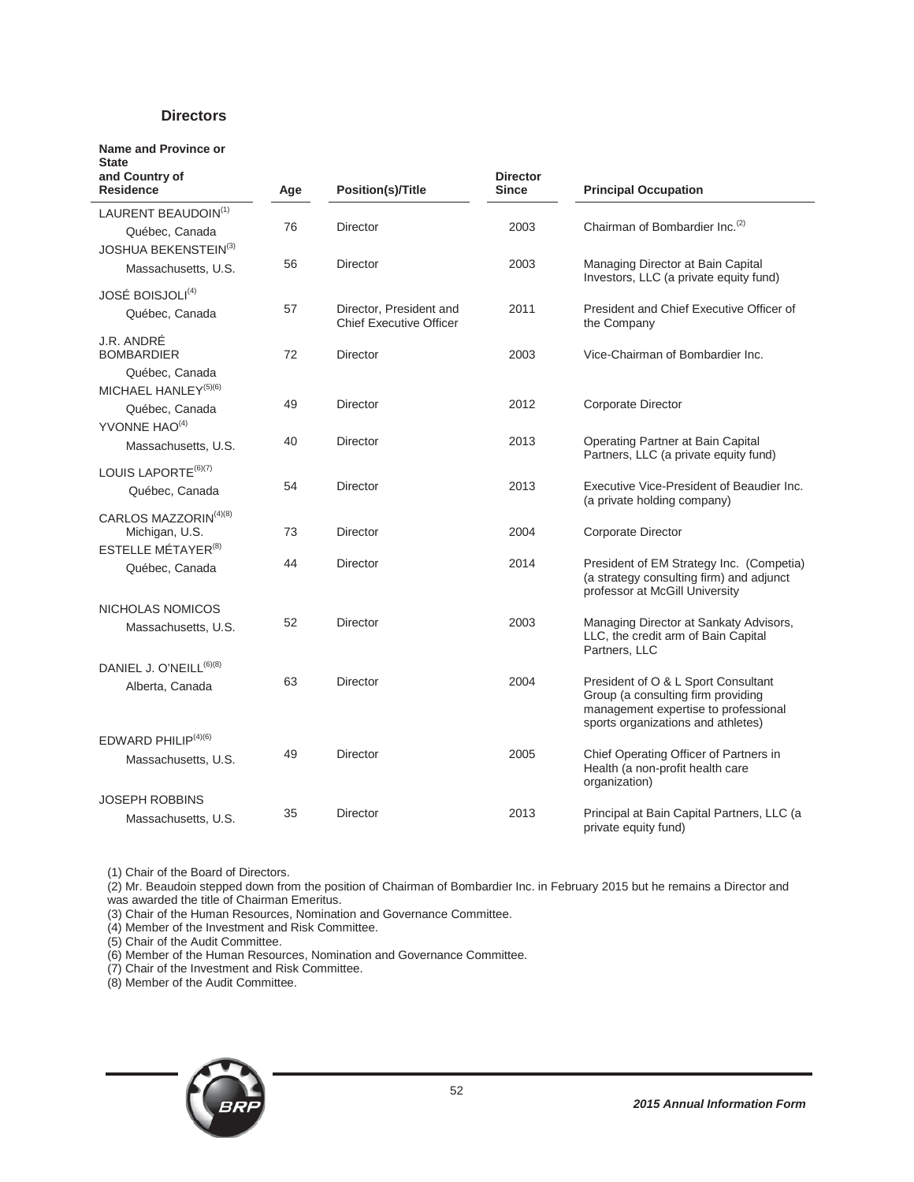## Directors

| Name and Province or State and Country of Residence | Age | Position(s)/Title | Director Since | Principal Occupation |
|---|---|---|---|---|
| LAURENT BEAUDOIN[(1)] Québec, Canada | 76 | Director | 2003 | Chairman of Bombardier Inc.[(2)] |
| JOSHUA BEKENSTEIN[(3)] Massachusetts, U.S. | 56 | Director | 2003 | Managing Director at Bain Capital Investors, LLC (a private equity fund) |
| JOSÉ BOISJOLI[(4)] Québec, Canada | 57 | Director, President and Chief Executive Officer | 2011 | President and Chief Executive Officer of the Company |
| J.R. ANDRÉ BOMBARDIER Québec, Canada | 72 | Director | 2003 | Vice-Chairman of Bombardier Inc. |
| MICHAEL HANLEY[(5)(6)] Québec, Canada | 49 | Director | 2012 | Corporate Director |
| YVONNE HAO[(4)] Massachusetts, U.S. | 40 | Director | 2013 | Operating Partner at Bain Capital Partners, LLC (a private equity fund) |
| LOUIS LAPORTE[(6)(7)] Québec, Canada | 54 | Director | 2013 | Executive Vice-President of Beaudier Inc. (a private holding company) |
| CARLOS MAZZORIN[(4)(8)] Michigan, U.S. | 73 | Director | 2004 | Corporate Director |
| ESTELLE MÉTAYER[(8)] Québec, Canada | 44 | Director | 2014 | President of EM Strategy Inc. (Competia) (a strategy consulting firm) and adjunct professor at McGill University |
| NICHOLAS NOMICOS Massachusetts, U.S. | 52 | Director | 2003 | Managing Director at Sankaty Advisors, LLC, the credit arm of Bain Capital Partners, LLC |
| DANIEL J. O'NEILL[(6)(8)] Alberta, Canada | 63 | Director | 2004 | President of O & L Sport Consultant Group (a consulting firm providing management expertise to professional sports organizations and athletes) |
| EDWARD PHILIP[(4)(6)] Massachusetts, U.S. | 49 | Director | 2005 | Chief Operating Officer of Partners in Health (a non-profit health care organization) |
| JOSEPH ROBBINS Massachusetts, U.S. | 35 | Director | 2013 | Principal at Bain Capital Partners, LLC (a private equity fund) |

(1) Chair of the Board of Directors.
(2) Mr. Beaudoin stepped down from the position of Chairman of Bombardier Inc. in February 2015 but he remains a Director and was awarded the title of Chairman Emeritus.
(3) Chair of the Human Resources, Nomination and Governance Committee.
(4) Member of the Investment and Risk Committee.
(5) Chair of the Audit Committee.
(6) Member of the Human Resources, Nomination and Governance Committee.
(7) Chair of the Investment and Risk Committee.
(8) Member of the Audit Committee.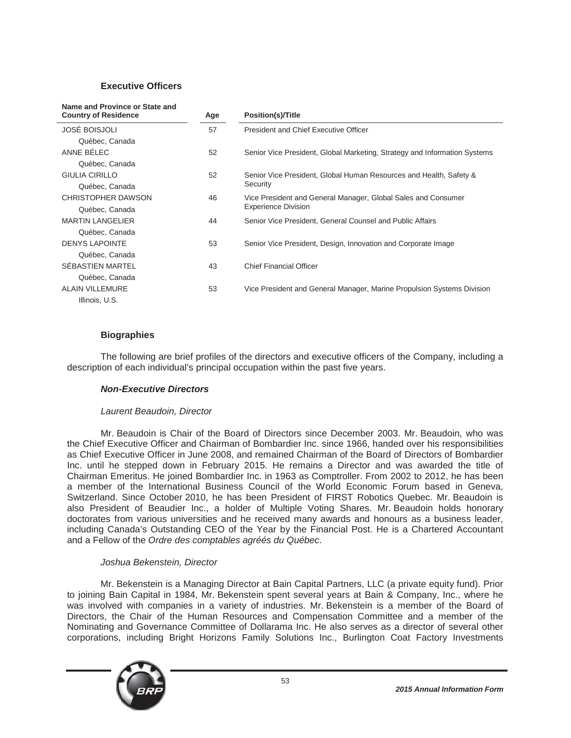### Executive Officers

| Name and Province or State and Country of Residence | Age | Position(s)/Title |
|---|---|---|
| JOSÉ BOISJOLI<br>Québec, Canada | 57 | President and Chief Executive Officer |
| ANNE BÉLEC<br>Québec, Canada | 52 | Senior Vice President, Global Marketing, Strategy and Information Systems |
| GIULIA CIRILLO<br>Québec, Canada | 52 | Senior Vice President, Global Human Resources and Health, Safety & Security |
| CHRISTOPHER DAWSON<br>Québec, Canada | 46 | Vice President and General Manager, Global Sales and Consumer Experience Division |
| MARTIN LANGELIER<br>Québec, Canada | 44 | Senior Vice President, General Counsel and Public Affairs |
| DENYS LAPOINTE<br>Québec, Canada | 53 | Senior Vice President, Design, Innovation and Corporate Image |
| SÉBASTIEN MARTEL<br>Québec, Canada | 43 | Chief Financial Officer |
| ALAIN VILLEMURE<br>Illinois, U.S. | 53 | Vice President and General Manager, Marine Propulsion Systems Division |

### Biographies

The following are brief profiles of the directors and executive officers of the Company, including a description of each individual's principal occupation within the past five years.

#### *Non-Executive Directors*

*Laurent Beaudoin, Director*

Mr. Beaudoin is Chair of the Board of Directors since December 2003. Mr. Beaudoin, who was the Chief Executive Officer and Chairman of Bombardier Inc. since 1966, handed over his responsibilities as Chief Executive Officer in June 2008, and remained Chairman of the Board of Directors of Bombardier Inc. until he stepped down in February 2015. He remains a Director and was awarded the title of Chairman Emeritus. He joined Bombardier Inc. in 1963 as Comptroller. From 2002 to 2012, he has been a member of the International Business Council of the World Economic Forum based in Geneva, Switzerland. Since October 2010, he has been President of FIRST Robotics Quebec. Mr. Beaudoin is also President of Beaudier Inc., a holder of Multiple Voting Shares. Mr. Beaudoin holds honorary doctorates from various universities and he received many awards and honours as a business leader, including Canada's Outstanding CEO of the Year by the Financial Post. He is a Chartered Accountant and a Fellow of the *Ordre des comptables agréés du Québec*.

*Joshua Bekenstein, Director*

Mr. Bekenstein is a Managing Director at Bain Capital Partners, LLC (a private equity fund). Prior to joining Bain Capital in 1984, Mr. Bekenstein spent several years at Bain & Company, Inc., where he was involved with companies in a variety of industries. Mr. Bekenstein is a member of the Board of Directors, the Chair of the Human Resources and Compensation Committee and a member of the Nominating and Governance Committee of Dollarama Inc. He also serves as a director of several other corporations, including Bright Horizons Family Solutions Inc., Burlington Coat Factory Investments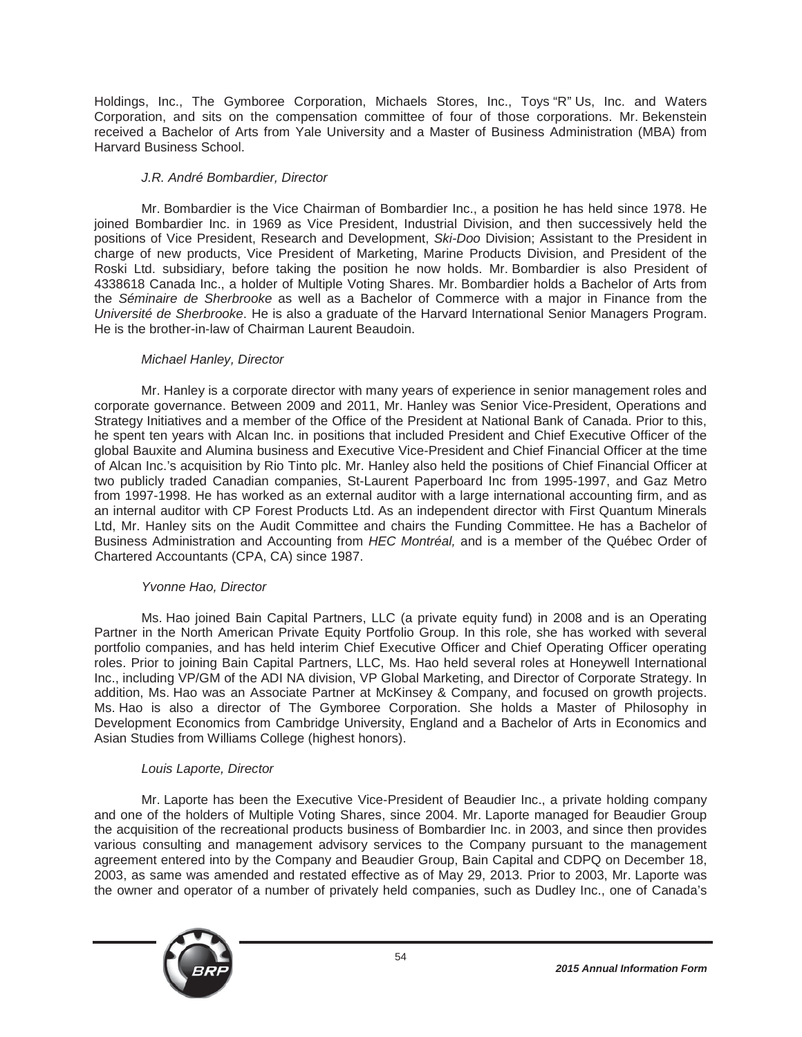Holdings, Inc., The Gymboree Corporation, Michaels Stores, Inc., Toys "R" Us, Inc. and Waters Corporation, and sits on the compensation committee of four of those corporations. Mr. Bekenstein received a Bachelor of Arts from Yale University and a Master of Business Administration (MBA) from Harvard Business School.

*J.R. André Bombardier, Director*

Mr. Bombardier is the Vice Chairman of Bombardier Inc., a position he has held since 1978. He joined Bombardier Inc. in 1969 as Vice President, Industrial Division, and then successively held the positions of Vice President, Research and Development, *Ski-Doo* Division; Assistant to the President in charge of new products, Vice President of Marketing, Marine Products Division, and President of the Roski Ltd. subsidiary, before taking the position he now holds. Mr. Bombardier is also President of 4338618 Canada Inc., a holder of Multiple Voting Shares. Mr. Bombardier holds a Bachelor of Arts from the *Séminaire de Sherbrooke* as well as a Bachelor of Commerce with a major in Finance from the *Université de Sherbrooke*. He is also a graduate of the Harvard International Senior Managers Program. He is the brother-in-law of Chairman Laurent Beaudoin.

*Michael Hanley, Director*

Mr. Hanley is a corporate director with many years of experience in senior management roles and corporate governance. Between 2009 and 2011, Mr. Hanley was Senior Vice-President, Operations and Strategy Initiatives and a member of the Office of the President at National Bank of Canada. Prior to this, he spent ten years with Alcan Inc. in positions that included President and Chief Executive Officer of the global Bauxite and Alumina business and Executive Vice-President and Chief Financial Officer at the time of Alcan Inc.'s acquisition by Rio Tinto plc. Mr. Hanley also held the positions of Chief Financial Officer at two publicly traded Canadian companies, St-Laurent Paperboard Inc from 1995-1997, and Gaz Metro from 1997-1998. He has worked as an external auditor with a large international accounting firm, and as an internal auditor with CP Forest Products Ltd. As an independent director with First Quantum Minerals Ltd, Mr. Hanley sits on the Audit Committee and chairs the Funding Committee. He has a Bachelor of Business Administration and Accounting from *HEC Montréal,* and is a member of the Québec Order of Chartered Accountants (CPA, CA) since 1987.

*Yvonne Hao, Director*

Ms. Hao joined Bain Capital Partners, LLC (a private equity fund) in 2008 and is an Operating Partner in the North American Private Equity Portfolio Group. In this role, she has worked with several portfolio companies, and has held interim Chief Executive Officer and Chief Operating Officer operating roles. Prior to joining Bain Capital Partners, LLC, Ms. Hao held several roles at Honeywell International Inc., including VP/GM of the ADI NA division, VP Global Marketing, and Director of Corporate Strategy. In addition, Ms. Hao was an Associate Partner at McKinsey & Company, and focused on growth projects. Ms. Hao is also a director of The Gymboree Corporation. She holds a Master of Philosophy in Development Economics from Cambridge University, England and a Bachelor of Arts in Economics and Asian Studies from Williams College (highest honors).

*Louis Laporte, Director*

Mr. Laporte has been the Executive Vice-President of Beaudier Inc., a private holding company and one of the holders of Multiple Voting Shares, since 2004. Mr. Laporte managed for Beaudier Group the acquisition of the recreational products business of Bombardier Inc. in 2003, and since then provides various consulting and management advisory services to the Company pursuant to the management agreement entered into by the Company and Beaudier Group, Bain Capital and CDPQ on December 18, 2003, as same was amended and restated effective as of May 29, 2013. Prior to 2003, Mr. Laporte was the owner and operator of a number of privately held companies, such as Dudley Inc., one of Canada's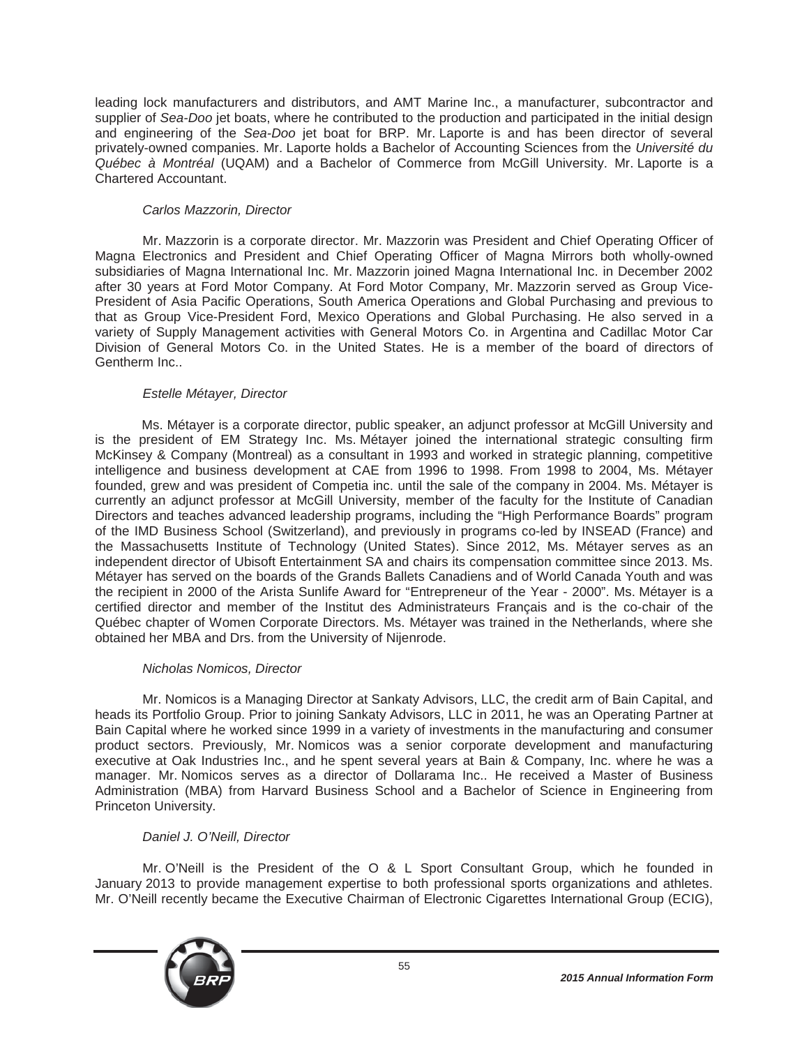leading lock manufacturers and distributors, and AMT Marine Inc., a manufacturer, subcontractor and supplier of *Sea-Doo* jet boats, where he contributed to the production and participated in the initial design and engineering of the *Sea-Doo* jet boat for BRP. Mr. Laporte is and has been director of several privately-owned companies. Mr. Laporte holds a Bachelor of Accounting Sciences from the *Université du Québec à Montréal* (UQAM) and a Bachelor of Commerce from McGill University. Mr. Laporte is a Chartered Accountant.

*Carlos Mazzorin, Director*

Mr. Mazzorin is a corporate director. Mr. Mazzorin was President and Chief Operating Officer of Magna Electronics and President and Chief Operating Officer of Magna Mirrors both wholly-owned subsidiaries of Magna International Inc. Mr. Mazzorin joined Magna International Inc. in December 2002 after 30 years at Ford Motor Company. At Ford Motor Company, Mr. Mazzorin served as Group Vice-President of Asia Pacific Operations, South America Operations and Global Purchasing and previous to that as Group Vice-President Ford, Mexico Operations and Global Purchasing. He also served in a variety of Supply Management activities with General Motors Co. in Argentina and Cadillac Motor Car Division of General Motors Co. in the United States. He is a member of the board of directors of Gentherm Inc..

*Estelle Métayer, Director*

Ms. Métayer is a corporate director, public speaker, an adjunct professor at McGill University and is the president of EM Strategy Inc. Ms. Métayer joined the international strategic consulting firm McKinsey & Company (Montreal) as a consultant in 1993 and worked in strategic planning, competitive intelligence and business development at CAE from 1996 to 1998. From 1998 to 2004, Ms. Métayer founded, grew and was president of Competia inc. until the sale of the company in 2004. Ms. Métayer is currently an adjunct professor at McGill University, member of the faculty for the Institute of Canadian Directors and teaches advanced leadership programs, including the "High Performance Boards" program of the IMD Business School (Switzerland), and previously in programs co-led by INSEAD (France) and the Massachusetts Institute of Technology (United States). Since 2012, Ms. Métayer serves as an independent director of Ubisoft Entertainment SA and chairs its compensation committee since 2013. Ms. Métayer has served on the boards of the Grands Ballets Canadiens and of World Canada Youth and was the recipient in 2000 of the Arista Sunlife Award for "Entrepreneur of the Year - 2000". Ms. Métayer is a certified director and member of the Institut des Administrateurs Français and is the co-chair of the Québec chapter of Women Corporate Directors. Ms. Métayer was trained in the Netherlands, where she obtained her MBA and Drs. from the University of Nijenrode.

*Nicholas Nomicos, Director*

Mr. Nomicos is a Managing Director at Sankaty Advisors, LLC, the credit arm of Bain Capital, and heads its Portfolio Group. Prior to joining Sankaty Advisors, LLC in 2011, he was an Operating Partner at Bain Capital where he worked since 1999 in a variety of investments in the manufacturing and consumer product sectors. Previously, Mr. Nomicos was a senior corporate development and manufacturing executive at Oak Industries Inc., and he spent several years at Bain & Company, Inc. where he was a manager. Mr. Nomicos serves as a director of Dollarama Inc.. He received a Master of Business Administration (MBA) from Harvard Business School and a Bachelor of Science in Engineering from Princeton University.

*Daniel J. O'Neill, Director*

Mr. O'Neill is the President of the O & L Sport Consultant Group, which he founded in January 2013 to provide management expertise to both professional sports organizations and athletes. Mr. O'Neill recently became the Executive Chairman of Electronic Cigarettes International Group (ECIG),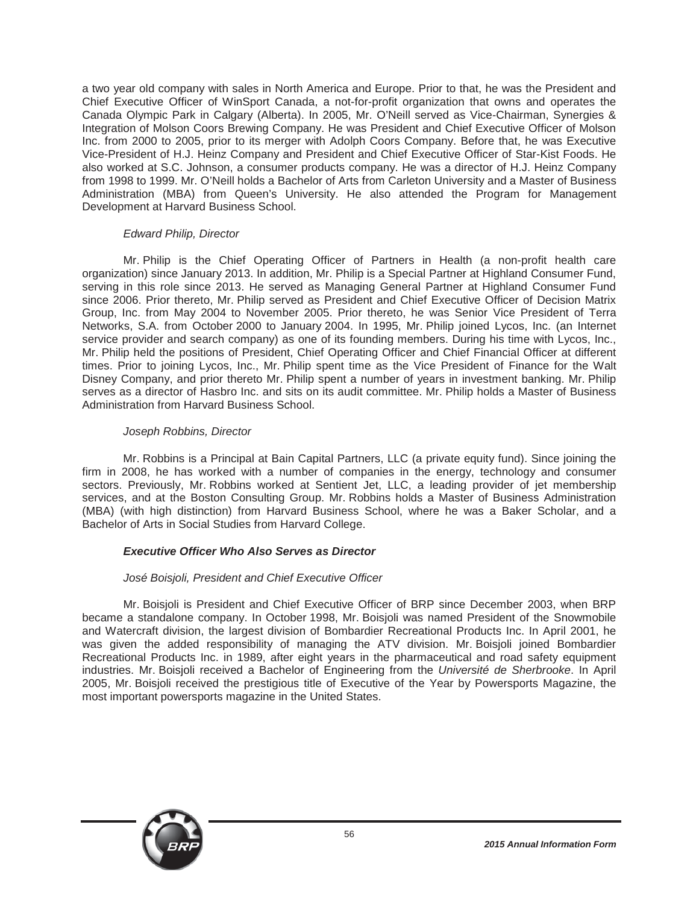a two year old company with sales in North America and Europe. Prior to that, he was the President and Chief Executive Officer of WinSport Canada, a not-for-profit organization that owns and operates the Canada Olympic Park in Calgary (Alberta). In 2005, Mr. O'Neill served as Vice-Chairman, Synergies & Integration of Molson Coors Brewing Company. He was President and Chief Executive Officer of Molson Inc. from 2000 to 2005, prior to its merger with Adolph Coors Company. Before that, he was Executive Vice-President of H.J. Heinz Company and President and Chief Executive Officer of Star-Kist Foods. He also worked at S.C. Johnson, a consumer products company. He was a director of H.J. Heinz Company from 1998 to 1999. Mr. O'Neill holds a Bachelor of Arts from Carleton University and a Master of Business Administration (MBA) from Queen's University. He also attended the Program for Management Development at Harvard Business School.

*Edward Philip, Director*

Mr. Philip is the Chief Operating Officer of Partners in Health (a non-profit health care organization) since January 2013. In addition, Mr. Philip is a Special Partner at Highland Consumer Fund, serving in this role since 2013. He served as Managing General Partner at Highland Consumer Fund since 2006. Prior thereto, Mr. Philip served as President and Chief Executive Officer of Decision Matrix Group, Inc. from May 2004 to November 2005. Prior thereto, he was Senior Vice President of Terra Networks, S.A. from October 2000 to January 2004. In 1995, Mr. Philip joined Lycos, Inc. (an Internet service provider and search company) as one of its founding members. During his time with Lycos, Inc., Mr. Philip held the positions of President, Chief Operating Officer and Chief Financial Officer at different times. Prior to joining Lycos, Inc., Mr. Philip spent time as the Vice President of Finance for the Walt Disney Company, and prior thereto Mr. Philip spent a number of years in investment banking. Mr. Philip serves as a director of Hasbro Inc. and sits on its audit committee. Mr. Philip holds a Master of Business Administration from Harvard Business School.

*Joseph Robbins, Director*

Mr. Robbins is a Principal at Bain Capital Partners, LLC (a private equity fund). Since joining the firm in 2008, he has worked with a number of companies in the energy, technology and consumer sectors. Previously, Mr. Robbins worked at Sentient Jet, LLC, a leading provider of jet membership services, and at the Boston Consulting Group. Mr. Robbins holds a Master of Business Administration (MBA) (with high distinction) from Harvard Business School, where he was a Baker Scholar, and a Bachelor of Arts in Social Studies from Harvard College.

***Executive Officer Who Also Serves as Director***

*José Boisjoli, President and Chief Executive Officer*

Mr. Boisjoli is President and Chief Executive Officer of BRP since December 2003, when BRP became a standalone company. In October 1998, Mr. Boisjoli was named President of the Snowmobile and Watercraft division, the largest division of Bombardier Recreational Products Inc. In April 2001, he was given the added responsibility of managing the ATV division. Mr. Boisjoli joined Bombardier Recreational Products Inc. in 1989, after eight years in the pharmaceutical and road safety equipment industries. Mr. Boisjoli received a Bachelor of Engineering from the *Université de Sherbrooke*. In April 2005, Mr. Boisjoli received the prestigious title of Executive of the Year by Powersports Magazine, the most important powersports magazine in the United States.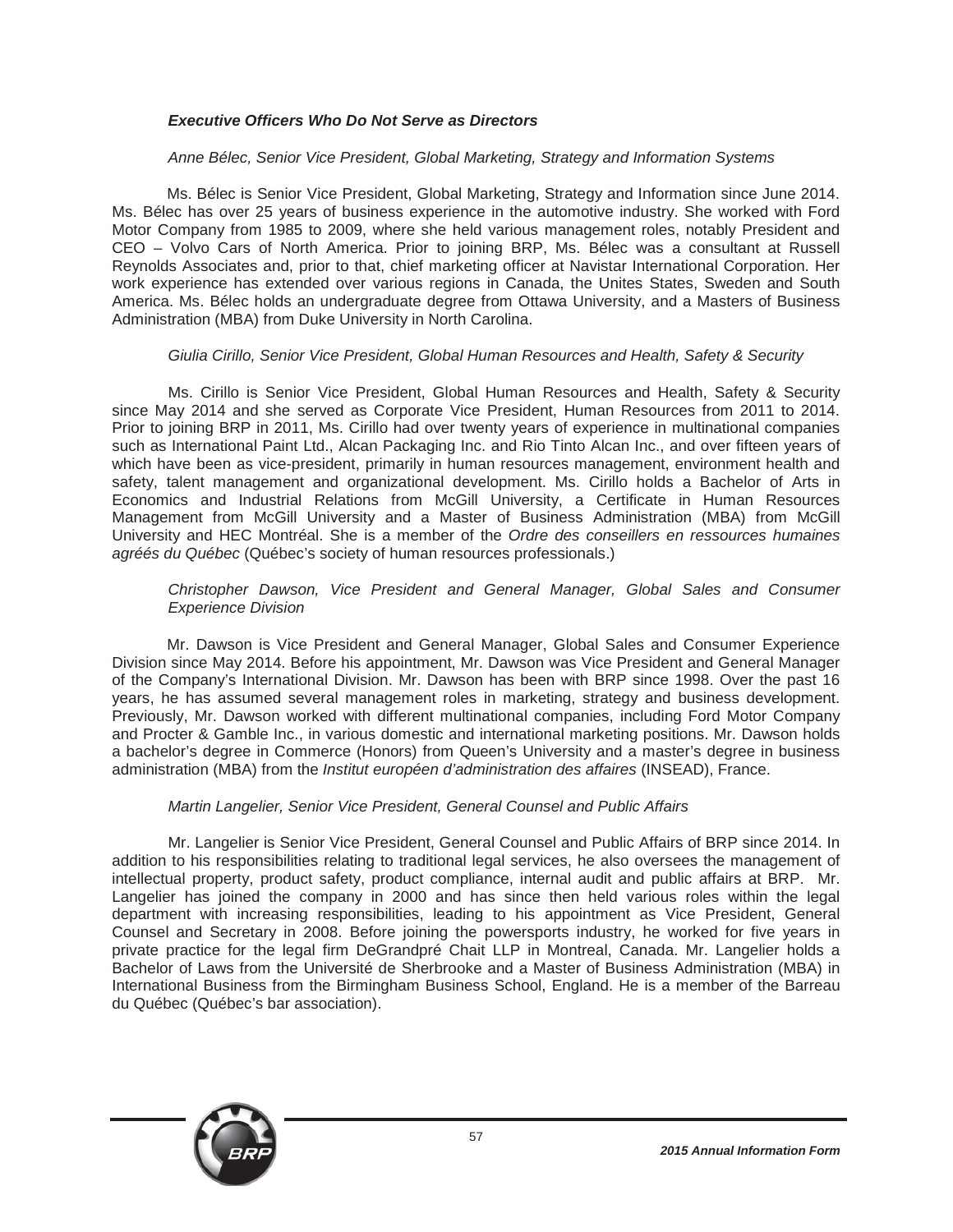### ***Executive Officers Who Do Not Serve as Directors***

*Anne Bélec, Senior Vice President, Global Marketing, Strategy and Information Systems*

Ms. Bélec is Senior Vice President, Global Marketing, Strategy and Information since June 2014. Ms. Bélec has over 25 years of business experience in the automotive industry. She worked with Ford Motor Company from 1985 to 2009, where she held various management roles, notably President and CEO – Volvo Cars of North America. Prior to joining BRP, Ms. Bélec was a consultant at Russell Reynolds Associates and, prior to that, chief marketing officer at Navistar International Corporation. Her work experience has extended over various regions in Canada, the Unites States, Sweden and South America. Ms. Bélec holds an undergraduate degree from Ottawa University, and a Masters of Business Administration (MBA) from Duke University in North Carolina.

*Giulia Cirillo, Senior Vice President, Global Human Resources and Health, Safety & Security*

Ms. Cirillo is Senior Vice President, Global Human Resources and Health, Safety & Security since May 2014 and she served as Corporate Vice President, Human Resources from 2011 to 2014. Prior to joining BRP in 2011, Ms. Cirillo had over twenty years of experience in multinational companies such as International Paint Ltd., Alcan Packaging Inc. and Rio Tinto Alcan Inc., and over fifteen years of which have been as vice-president, primarily in human resources management, environment health and safety, talent management and organizational development. Ms. Cirillo holds a Bachelor of Arts in Economics and Industrial Relations from McGill University, a Certificate in Human Resources Management from McGill University and a Master of Business Administration (MBA) from McGill University and HEC Montréal. She is a member of the *Ordre des conseillers en ressources humaines agréés du Québec* (Québec's society of human resources professionals.)

*Christopher Dawson, Vice President and General Manager, Global Sales and Consumer Experience Division*

Mr. Dawson is Vice President and General Manager, Global Sales and Consumer Experience Division since May 2014. Before his appointment, Mr. Dawson was Vice President and General Manager of the Company's International Division. Mr. Dawson has been with BRP since 1998. Over the past 16 years, he has assumed several management roles in marketing, strategy and business development. Previously, Mr. Dawson worked with different multinational companies, including Ford Motor Company and Procter & Gamble Inc., in various domestic and international marketing positions. Mr. Dawson holds a bachelor's degree in Commerce (Honors) from Queen's University and a master's degree in business administration (MBA) from the *Institut européen d'administration des affaires* (INSEAD), France.

*Martin Langelier, Senior Vice President, General Counsel and Public Affairs*

Mr. Langelier is Senior Vice President, General Counsel and Public Affairs of BRP since 2014. In addition to his responsibilities relating to traditional legal services, he also oversees the management of intellectual property, product safety, product compliance, internal audit and public affairs at BRP. Mr. Langelier has joined the company in 2000 and has since then held various roles within the legal department with increasing responsibilities, leading to his appointment as Vice President, General Counsel and Secretary in 2008. Before joining the powersports industry, he worked for five years in private practice for the legal firm DeGrandpré Chait LLP in Montreal, Canada. Mr. Langelier holds a Bachelor of Laws from the Université de Sherbrooke and a Master of Business Administration (MBA) in International Business from the Birmingham Business School, England. He is a member of the Barreau du Québec (Québec's bar association).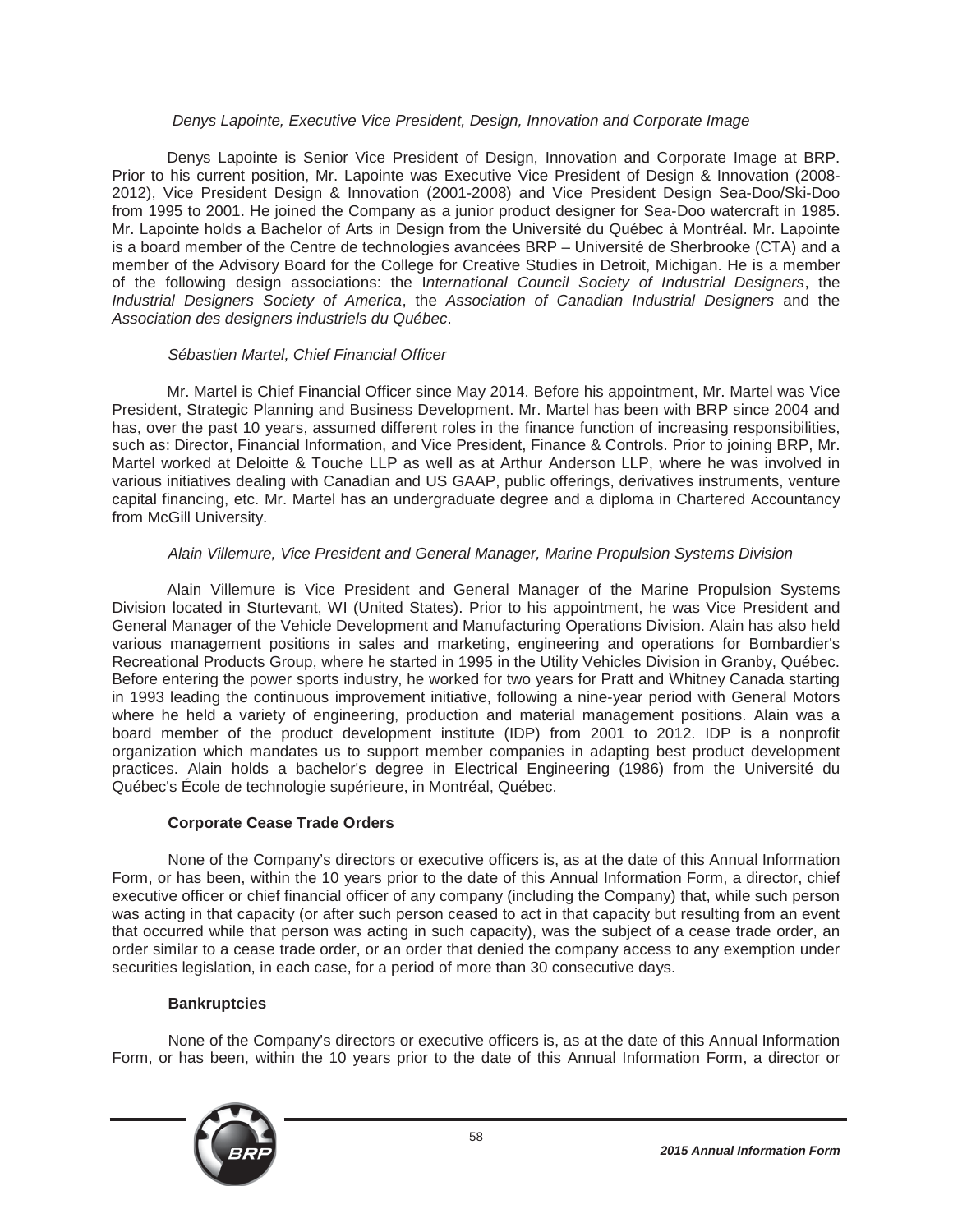*Denys Lapointe, Executive Vice President, Design, Innovation and Corporate Image*

Denys Lapointe is Senior Vice President of Design, Innovation and Corporate Image at BRP. Prior to his current position, Mr. Lapointe was Executive Vice President of Design & Innovation (2008-2012), Vice President Design & Innovation (2001-2008) and Vice President Design Sea-Doo/Ski-Doo from 1995 to 2001. He joined the Company as a junior product designer for Sea-Doo watercraft in 1985. Mr. Lapointe holds a Bachelor of Arts in Design from the Université du Québec à Montréal. Mr. Lapointe is a board member of the Centre de technologies avancées BRP – Université de Sherbrooke (CTA) and a member of the Advisory Board for the College for Creative Studies in Detroit, Michigan. He is a member of the following design associations: the I*nternational Council Society of Industrial Designers*, the *Industrial Designers Society of America*, the *Association of Canadian Industrial Designers* and the *Association des designers industriels du Québec*.

*Sébastien Martel, Chief Financial Officer*

Mr. Martel is Chief Financial Officer since May 2014. Before his appointment, Mr. Martel was Vice President, Strategic Planning and Business Development. Mr. Martel has been with BRP since 2004 and has, over the past 10 years, assumed different roles in the finance function of increasing responsibilities, such as: Director, Financial Information, and Vice President, Finance & Controls. Prior to joining BRP, Mr. Martel worked at Deloitte & Touche LLP as well as at Arthur Anderson LLP, where he was involved in various initiatives dealing with Canadian and US GAAP, public offerings, derivatives instruments, venture capital financing, etc. Mr. Martel has an undergraduate degree and a diploma in Chartered Accountancy from McGill University.

*Alain Villemure, Vice President and General Manager, Marine Propulsion Systems Division*

Alain Villemure is Vice President and General Manager of the Marine Propulsion Systems Division located in Sturtevant, WI (United States). Prior to his appointment, he was Vice President and General Manager of the Vehicle Development and Manufacturing Operations Division. Alain has also held various management positions in sales and marketing, engineering and operations for Bombardier's Recreational Products Group, where he started in 1995 in the Utility Vehicles Division in Granby, Québec. Before entering the power sports industry, he worked for two years for Pratt and Whitney Canada starting in 1993 leading the continuous improvement initiative, following a nine-year period with General Motors where he held a variety of engineering, production and material management positions. Alain was a board member of the product development institute (IDP) from 2001 to 2012. IDP is a nonprofit organization which mandates us to support member companies in adapting best product development practices. Alain holds a bachelor's degree in Electrical Engineering (1986) from the Université du Québec's École de technologie supérieure, in Montréal, Québec.

**Corporate Cease Trade Orders**

None of the Company's directors or executive officers is, as at the date of this Annual Information Form, or has been, within the 10 years prior to the date of this Annual Information Form, a director, chief executive officer or chief financial officer of any company (including the Company) that, while such person was acting in that capacity (or after such person ceased to act in that capacity but resulting from an event that occurred while that person was acting in such capacity), was the subject of a cease trade order, an order similar to a cease trade order, or an order that denied the company access to any exemption under securities legislation, in each case, for a period of more than 30 consecutive days.

**Bankruptcies**

None of the Company's directors or executive officers is, as at the date of this Annual Information Form, or has been, within the 10 years prior to the date of this Annual Information Form, a director or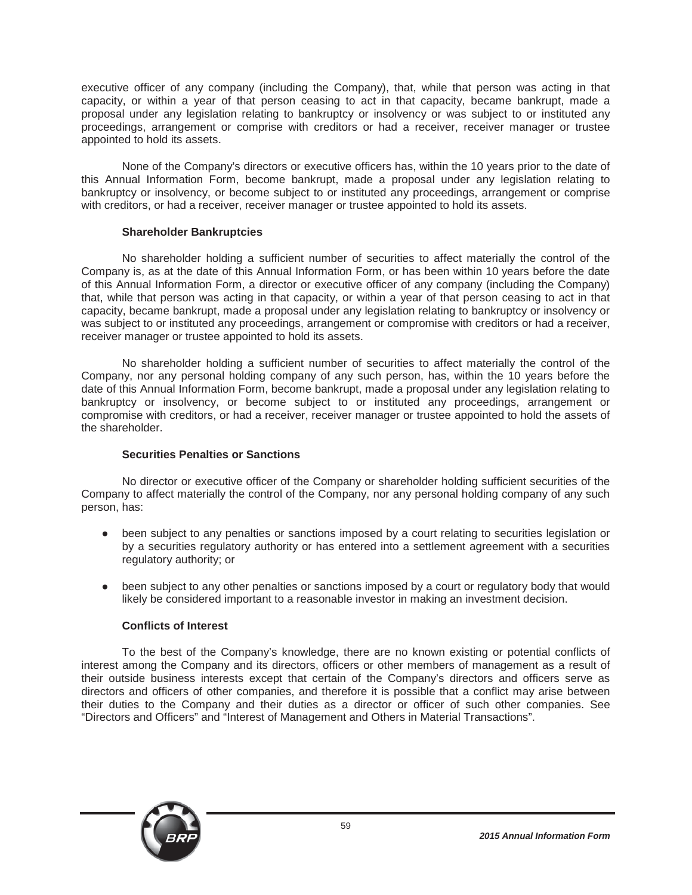executive officer of any company (including the Company), that, while that person was acting in that capacity, or within a year of that person ceasing to act in that capacity, became bankrupt, made a proposal under any legislation relating to bankruptcy or insolvency or was subject to or instituted any proceedings, arrangement or comprise with creditors or had a receiver, receiver manager or trustee appointed to hold its assets.

None of the Company's directors or executive officers has, within the 10 years prior to the date of this Annual Information Form, become bankrupt, made a proposal under any legislation relating to bankruptcy or insolvency, or become subject to or instituted any proceedings, arrangement or comprise with creditors, or had a receiver, receiver manager or trustee appointed to hold its assets.

**Shareholder Bankruptcies**

No shareholder holding a sufficient number of securities to affect materially the control of the Company is, as at the date of this Annual Information Form, or has been within 10 years before the date of this Annual Information Form, a director or executive officer of any company (including the Company) that, while that person was acting in that capacity, or within a year of that person ceasing to act in that capacity, became bankrupt, made a proposal under any legislation relating to bankruptcy or insolvency or was subject to or instituted any proceedings, arrangement or compromise with creditors or had a receiver, receiver manager or trustee appointed to hold its assets.

No shareholder holding a sufficient number of securities to affect materially the control of the Company, nor any personal holding company of any such person, has, within the 10 years before the date of this Annual Information Form, become bankrupt, made a proposal under any legislation relating to bankruptcy or insolvency, or become subject to or instituted any proceedings, arrangement or compromise with creditors, or had a receiver, receiver manager or trustee appointed to hold the assets of the shareholder.

**Securities Penalties or Sanctions**

No director or executive officer of the Company or shareholder holding sufficient securities of the Company to affect materially the control of the Company, nor any personal holding company of any such person, has:

- been subject to any penalties or sanctions imposed by a court relating to securities legislation or by a securities regulatory authority or has entered into a settlement agreement with a securities regulatory authority; or
- been subject to any other penalties or sanctions imposed by a court or regulatory body that would likely be considered important to a reasonable investor in making an investment decision.

**Conflicts of Interest**

To the best of the Company's knowledge, there are no known existing or potential conflicts of interest among the Company and its directors, officers or other members of management as a result of their outside business interests except that certain of the Company's directors and officers serve as directors and officers of other companies, and therefore it is possible that a conflict may arise between their duties to the Company and their duties as a director or officer of such other companies. See "Directors and Officers" and "Interest of Management and Others in Material Transactions".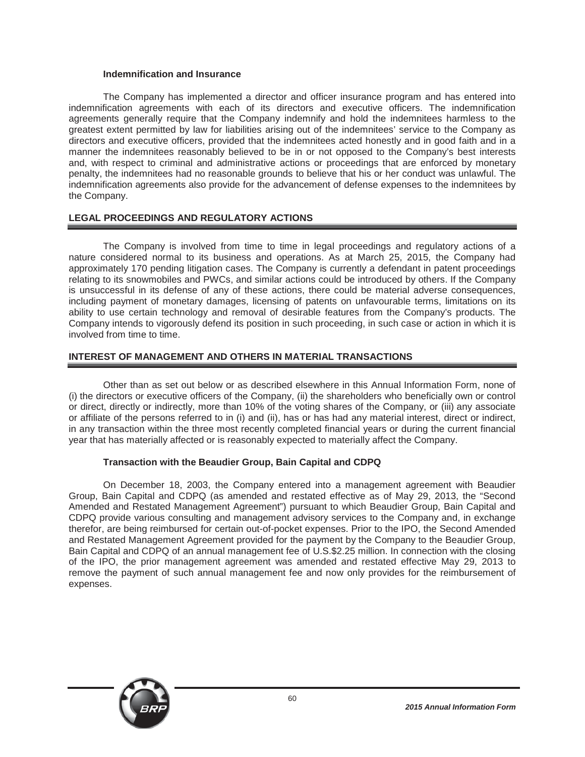### Indemnification and Insurance

The Company has implemented a director and officer insurance program and has entered into indemnification agreements with each of its directors and executive officers. The indemnification agreements generally require that the Company indemnify and hold the indemnitees harmless to the greatest extent permitted by law for liabilities arising out of the indemnitees' service to the Company as directors and executive officers, provided that the indemnitees acted honestly and in good faith and in a manner the indemnitees reasonably believed to be in or not opposed to the Company's best interests and, with respect to criminal and administrative actions or proceedings that are enforced by monetary penalty, the indemnitees had no reasonable grounds to believe that his or her conduct was unlawful. The indemnification agreements also provide for the advancement of defense expenses to the indemnitees by the Company.

## LEGAL PROCEEDINGS AND REGULATORY ACTIONS

The Company is involved from time to time in legal proceedings and regulatory actions of a nature considered normal to its business and operations. As at March 25, 2015, the Company had approximately 170 pending litigation cases. The Company is currently a defendant in patent proceedings relating to its snowmobiles and PWCs, and similar actions could be introduced by others. If the Company is unsuccessful in its defense of any of these actions, there could be material adverse consequences, including payment of monetary damages, licensing of patents on unfavourable terms, limitations on its ability to use certain technology and removal of desirable features from the Company's products. The Company intends to vigorously defend its position in such proceeding, in such case or action in which it is involved from time to time.

## INTEREST OF MANAGEMENT AND OTHERS IN MATERIAL TRANSACTIONS

Other than as set out below or as described elsewhere in this Annual Information Form, none of (i) the directors or executive officers of the Company, (ii) the shareholders who beneficially own or control or direct, directly or indirectly, more than 10% of the voting shares of the Company, or (iii) any associate or affiliate of the persons referred to in (i) and (ii), has or has had any material interest, direct or indirect, in any transaction within the three most recently completed financial years or during the current financial year that has materially affected or is reasonably expected to materially affect the Company.

### Transaction with the Beaudier Group, Bain Capital and CDPQ

On December 18, 2003, the Company entered into a management agreement with Beaudier Group, Bain Capital and CDPQ (as amended and restated effective as of May 29, 2013, the "Second Amended and Restated Management Agreement") pursuant to which Beaudier Group, Bain Capital and CDPQ provide various consulting and management advisory services to the Company and, in exchange therefor, are being reimbursed for certain out-of-pocket expenses. Prior to the IPO, the Second Amended and Restated Management Agreement provided for the payment by the Company to the Beaudier Group, Bain Capital and CDPQ of an annual management fee of U.S.$2.25 million. In connection with the closing of the IPO, the prior management agreement was amended and restated effective May 29, 2013 to remove the payment of such annual management fee and now only provides for the reimbursement of expenses.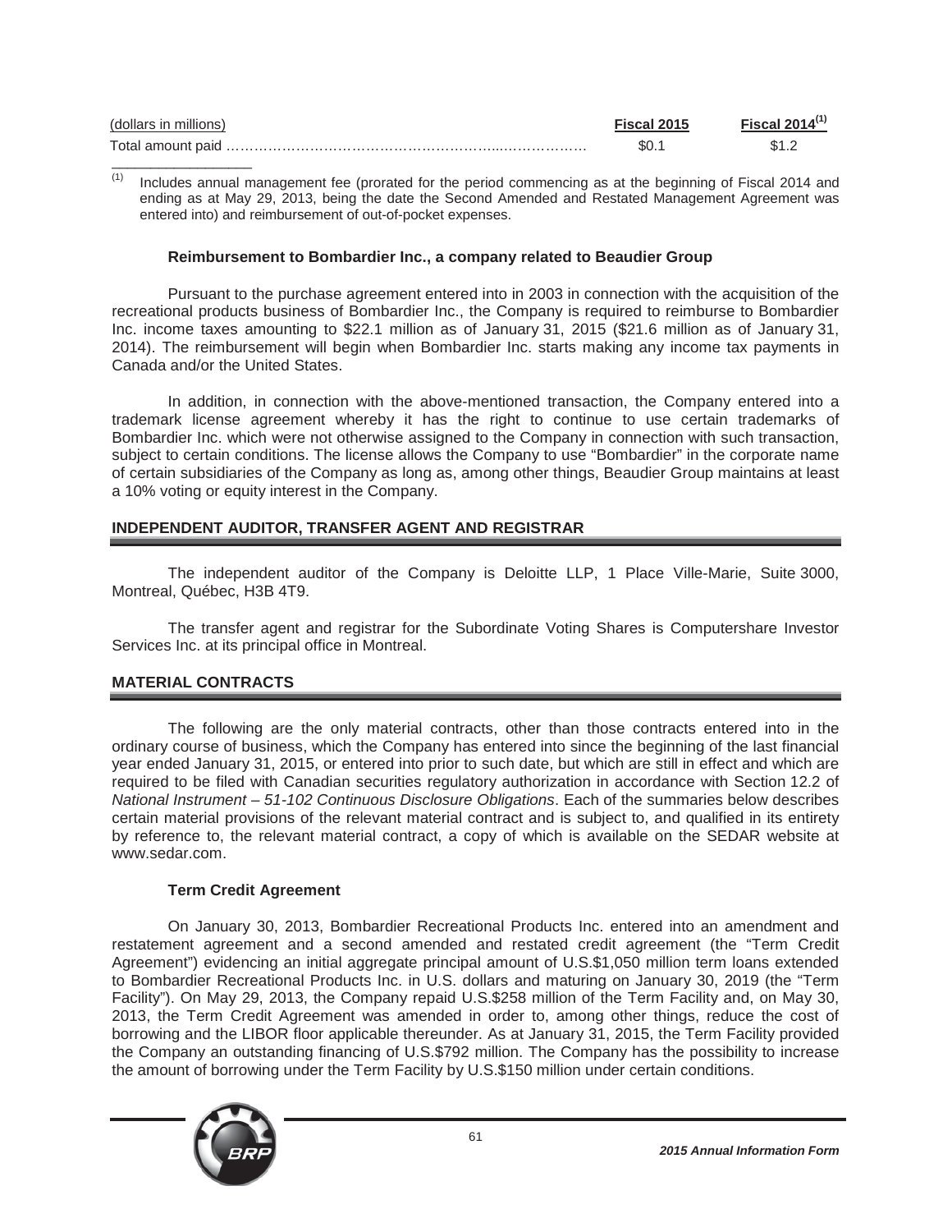| (dollars in millions) | Fiscal 2015 | Fiscal 2014[1] |
| --- | --- | --- |
| Total amount paid | $0.1 | $1.2 |

(1) Includes annual management fee (prorated for the period commencing as at the beginning of Fiscal 2014 and ending as at May 29, 2013, being the date the Second Amended and Restated Management Agreement was entered into) and reimbursement of out-of-pocket expenses.

**Reimbursement to Bombardier Inc., a company related to Beaudier Group**

Pursuant to the purchase agreement entered into in 2003 in connection with the acquisition of the recreational products business of Bombardier Inc., the Company is required to reimburse to Bombardier Inc. income taxes amounting to $22.1 million as of January 31, 2015 ($21.6 million as of January 31, 2014). The reimbursement will begin when Bombardier Inc. starts making any income tax payments in Canada and/or the United States.

In addition, in connection with the above-mentioned transaction, the Company entered into a trademark license agreement whereby it has the right to continue to use certain trademarks of Bombardier Inc. which were not otherwise assigned to the Company in connection with such transaction, subject to certain conditions. The license allows the Company to use "Bombardier" in the corporate name of certain subsidiaries of the Company as long as, among other things, Beaudier Group maintains at least a 10% voting or equity interest in the Company.

## INDEPENDENT AUDITOR, TRANSFER AGENT AND REGISTRAR

The independent auditor of the Company is Deloitte LLP, 1 Place Ville-Marie, Suite 3000, Montreal, Québec, H3B 4T9.

The transfer agent and registrar for the Subordinate Voting Shares is Computershare Investor Services Inc. at its principal office in Montreal.

## MATERIAL CONTRACTS

The following are the only material contracts, other than those contracts entered into in the ordinary course of business, which the Company has entered into since the beginning of the last financial year ended January 31, 2015, or entered into prior to such date, but which are still in effect and which are required to be filed with Canadian securities regulatory authorization in accordance with Section 12.2 of *National Instrument – 51-102 Continuous Disclosure Obligations*. Each of the summaries below describes certain material provisions of the relevant material contract and is subject to, and qualified in its entirety by reference to, the relevant material contract, a copy of which is available on the SEDAR website at www.sedar.com.

**Term Credit Agreement**

On January 30, 2013, Bombardier Recreational Products Inc. entered into an amendment and restatement agreement and a second amended and restated credit agreement (the "Term Credit Agreement") evidencing an initial aggregate principal amount of U.S.$1,050 million term loans extended to Bombardier Recreational Products Inc. in U.S. dollars and maturing on January 30, 2019 (the "Term Facility"). On May 29, 2013, the Company repaid U.S.$258 million of the Term Facility and, on May 30, 2013, the Term Credit Agreement was amended in order to, among other things, reduce the cost of borrowing and the LIBOR floor applicable thereunder. As at January 31, 2015, the Term Facility provided the Company an outstanding financing of U.S.$792 million. The Company has the possibility to increase the amount of borrowing under the Term Facility by U.S.$150 million under certain conditions.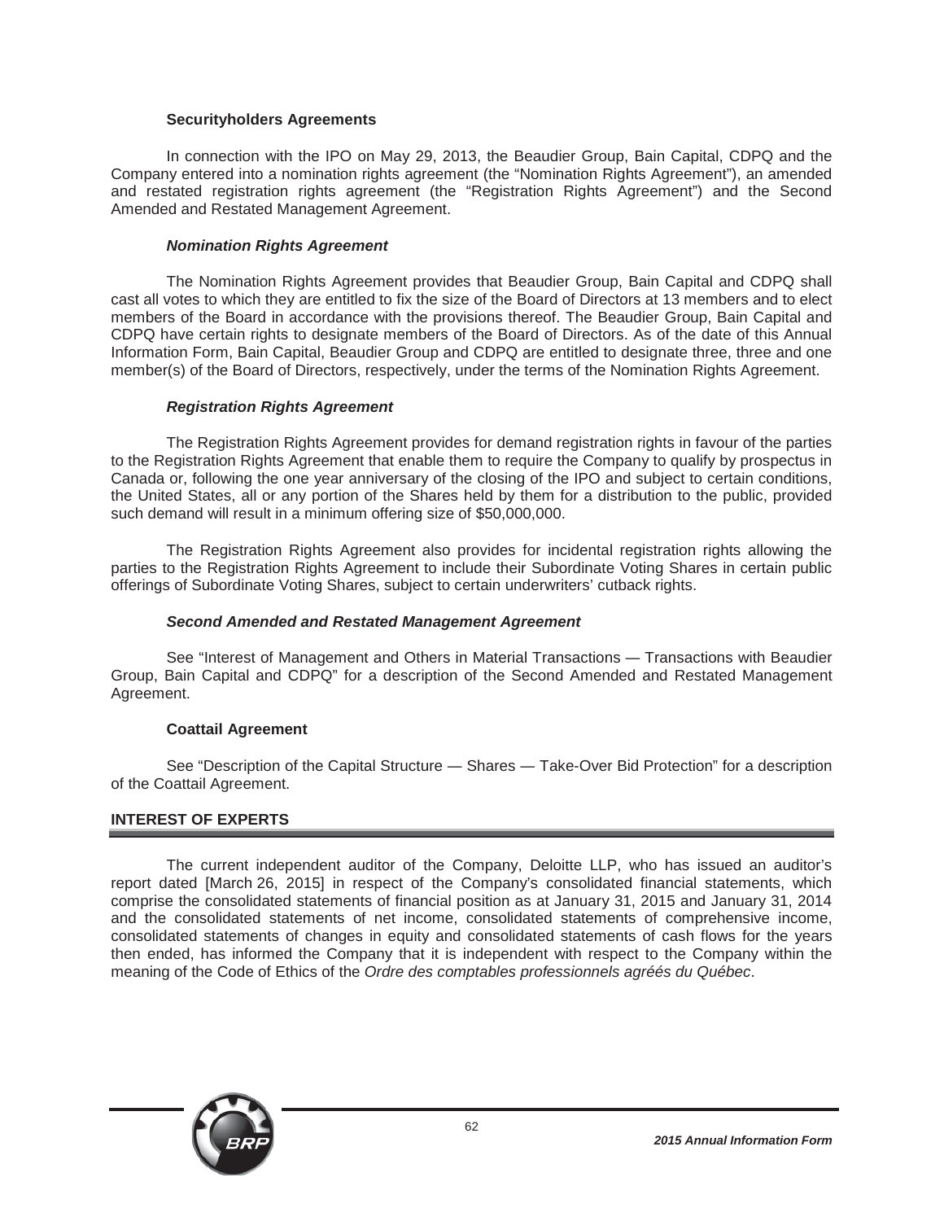### Securityholders Agreements

In connection with the IPO on May 29, 2013, the Beaudier Group, Bain Capital, CDPQ and the Company entered into a nomination rights agreement (the "Nomination Rights Agreement"), an amended and restated registration rights agreement (the "Registration Rights Agreement") and the Second Amended and Restated Management Agreement.

#### *Nomination Rights Agreement*

The Nomination Rights Agreement provides that Beaudier Group, Bain Capital and CDPQ shall cast all votes to which they are entitled to fix the size of the Board of Directors at 13 members and to elect members of the Board in accordance with the provisions thereof. The Beaudier Group, Bain Capital and CDPQ have certain rights to designate members of the Board of Directors. As of the date of this Annual Information Form, Bain Capital, Beaudier Group and CDPQ are entitled to designate three, three and one member(s) of the Board of Directors, respectively, under the terms of the Nomination Rights Agreement.

#### *Registration Rights Agreement*

The Registration Rights Agreement provides for demand registration rights in favour of the parties to the Registration Rights Agreement that enable them to require the Company to qualify by prospectus in Canada or, following the one year anniversary of the closing of the IPO and subject to certain conditions, the United States, all or any portion of the Shares held by them for a distribution to the public, provided such demand will result in a minimum offering size of $50,000,000.

The Registration Rights Agreement also provides for incidental registration rights allowing the parties to the Registration Rights Agreement to include their Subordinate Voting Shares in certain public offerings of Subordinate Voting Shares, subject to certain underwriters' cutback rights.

#### *Second Amended and Restated Management Agreement*

See "Interest of Management and Others in Material Transactions — Transactions with Beaudier Group, Bain Capital and CDPQ" for a description of the Second Amended and Restated Management Agreement.

### Coattail Agreement

See "Description of the Capital Structure — Shares — Take-Over Bid Protection" for a description of the Coattail Agreement.

## INTEREST OF EXPERTS

The current independent auditor of the Company, Deloitte LLP, who has issued an auditor's report dated [March 26, 2015] in respect of the Company's consolidated financial statements, which comprise the consolidated statements of financial position as at January 31, 2015 and January 31, 2014 and the consolidated statements of net income, consolidated statements of comprehensive income, consolidated statements of changes in equity and consolidated statements of cash flows for the years then ended, has informed the Company that it is independent with respect to the Company within the meaning of the Code of Ethics of the *Ordre des comptables professionnels agréés du Québec*.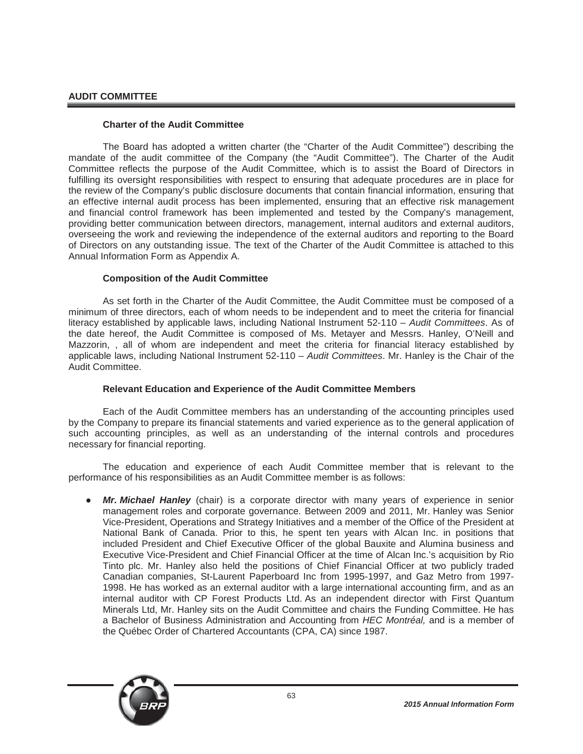## AUDIT COMMITTEE

### Charter of the Audit Committee

The Board has adopted a written charter (the "Charter of the Audit Committee") describing the mandate of the audit committee of the Company (the "Audit Committee"). The Charter of the Audit Committee reflects the purpose of the Audit Committee, which is to assist the Board of Directors in fulfilling its oversight responsibilities with respect to ensuring that adequate procedures are in place for the review of the Company's public disclosure documents that contain financial information, ensuring that an effective internal audit process has been implemented, ensuring that an effective risk management and financial control framework has been implemented and tested by the Company's management, providing better communication between directors, management, internal auditors and external auditors, overseeing the work and reviewing the independence of the external auditors and reporting to the Board of Directors on any outstanding issue. The text of the Charter of the Audit Committee is attached to this Annual Information Form as Appendix A.

### Composition of the Audit Committee

As set forth in the Charter of the Audit Committee, the Audit Committee must be composed of a minimum of three directors, each of whom needs to be independent and to meet the criteria for financial literacy established by applicable laws, including National Instrument 52-110 – *Audit Committees*. As of the date hereof, the Audit Committee is composed of Ms. Metayer and Messrs. Hanley, O'Neill and Mazzorin, , all of whom are independent and meet the criteria for financial literacy established by applicable laws, including National Instrument 52-110 – *Audit Committees*. Mr. Hanley is the Chair of the Audit Committee.

### Relevant Education and Experience of the Audit Committee Members

Each of the Audit Committee members has an understanding of the accounting principles used by the Company to prepare its financial statements and varied experience as to the general application of such accounting principles, as well as an understanding of the internal controls and procedures necessary for financial reporting.

The education and experience of each Audit Committee member that is relevant to the performance of his responsibilities as an Audit Committee member is as follows:

- ***Mr. Michael Hanley*** (chair) is a corporate director with many years of experience in senior management roles and corporate governance. Between 2009 and 2011, Mr. Hanley was Senior Vice-President, Operations and Strategy Initiatives and a member of the Office of the President at National Bank of Canada. Prior to this, he spent ten years with Alcan Inc. in positions that included President and Chief Executive Officer of the global Bauxite and Alumina business and Executive Vice-President and Chief Financial Officer at the time of Alcan Inc.'s acquisition by Rio Tinto plc. Mr. Hanley also held the positions of Chief Financial Officer at two publicly traded Canadian companies, St-Laurent Paperboard Inc from 1995-1997, and Gaz Metro from 1997-1998. He has worked as an external auditor with a large international accounting firm, and as an internal auditor with CP Forest Products Ltd. As an independent director with First Quantum Minerals Ltd, Mr. Hanley sits on the Audit Committee and chairs the Funding Committee. He has a Bachelor of Business Administration and Accounting from *HEC Montréal,* and is a member of the Québec Order of Chartered Accountants (CPA, CA) since 1987.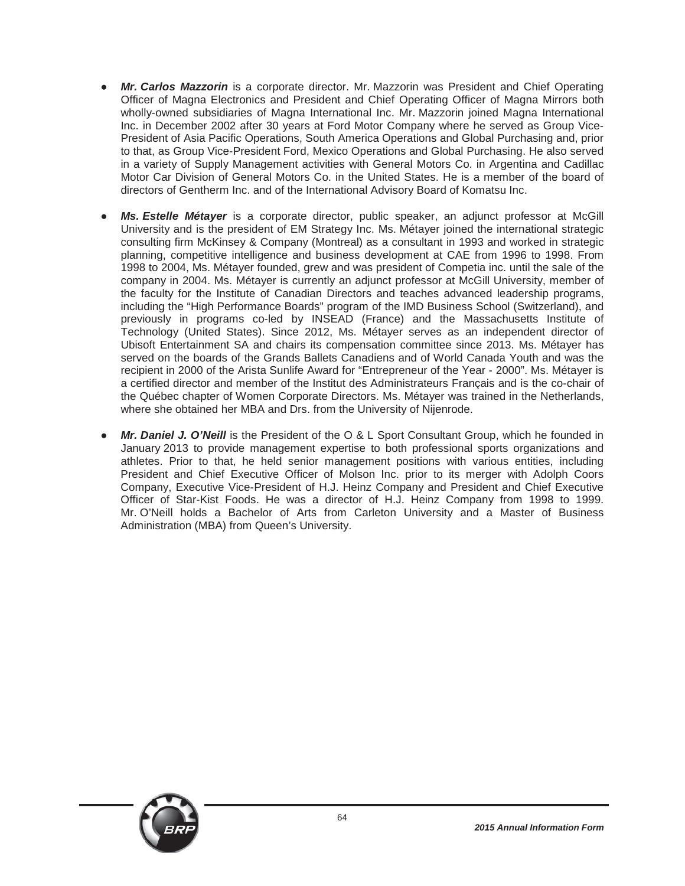- ***Mr. Carlos Mazzorin*** is a corporate director. Mr. Mazzorin was President and Chief Operating Officer of Magna Electronics and President and Chief Operating Officer of Magna Mirrors both wholly-owned subsidiaries of Magna International Inc. Mr. Mazzorin joined Magna International Inc. in December 2002 after 30 years at Ford Motor Company where he served as Group Vice-President of Asia Pacific Operations, South America Operations and Global Purchasing and, prior to that, as Group Vice-President Ford, Mexico Operations and Global Purchasing. He also served in a variety of Supply Management activities with General Motors Co. in Argentina and Cadillac Motor Car Division of General Motors Co. in the United States. He is a member of the board of directors of Gentherm Inc. and of the International Advisory Board of Komatsu Inc.

- ***Ms. Estelle Métayer*** is a corporate director, public speaker, an adjunct professor at McGill University and is the president of EM Strategy Inc. Ms. Métayer joined the international strategic consulting firm McKinsey & Company (Montreal) as a consultant in 1993 and worked in strategic planning, competitive intelligence and business development at CAE from 1996 to 1998. From 1998 to 2004, Ms. Métayer founded, grew and was president of Competia inc. until the sale of the company in 2004. Ms. Métayer is currently an adjunct professor at McGill University, member of the faculty for the Institute of Canadian Directors and teaches advanced leadership programs, including the "High Performance Boards" program of the IMD Business School (Switzerland), and previously in programs co-led by INSEAD (France) and the Massachusetts Institute of Technology (United States). Since 2012, Ms. Métayer serves as an independent director of Ubisoft Entertainment SA and chairs its compensation committee since 2013. Ms. Métayer has served on the boards of the Grands Ballets Canadiens and of World Canada Youth and was the recipient in 2000 of the Arista Sunlife Award for "Entrepreneur of the Year - 2000". Ms. Métayer is a certified director and member of the Institut des Administrateurs Français and is the co-chair of the Québec chapter of Women Corporate Directors. Ms. Métayer was trained in the Netherlands, where she obtained her MBA and Drs. from the University of Nijenrode.

- ***Mr. Daniel J. O'Neill*** is the President of the O & L Sport Consultant Group, which he founded in January 2013 to provide management expertise to both professional sports organizations and athletes. Prior to that, he held senior management positions with various entities, including President and Chief Executive Officer of Molson Inc. prior to its merger with Adolph Coors Company, Executive Vice-President of H.J. Heinz Company and President and Chief Executive Officer of Star-Kist Foods. He was a director of H.J. Heinz Company from 1998 to 1999. Mr. O'Neill holds a Bachelor of Arts from Carleton University and a Master of Business Administration (MBA) from Queen's University.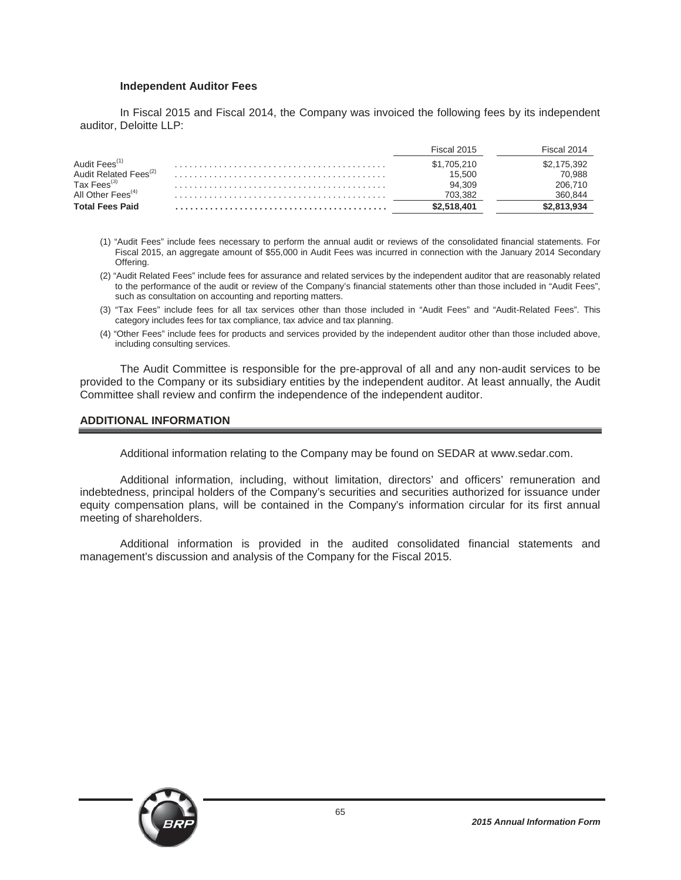### Independent Auditor Fees

In Fiscal 2015 and Fiscal 2014, the Company was invoiced the following fees by its independent auditor, Deloitte LLP:

| | Fiscal 2015 | Fiscal 2014 |
|---|---|---|
| Audit Fees[(1)] | $1,705,210 | $2,175,392 |
| Audit Related Fees[(2)] | 15,500 | 70,988 |
| Tax Fees[(3)] | 94,309 | 206,710 |
| All Other Fees[(4)] | 703,382 | 360,844 |
| **Total Fees Paid** | **$2,518,401** | **$2,813,934** |

(1) "Audit Fees" include fees necessary to perform the annual audit or reviews of the consolidated financial statements. For Fiscal 2015, an aggregate amount of $55,000 in Audit Fees was incurred in connection with the January 2014 Secondary Offering.

(2) "Audit Related Fees" include fees for assurance and related services by the independent auditor that are reasonably related to the performance of the audit or review of the Company's financial statements other than those included in "Audit Fees", such as consultation on accounting and reporting matters.

(3) "Tax Fees" include fees for all tax services other than those included in "Audit Fees" and "Audit-Related Fees". This category includes fees for tax compliance, tax advice and tax planning.

(4) "Other Fees" include fees for products and services provided by the independent auditor other than those included above, including consulting services.

The Audit Committee is responsible for the pre-approval of all and any non-audit services to be provided to the Company or its subsidiary entities by the independent auditor. At least annually, the Audit Committee shall review and confirm the independence of the independent auditor.

## ADDITIONAL INFORMATION

Additional information relating to the Company may be found on SEDAR at www.sedar.com.

Additional information, including, without limitation, directors' and officers' remuneration and indebtedness, principal holders of the Company's securities and securities authorized for issuance under equity compensation plans, will be contained in the Company's information circular for its first annual meeting of shareholders.

Additional information is provided in the audited consolidated financial statements and management's discussion and analysis of the Company for the Fiscal 2015.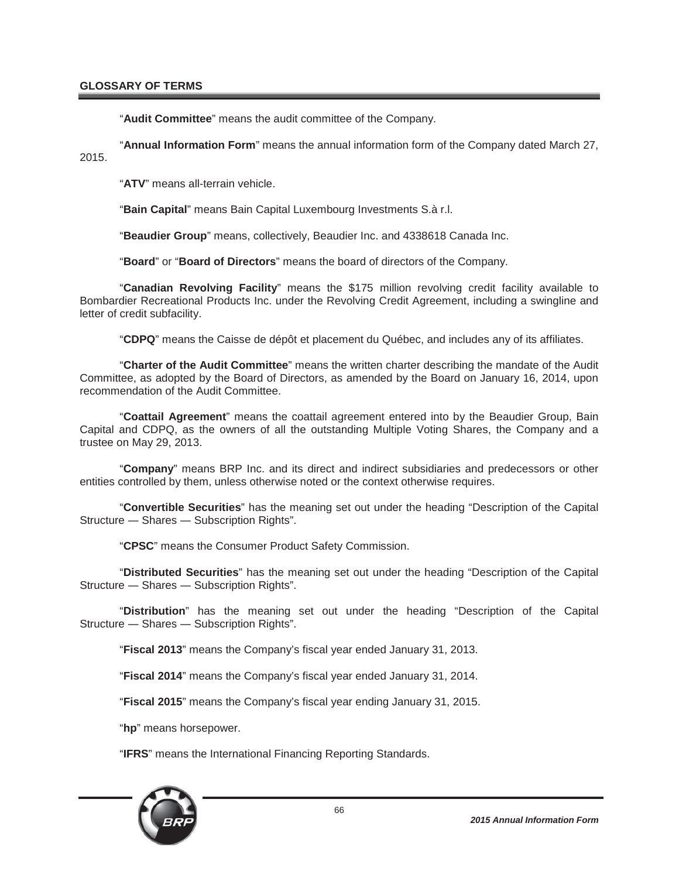## GLOSSARY OF TERMS

"**Audit Committee**" means the audit committee of the Company.

"**Annual Information Form**" means the annual information form of the Company dated March 27, 2015.

"**ATV**" means all-terrain vehicle.

"**Bain Capital**" means Bain Capital Luxembourg Investments S.à r.l.

"**Beaudier Group**" means, collectively, Beaudier Inc. and 4338618 Canada Inc.

"**Board**" or "**Board of Directors**" means the board of directors of the Company.

"**Canadian Revolving Facility**" means the $175 million revolving credit facility available to Bombardier Recreational Products Inc. under the Revolving Credit Agreement, including a swingline and letter of credit subfacility.

"**CDPQ**" means the Caisse de dépôt et placement du Québec, and includes any of its affiliates.

"**Charter of the Audit Committee**" means the written charter describing the mandate of the Audit Committee, as adopted by the Board of Directors, as amended by the Board on January 16, 2014, upon recommendation of the Audit Committee.

"**Coattail Agreement**" means the coattail agreement entered into by the Beaudier Group, Bain Capital and CDPQ, as the owners of all the outstanding Multiple Voting Shares, the Company and a trustee on May 29, 2013.

"**Company**" means BRP Inc. and its direct and indirect subsidiaries and predecessors or other entities controlled by them, unless otherwise noted or the context otherwise requires.

"**Convertible Securities**" has the meaning set out under the heading "Description of the Capital Structure — Shares — Subscription Rights".

"**CPSC**" means the Consumer Product Safety Commission.

"**Distributed Securities**" has the meaning set out under the heading "Description of the Capital Structure — Shares — Subscription Rights".

"**Distribution**" has the meaning set out under the heading "Description of the Capital Structure — Shares — Subscription Rights".

"**Fiscal 2013**" means the Company's fiscal year ended January 31, 2013.

"**Fiscal 2014**" means the Company's fiscal year ended January 31, 2014.

"**Fiscal 2015**" means the Company's fiscal year ending January 31, 2015.

"**hp**" means horsepower.

"**IFRS**" means the International Financing Reporting Standards.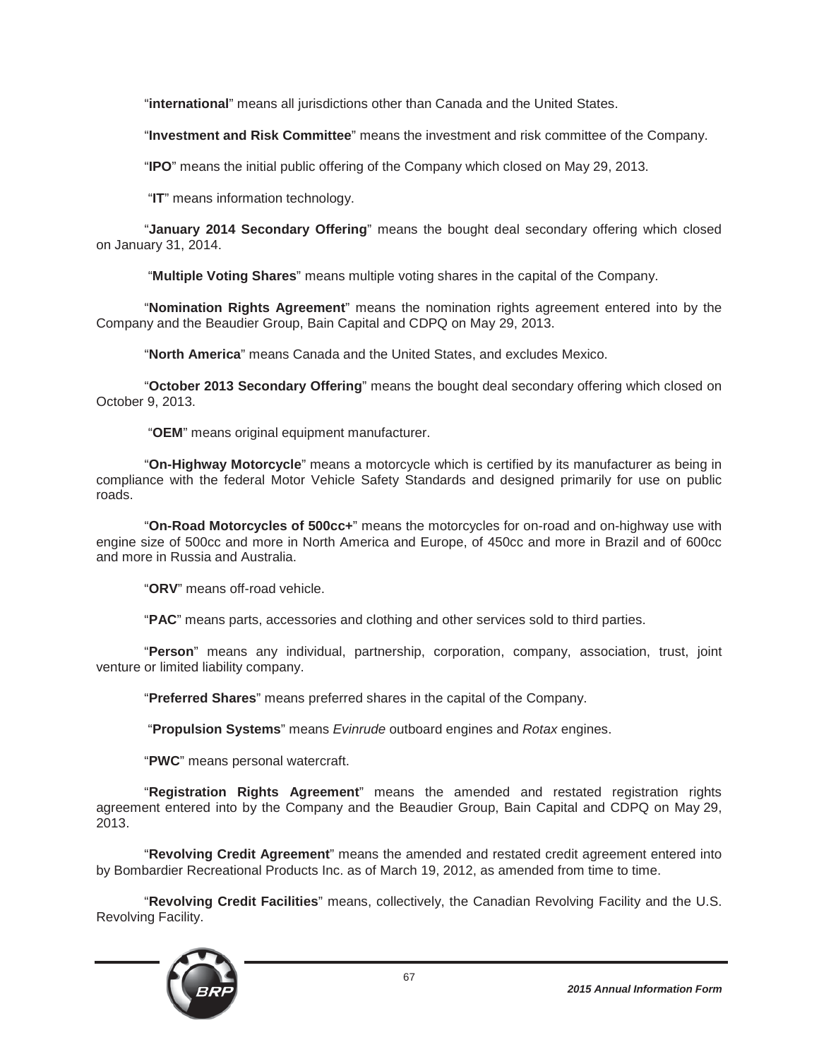"**international**" means all jurisdictions other than Canada and the United States.

"**Investment and Risk Committee**" means the investment and risk committee of the Company.

"**IPO**" means the initial public offering of the Company which closed on May 29, 2013.

"**IT**" means information technology.

"**January 2014 Secondary Offering**" means the bought deal secondary offering which closed on January 31, 2014.

"**Multiple Voting Shares**" means multiple voting shares in the capital of the Company.

"**Nomination Rights Agreement**" means the nomination rights agreement entered into by the Company and the Beaudier Group, Bain Capital and CDPQ on May 29, 2013.

"**North America**" means Canada and the United States, and excludes Mexico.

"**October 2013 Secondary Offering**" means the bought deal secondary offering which closed on October 9, 2013.

"**OEM**" means original equipment manufacturer.

"**On-Highway Motorcycle**" means a motorcycle which is certified by its manufacturer as being in compliance with the federal Motor Vehicle Safety Standards and designed primarily for use on public roads.

"**On-Road Motorcycles of 500cc+**" means the motorcycles for on-road and on-highway use with engine size of 500cc and more in North America and Europe, of 450cc and more in Brazil and of 600cc and more in Russia and Australia.

"**ORV**" means off-road vehicle.

"**PAC**" means parts, accessories and clothing and other services sold to third parties.

"**Person**" means any individual, partnership, corporation, company, association, trust, joint venture or limited liability company.

"**Preferred Shares**" means preferred shares in the capital of the Company.

"**Propulsion Systems**" means *Evinrude* outboard engines and *Rotax* engines.

"**PWC**" means personal watercraft.

"**Registration Rights Agreement**" means the amended and restated registration rights agreement entered into by the Company and the Beaudier Group, Bain Capital and CDPQ on May 29, 2013.

"**Revolving Credit Agreement**" means the amended and restated credit agreement entered into by Bombardier Recreational Products Inc. as of March 19, 2012, as amended from time to time.

"**Revolving Credit Facilities**" means, collectively, the Canadian Revolving Facility and the U.S. Revolving Facility.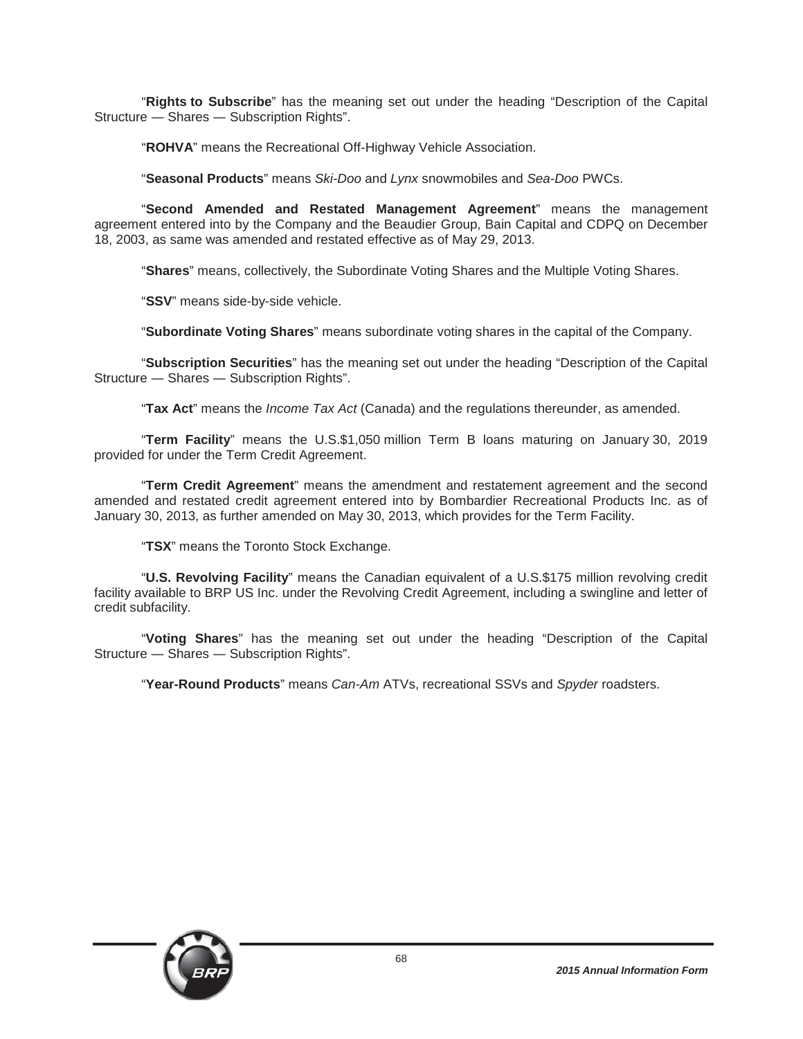"**Rights to Subscribe**" has the meaning set out under the heading "Description of the Capital Structure — Shares — Subscription Rights".

"**ROHVA**" means the Recreational Off-Highway Vehicle Association.

"**Seasonal Products**" means *Ski-Doo* and *Lynx* snowmobiles and *Sea-Doo* PWCs.

"**Second Amended and Restated Management Agreement**" means the management agreement entered into by the Company and the Beaudier Group, Bain Capital and CDPQ on December 18, 2003, as same was amended and restated effective as of May 29, 2013.

"**Shares**" means, collectively, the Subordinate Voting Shares and the Multiple Voting Shares.

"**SSV**" means side-by-side vehicle.

"**Subordinate Voting Shares**" means subordinate voting shares in the capital of the Company.

"**Subscription Securities**" has the meaning set out under the heading "Description of the Capital Structure — Shares — Subscription Rights".

"**Tax Act**" means the *Income Tax Act* (Canada) and the regulations thereunder, as amended.

"**Term Facility**" means the U.S.$1,050 million Term B loans maturing on January 30, 2019 provided for under the Term Credit Agreement.

"**Term Credit Agreement**" means the amendment and restatement agreement and the second amended and restated credit agreement entered into by Bombardier Recreational Products Inc. as of January 30, 2013, as further amended on May 30, 2013, which provides for the Term Facility.

"**TSX**" means the Toronto Stock Exchange.

"**U.S. Revolving Facility**" means the Canadian equivalent of a U.S.$175 million revolving credit facility available to BRP US Inc. under the Revolving Credit Agreement, including a swingline and letter of credit subfacility.

"**Voting Shares**" has the meaning set out under the heading "Description of the Capital Structure — Shares — Subscription Rights".

"**Year-Round Products**" means *Can-Am* ATVs, recreational SSVs and *Spyder* roadsters.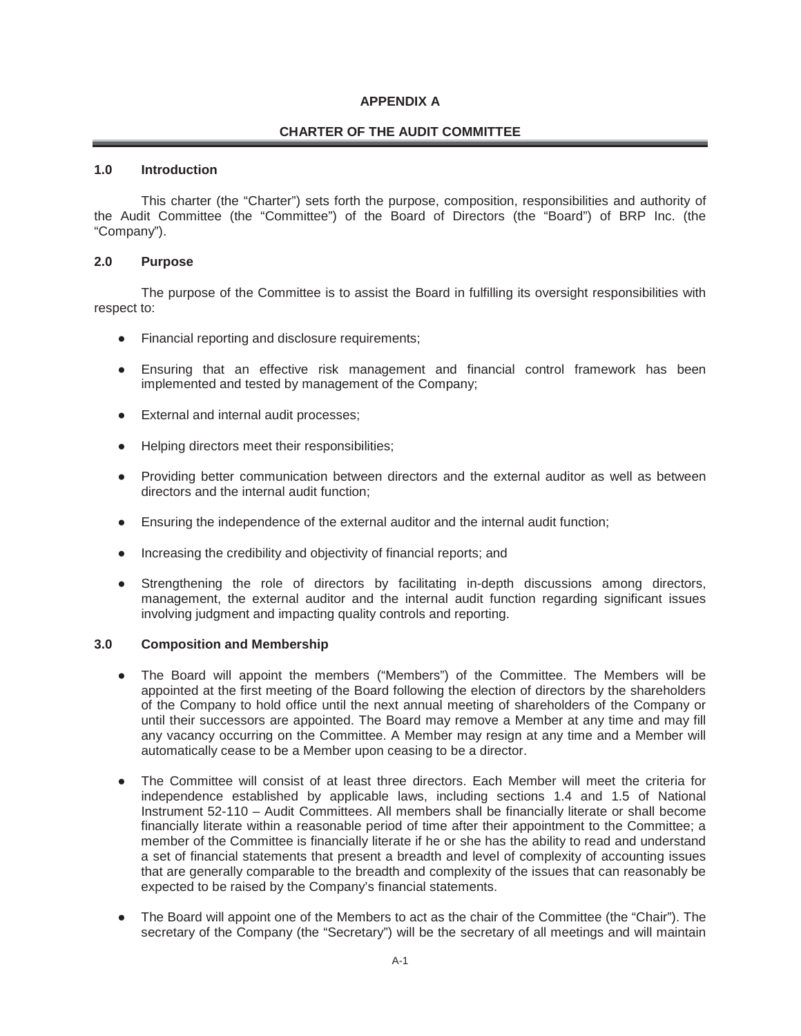# APPENDIX A

## CHARTER OF THE AUDIT COMMITTEE

### 1.0 Introduction

This charter (the "Charter") sets forth the purpose, composition, responsibilities and authority of the Audit Committee (the "Committee") of the Board of Directors (the "Board") of BRP Inc. (the "Company").

### 2.0 Purpose

The purpose of the Committee is to assist the Board in fulfilling its oversight responsibilities with respect to:

- Financial reporting and disclosure requirements;
- Ensuring that an effective risk management and financial control framework has been implemented and tested by management of the Company;
- External and internal audit processes;
- Helping directors meet their responsibilities;
- Providing better communication between directors and the external auditor as well as between directors and the internal audit function;
- Ensuring the independence of the external auditor and the internal audit function;
- Increasing the credibility and objectivity of financial reports; and
- Strengthening the role of directors by facilitating in-depth discussions among directors, management, the external auditor and the internal audit function regarding significant issues involving judgment and impacting quality controls and reporting.

### 3.0 Composition and Membership

- The Board will appoint the members ("Members") of the Committee. The Members will be appointed at the first meeting of the Board following the election of directors by the shareholders of the Company to hold office until the next annual meeting of shareholders of the Company or until their successors are appointed. The Board may remove a Member at any time and may fill any vacancy occurring on the Committee. A Member may resign at any time and a Member will automatically cease to be a Member upon ceasing to be a director.
- The Committee will consist of at least three directors. Each Member will meet the criteria for independence established by applicable laws, including sections 1.4 and 1.5 of National Instrument 52-110 – Audit Committees. All members shall be financially literate or shall become financially literate within a reasonable period of time after their appointment to the Committee; a member of the Committee is financially literate if he or she has the ability to read and understand a set of financial statements that present a breadth and level of complexity of accounting issues that are generally comparable to the breadth and complexity of the issues that can reasonably be expected to be raised by the Company's financial statements.
- The Board will appoint one of the Members to act as the chair of the Committee (the "Chair"). The secretary of the Company (the "Secretary") will be the secretary of all meetings and will maintain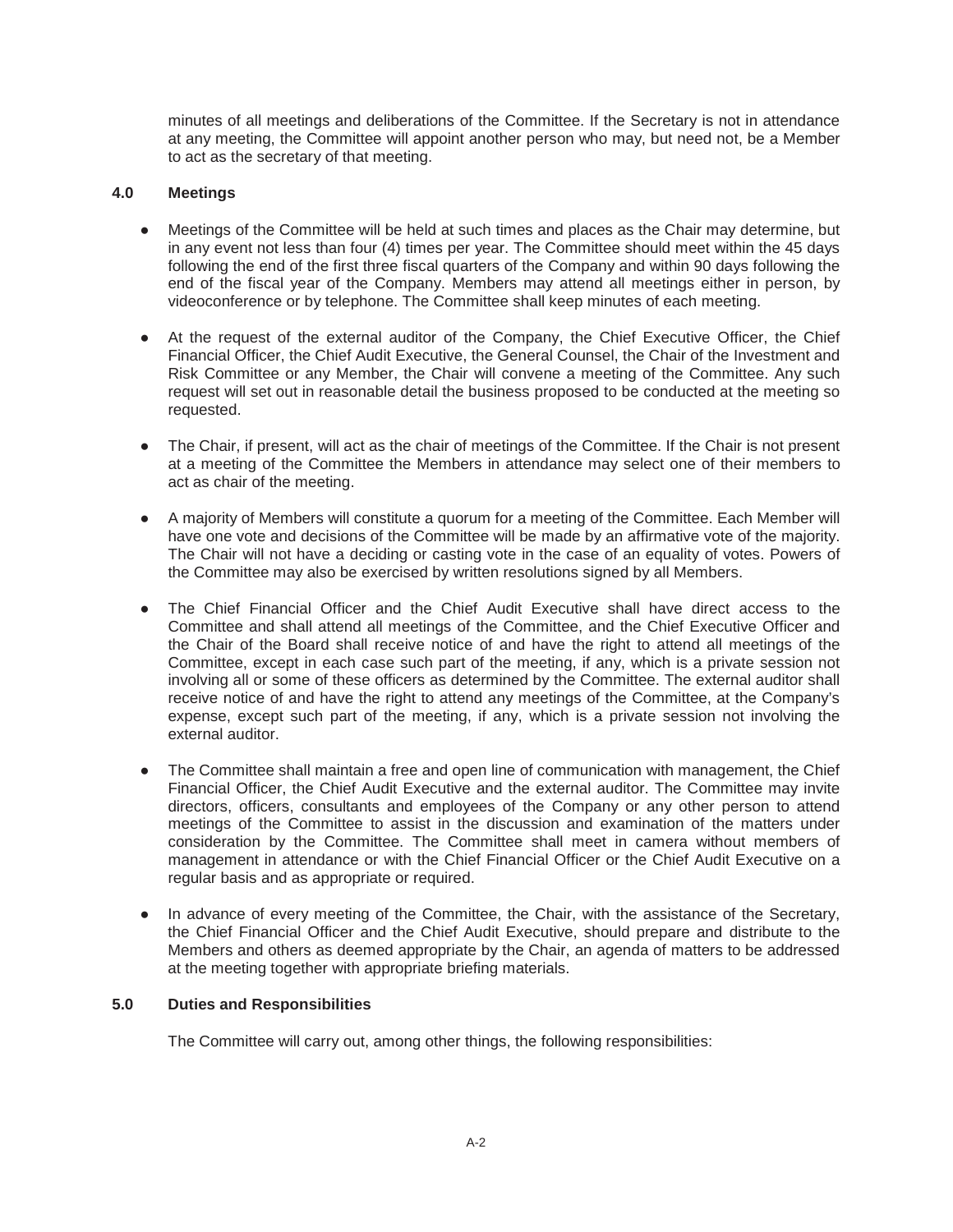minutes of all meetings and deliberations of the Committee. If the Secretary is not in attendance at any meeting, the Committee will appoint another person who may, but need not, be a Member to act as the secretary of that meeting.

### 4.0 Meetings

- Meetings of the Committee will be held at such times and places as the Chair may determine, but in any event not less than four (4) times per year. The Committee should meet within the 45 days following the end of the first three fiscal quarters of the Company and within 90 days following the end of the fiscal year of the Company. Members may attend all meetings either in person, by videoconference or by telephone. The Committee shall keep minutes of each meeting.

- At the request of the external auditor of the Company, the Chief Executive Officer, the Chief Financial Officer, the Chief Audit Executive, the General Counsel, the Chair of the Investment and Risk Committee or any Member, the Chair will convene a meeting of the Committee. Any such request will set out in reasonable detail the business proposed to be conducted at the meeting so requested.

- The Chair, if present, will act as the chair of meetings of the Committee. If the Chair is not present at a meeting of the Committee the Members in attendance may select one of their members to act as chair of the meeting.

- A majority of Members will constitute a quorum for a meeting of the Committee. Each Member will have one vote and decisions of the Committee will be made by an affirmative vote of the majority. The Chair will not have a deciding or casting vote in the case of an equality of votes. Powers of the Committee may also be exercised by written resolutions signed by all Members.

- The Chief Financial Officer and the Chief Audit Executive shall have direct access to the Committee and shall attend all meetings of the Committee, and the Chief Executive Officer and the Chair of the Board shall receive notice of and have the right to attend all meetings of the Committee, except in each case such part of the meeting, if any, which is a private session not involving all or some of these officers as determined by the Committee. The external auditor shall receive notice of and have the right to attend any meetings of the Committee, at the Company's expense, except such part of the meeting, if any, which is a private session not involving the external auditor.

- The Committee shall maintain a free and open line of communication with management, the Chief Financial Officer, the Chief Audit Executive and the external auditor. The Committee may invite directors, officers, consultants and employees of the Company or any other person to attend meetings of the Committee to assist in the discussion and examination of the matters under consideration by the Committee. The Committee shall meet in camera without members of management in attendance or with the Chief Financial Officer or the Chief Audit Executive on a regular basis and as appropriate or required.

- In advance of every meeting of the Committee, the Chair, with the assistance of the Secretary, the Chief Financial Officer and the Chief Audit Executive, should prepare and distribute to the Members and others as deemed appropriate by the Chair, an agenda of matters to be addressed at the meeting together with appropriate briefing materials.

### 5.0 Duties and Responsibilities

The Committee will carry out, among other things, the following responsibilities: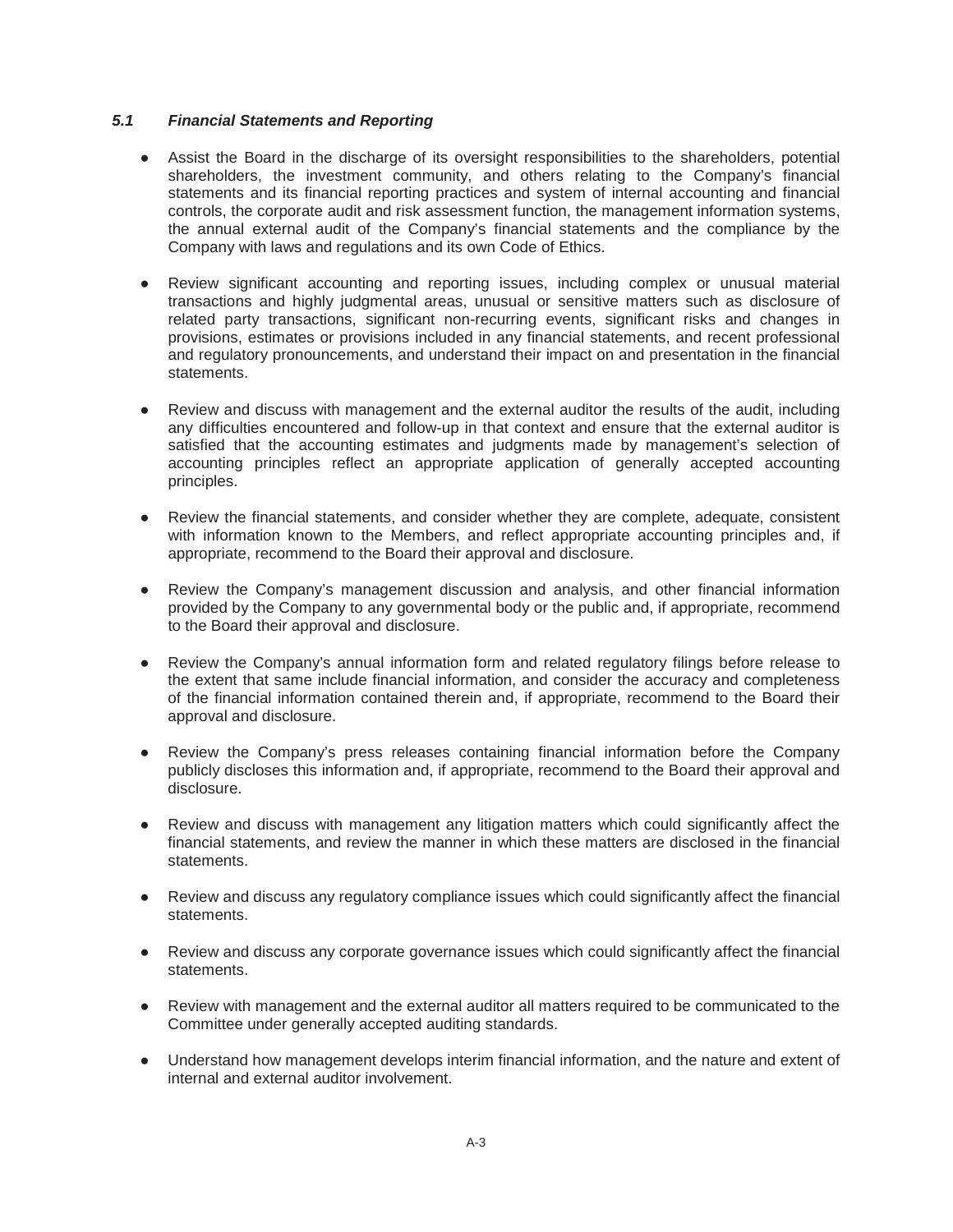### *5.1 Financial Statements and Reporting*

- Assist the Board in the discharge of its oversight responsibilities to the shareholders, potential shareholders, the investment community, and others relating to the Company's financial statements and its financial reporting practices and system of internal accounting and financial controls, the corporate audit and risk assessment function, the management information systems, the annual external audit of the Company's financial statements and the compliance by the Company with laws and regulations and its own Code of Ethics.

- Review significant accounting and reporting issues, including complex or unusual material transactions and highly judgmental areas, unusual or sensitive matters such as disclosure of related party transactions, significant non-recurring events, significant risks and changes in provisions, estimates or provisions included in any financial statements, and recent professional and regulatory pronouncements, and understand their impact on and presentation in the financial statements.

- Review and discuss with management and the external auditor the results of the audit, including any difficulties encountered and follow-up in that context and ensure that the external auditor is satisfied that the accounting estimates and judgments made by management's selection of accounting principles reflect an appropriate application of generally accepted accounting principles.

- Review the financial statements, and consider whether they are complete, adequate, consistent with information known to the Members, and reflect appropriate accounting principles and, if appropriate, recommend to the Board their approval and disclosure.

- Review the Company's management discussion and analysis, and other financial information provided by the Company to any governmental body or the public and, if appropriate, recommend to the Board their approval and disclosure.

- Review the Company's annual information form and related regulatory filings before release to the extent that same include financial information, and consider the accuracy and completeness of the financial information contained therein and, if appropriate, recommend to the Board their approval and disclosure.

- Review the Company's press releases containing financial information before the Company publicly discloses this information and, if appropriate, recommend to the Board their approval and disclosure.

- Review and discuss with management any litigation matters which could significantly affect the financial statements, and review the manner in which these matters are disclosed in the financial statements.

- Review and discuss any regulatory compliance issues which could significantly affect the financial statements.

- Review and discuss any corporate governance issues which could significantly affect the financial statements.

- Review with management and the external auditor all matters required to be communicated to the Committee under generally accepted auditing standards.

- Understand how management develops interim financial information, and the nature and extent of internal and external auditor involvement.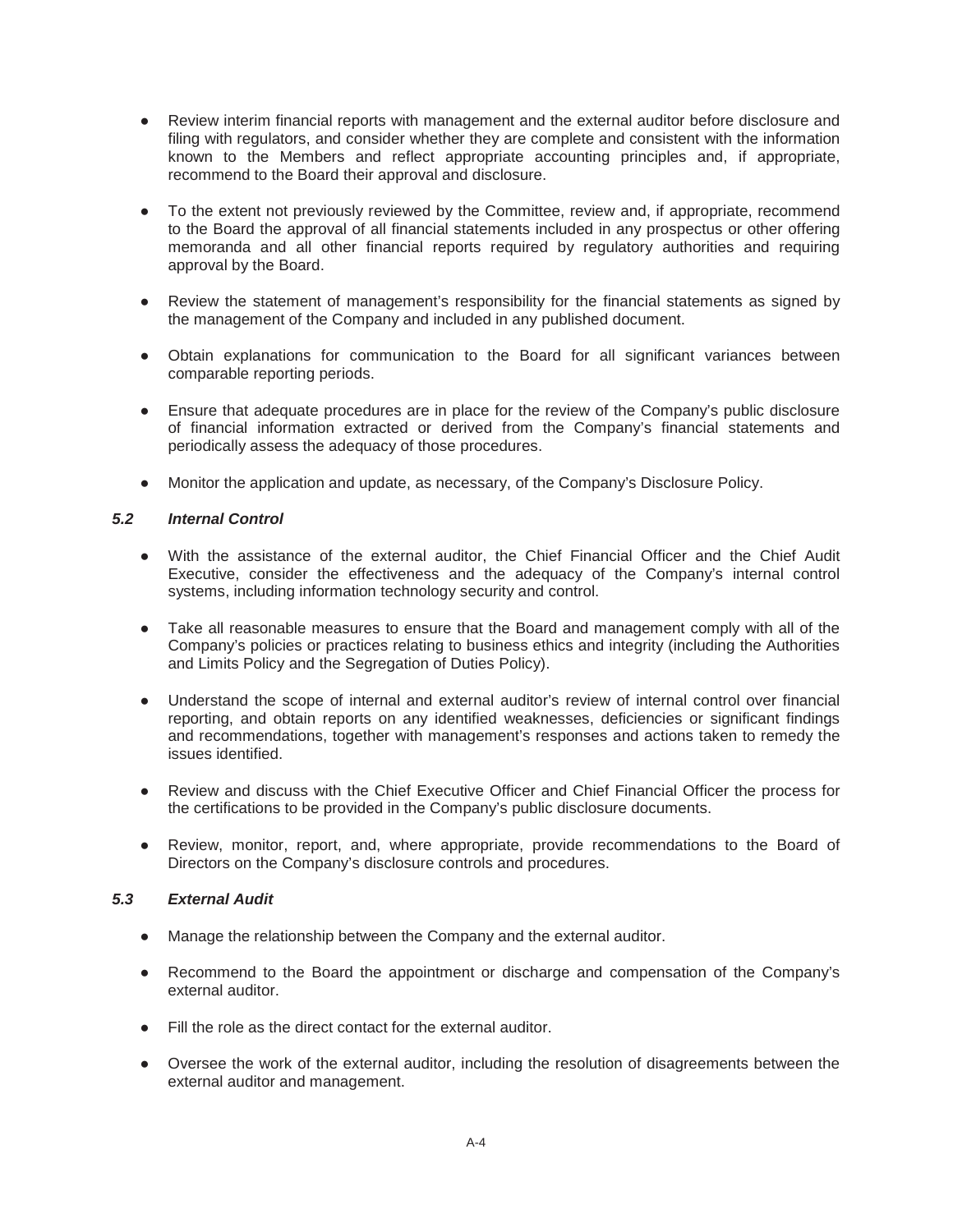- Review interim financial reports with management and the external auditor before disclosure and filing with regulators, and consider whether they are complete and consistent with the information known to the Members and reflect appropriate accounting principles and, if appropriate, recommend to the Board their approval and disclosure.

- To the extent not previously reviewed by the Committee, review and, if appropriate, recommend to the Board the approval of all financial statements included in any prospectus or other offering memoranda and all other financial reports required by regulatory authorities and requiring approval by the Board.

- Review the statement of management's responsibility for the financial statements as signed by the management of the Company and included in any published document.

- Obtain explanations for communication to the Board for all significant variances between comparable reporting periods.

- Ensure that adequate procedures are in place for the review of the Company's public disclosure of financial information extracted or derived from the Company's financial statements and periodically assess the adequacy of those procedures.

- Monitor the application and update, as necessary, of the Company's Disclosure Policy.

### *5.2 Internal Control*

- With the assistance of the external auditor, the Chief Financial Officer and the Chief Audit Executive, consider the effectiveness and the adequacy of the Company's internal control systems, including information technology security and control.

- Take all reasonable measures to ensure that the Board and management comply with all of the Company's policies or practices relating to business ethics and integrity (including the Authorities and Limits Policy and the Segregation of Duties Policy).

- Understand the scope of internal and external auditor's review of internal control over financial reporting, and obtain reports on any identified weaknesses, deficiencies or significant findings and recommendations, together with management's responses and actions taken to remedy the issues identified.

- Review and discuss with the Chief Executive Officer and Chief Financial Officer the process for the certifications to be provided in the Company's public disclosure documents.

- Review, monitor, report, and, where appropriate, provide recommendations to the Board of Directors on the Company's disclosure controls and procedures.

### *5.3 External Audit*

- Manage the relationship between the Company and the external auditor.

- Recommend to the Board the appointment or discharge and compensation of the Company's external auditor.

- Fill the role as the direct contact for the external auditor.

- Oversee the work of the external auditor, including the resolution of disagreements between the external auditor and management.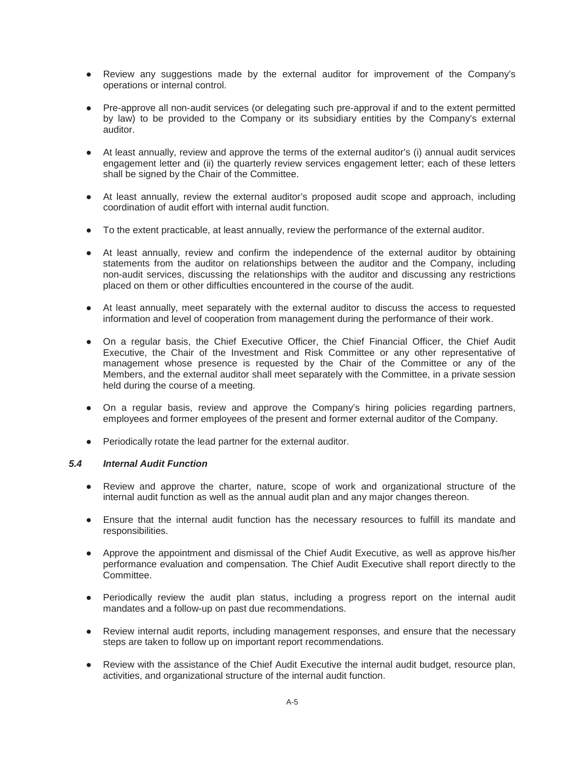- Review any suggestions made by the external auditor for improvement of the Company's operations or internal control.

- Pre-approve all non-audit services (or delegating such pre-approval if and to the extent permitted by law) to be provided to the Company or its subsidiary entities by the Company's external auditor.

- At least annually, review and approve the terms of the external auditor's (i) annual audit services engagement letter and (ii) the quarterly review services engagement letter; each of these letters shall be signed by the Chair of the Committee.

- At least annually, review the external auditor's proposed audit scope and approach, including coordination of audit effort with internal audit function.

- To the extent practicable, at least annually, review the performance of the external auditor.

- At least annually, review and confirm the independence of the external auditor by obtaining statements from the auditor on relationships between the auditor and the Company, including non-audit services, discussing the relationships with the auditor and discussing any restrictions placed on them or other difficulties encountered in the course of the audit.

- At least annually, meet separately with the external auditor to discuss the access to requested information and level of cooperation from management during the performance of their work.

- On a regular basis, the Chief Executive Officer, the Chief Financial Officer, the Chief Audit Executive, the Chair of the Investment and Risk Committee or any other representative of management whose presence is requested by the Chair of the Committee or any of the Members, and the external auditor shall meet separately with the Committee, in a private session held during the course of a meeting.

- On a regular basis, review and approve the Company's hiring policies regarding partners, employees and former employees of the present and former external auditor of the Company.

- Periodically rotate the lead partner for the external auditor.

### *5.4 Internal Audit Function*

- Review and approve the charter, nature, scope of work and organizational structure of the internal audit function as well as the annual audit plan and any major changes thereon.

- Ensure that the internal audit function has the necessary resources to fulfill its mandate and responsibilities.

- Approve the appointment and dismissal of the Chief Audit Executive, as well as approve his/her performance evaluation and compensation. The Chief Audit Executive shall report directly to the Committee.

- Periodically review the audit plan status, including a progress report on the internal audit mandates and a follow-up on past due recommendations.

- Review internal audit reports, including management responses, and ensure that the necessary steps are taken to follow up on important report recommendations.

- Review with the assistance of the Chief Audit Executive the internal audit budget, resource plan, activities, and organizational structure of the internal audit function.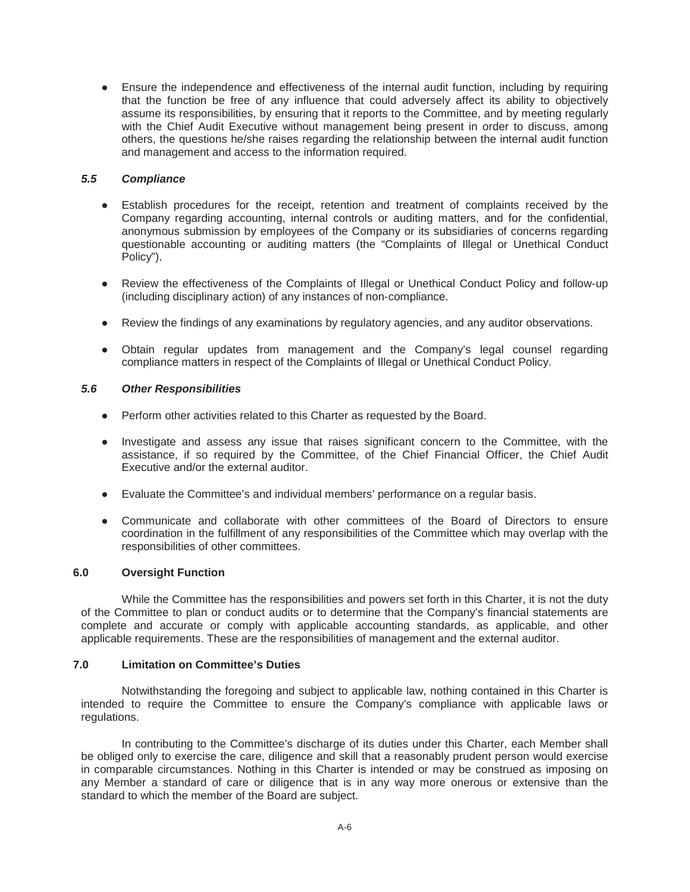- Ensure the independence and effectiveness of the internal audit function, including by requiring that the function be free of any influence that could adversely affect its ability to objectively assume its responsibilities, by ensuring that it reports to the Committee, and by meeting regularly with the Chief Audit Executive without management being present in order to discuss, among others, the questions he/she raises regarding the relationship between the internal audit function and management and access to the information required.

### *5.5 Compliance*

- Establish procedures for the receipt, retention and treatment of complaints received by the Company regarding accounting, internal controls or auditing matters, and for the confidential, anonymous submission by employees of the Company or its subsidiaries of concerns regarding questionable accounting or auditing matters (the "Complaints of Illegal or Unethical Conduct Policy").

- Review the effectiveness of the Complaints of Illegal or Unethical Conduct Policy and follow-up (including disciplinary action) of any instances of non-compliance.

- Review the findings of any examinations by regulatory agencies, and any auditor observations.

- Obtain regular updates from management and the Company's legal counsel regarding compliance matters in respect of the Complaints of Illegal or Unethical Conduct Policy.

### *5.6 Other Responsibilities*

- Perform other activities related to this Charter as requested by the Board.

- Investigate and assess any issue that raises significant concern to the Committee, with the assistance, if so required by the Committee, of the Chief Financial Officer, the Chief Audit Executive and/or the external auditor.

- Evaluate the Committee's and individual members' performance on a regular basis.

- Communicate and collaborate with other committees of the Board of Directors to ensure coordination in the fulfillment of any responsibilities of the Committee which may overlap with the responsibilities of other committees.

## 6.0 Oversight Function

While the Committee has the responsibilities and powers set forth in this Charter, it is not the duty of the Committee to plan or conduct audits or to determine that the Company's financial statements are complete and accurate or comply with applicable accounting standards, as applicable, and other applicable requirements. These are the responsibilities of management and the external auditor.

## 7.0 Limitation on Committee's Duties

Notwithstanding the foregoing and subject to applicable law, nothing contained in this Charter is intended to require the Committee to ensure the Company's compliance with applicable laws or regulations.

In contributing to the Committee's discharge of its duties under this Charter, each Member shall be obliged only to exercise the care, diligence and skill that a reasonably prudent person would exercise in comparable circumstances. Nothing in this Charter is intended or may be construed as imposing on any Member a standard of care or diligence that is in any way more onerous or extensive than the standard to which the member of the Board are subject.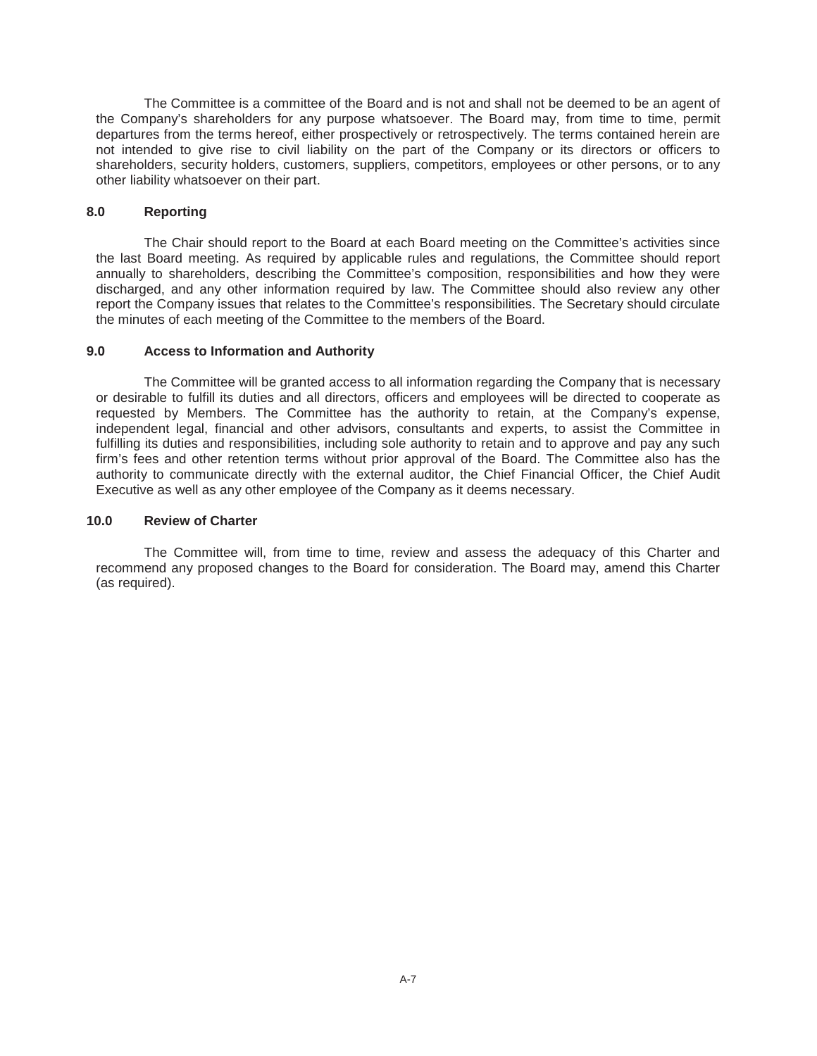The Committee is a committee of the Board and is not and shall not be deemed to be an agent of the Company's shareholders for any purpose whatsoever. The Board may, from time to time, permit departures from the terms hereof, either prospectively or retrospectively. The terms contained herein are not intended to give rise to civil liability on the part of the Company or its directors or officers to shareholders, security holders, customers, suppliers, competitors, employees or other persons, or to any other liability whatsoever on their part.

### 8.0 Reporting

The Chair should report to the Board at each Board meeting on the Committee's activities since the last Board meeting. As required by applicable rules and regulations, the Committee should report annually to shareholders, describing the Committee's composition, responsibilities and how they were discharged, and any other information required by law. The Committee should also review any other report the Company issues that relates to the Committee's responsibilities. The Secretary should circulate the minutes of each meeting of the Committee to the members of the Board.

### 9.0 Access to Information and Authority

The Committee will be granted access to all information regarding the Company that is necessary or desirable to fulfill its duties and all directors, officers and employees will be directed to cooperate as requested by Members. The Committee has the authority to retain, at the Company's expense, independent legal, financial and other advisors, consultants and experts, to assist the Committee in fulfilling its duties and responsibilities, including sole authority to retain and to approve and pay any such firm's fees and other retention terms without prior approval of the Board. The Committee also has the authority to communicate directly with the external auditor, the Chief Financial Officer, the Chief Audit Executive as well as any other employee of the Company as it deems necessary.

### 10.0 Review of Charter

The Committee will, from time to time, review and assess the adequacy of this Charter and recommend any proposed changes to the Board for consideration. The Board may, amend this Charter (as required).